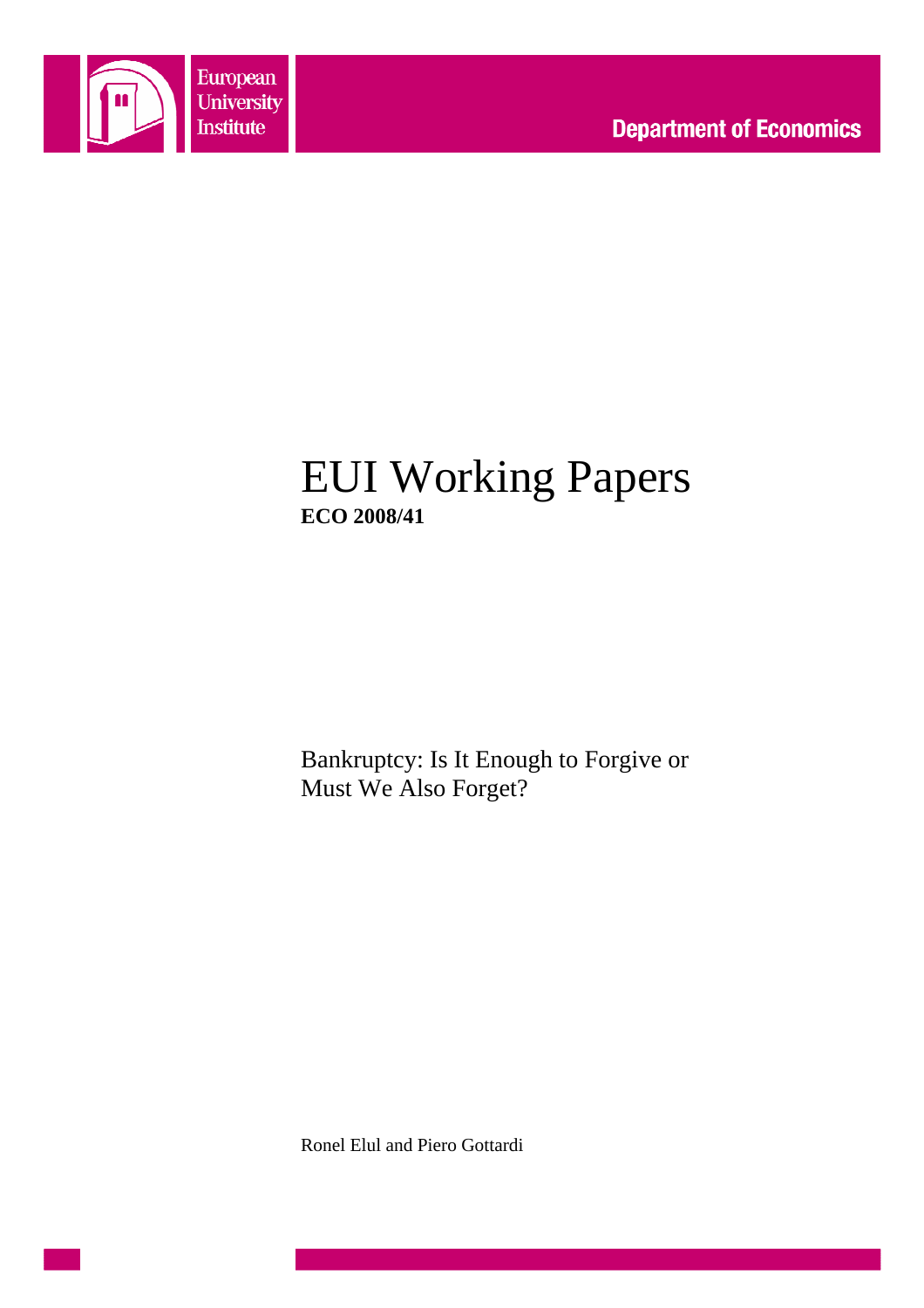European University Institute

Department of Economics

# EUI Working Papers

**ECO 2008/41**

Bankruptcy: Is It Enough to Forgive or Must We Also Forget?

Ronel Elul and Piero Gottardi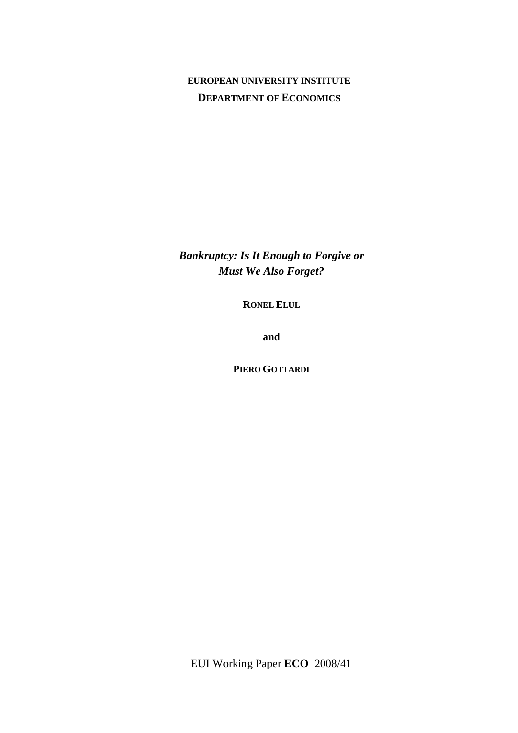**EUROPEAN UNIVERSITY INSTITUTE**

**DEPARTMENT OF ECONOMICS**

# *Bankruptcy: Is It Enough to Forgive or Must We Also Forget?*

**RONEL ELUL**

**and**

**PIERO GOTTARDI**

EUI Working Paper **ECO** 2008/41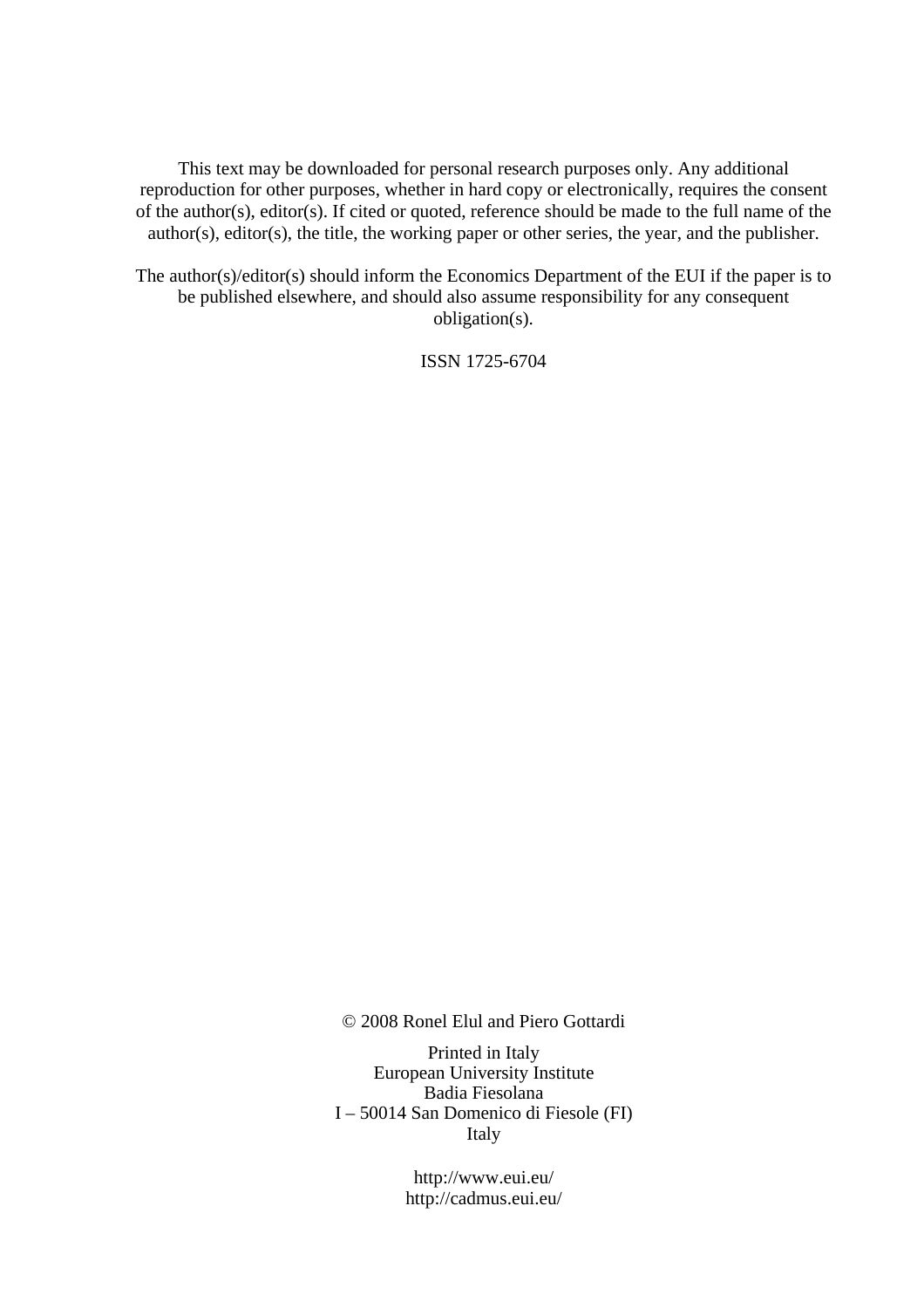This text may be downloaded for personal research purposes only. Any additional reproduction for other purposes, whether in hard copy or electronically, requires the consent of the author(s), editor(s). If cited or quoted, reference should be made to the full name of the author(s), editor(s), the title, the working paper or other series, the year, and the publisher.

The author(s)/editor(s) should inform the Economics Department of the EUI if the paper is to be published elsewhere, and should also assume responsibility for any consequent obligation(s).

ISSN 1725-6704

© 2008 Ronel Elul and Piero Gottardi

Printed in Italy
European University Institute
Badia Fiesolana
I – 50014 San Domenico di Fiesole (FI)
Italy

http://www.eui.eu/
http://cadmus.eui.eu/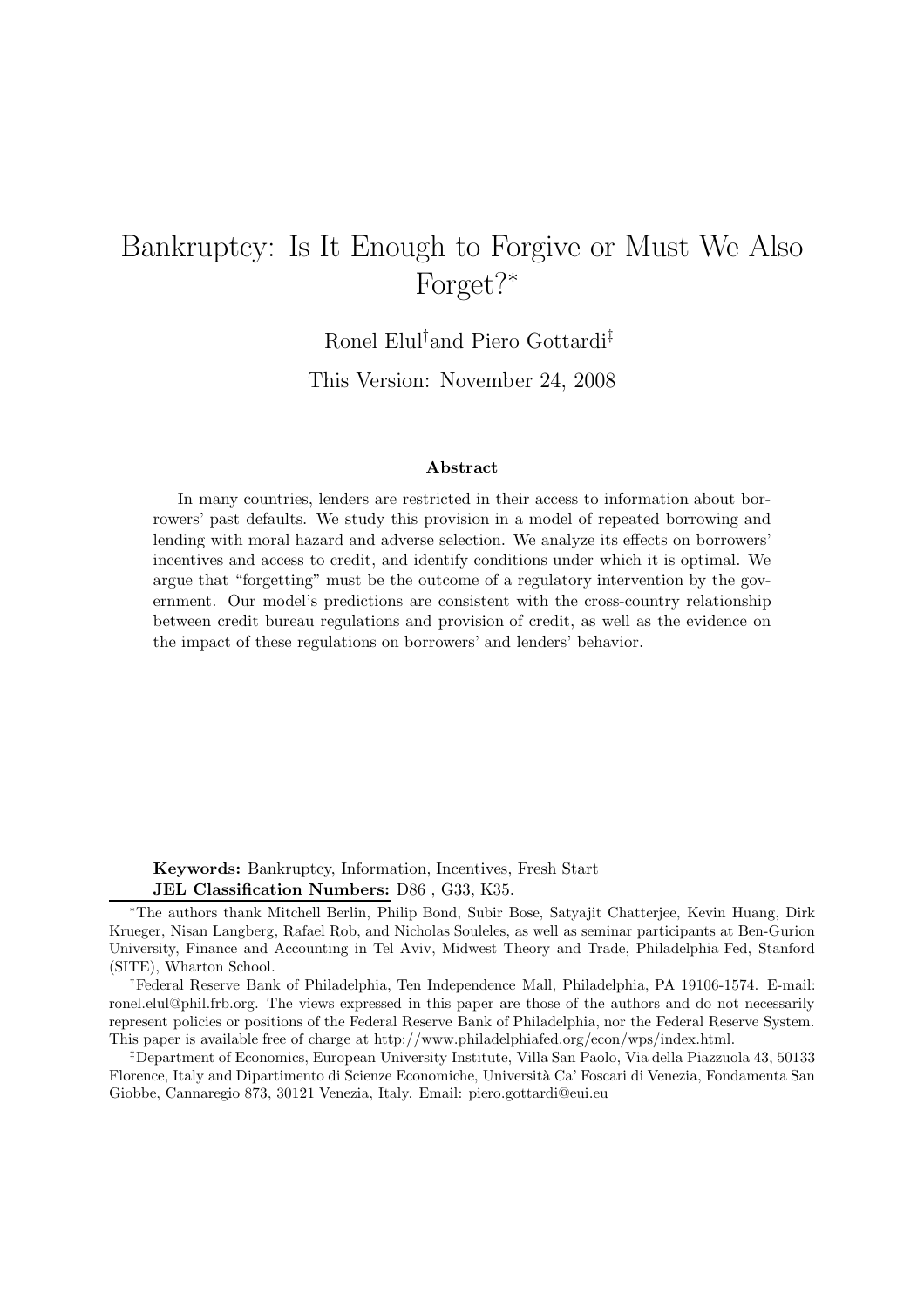# Bankruptcy: Is It Enough to Forgive or Must We Also Forget?*

Ronel Elul[†] and Piero Gottardi[‡]

This Version: November 24, 2008

**Abstract**

In many countries, lenders are restricted in their access to information about borrowers' past defaults. We study this provision in a model of repeated borrowing and lending with moral hazard and adverse selection. We analyze its effects on borrowers' incentives and access to credit, and identify conditions under which it is optimal. We argue that "forgetting" must be the outcome of a regulatory intervention by the government. Our model's predictions are consistent with the cross-country relationship between credit bureau regulations and provision of credit, as well as the evidence on the impact of these regulations on borrowers' and lenders' behavior.

**Keywords:** Bankruptcy, Information, Incentives, Fresh Start

**JEL Classification Numbers:** D86 , G33, K35.

---

*The authors thank Mitchell Berlin, Philip Bond, Subir Bose, Satyajit Chatterjee, Kevin Huang, Dirk Krueger, Nisan Langberg, Rafael Rob, and Nicholas Souleles, as well as seminar participants at Ben-Gurion University, Finance and Accounting in Tel Aviv, Midwest Theory and Trade, Philadelphia Fed, Stanford (SITE), Wharton School.

[†]Federal Reserve Bank of Philadelphia, Ten Independence Mall, Philadelphia, PA 19106-1574. E-mail: ronel.elul@phil.frb.org. The views expressed in this paper are those of the authors and do not necessarily represent policies or positions of the Federal Reserve Bank of Philadelphia, nor the Federal Reserve System. This paper is available free of charge at http://www.philadelphiafed.org/econ/wps/index.html.

[‡]Department of Economics, European University Institute, Villa San Paolo, Via della Piazzuola 43, 50133 Florence, Italy and Dipartimento di Scienze Economiche, Università Ca' Foscari di Venezia, Fondamenta San Giobbe, Cannaregio 873, 30121 Venezia, Italy. Email: piero.gottardi@eui.eu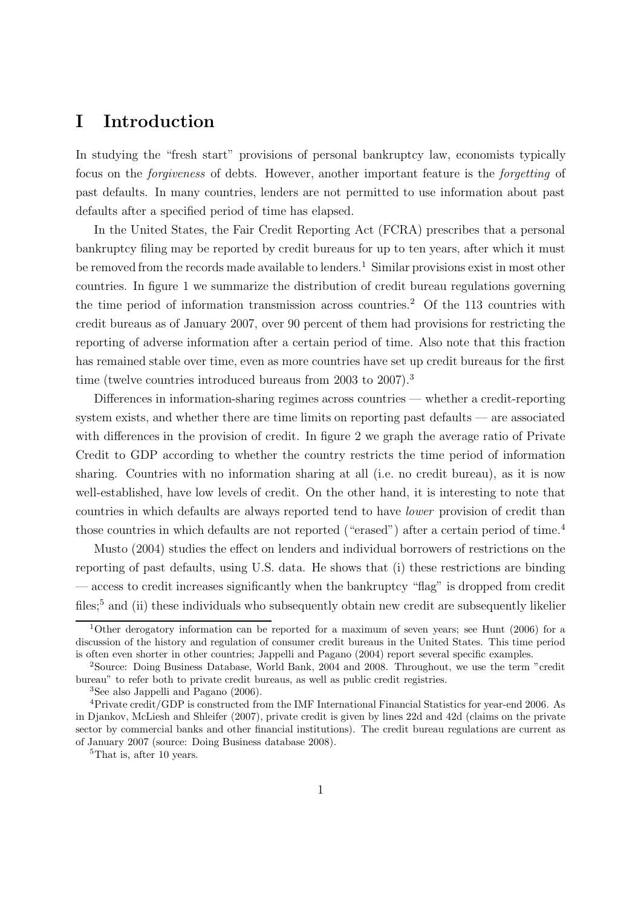# I Introduction

In studying the "fresh start" provisions of personal bankruptcy law, economists typically focus on the *forgiveness* of debts. However, another important feature is the *forgetting* of past defaults. In many countries, lenders are not permitted to use information about past defaults after a specified period of time has elapsed.

In the United States, the Fair Credit Reporting Act (FCRA) prescribes that a personal bankruptcy filing may be reported by credit bureaus for up to ten years, after which it must be removed from the records made available to lenders.[1] Similar provisions exist in most other countries. In figure 1 we summarize the distribution of credit bureau regulations governing the time period of information transmission across countries.[2] Of the 113 countries with credit bureaus as of January 2007, over 90 percent of them had provisions for restricting the reporting of adverse information after a certain period of time. Also note that this fraction has remained stable over time, even as more countries have set up credit bureaus for the first time (twelve countries introduced bureaus from 2003 to 2007).[3]

Differences in information-sharing regimes across countries — whether a credit-reporting system exists, and whether there are time limits on reporting past defaults — are associated with differences in the provision of credit. In figure 2 we graph the average ratio of Private Credit to GDP according to whether the country restricts the time period of information sharing. Countries with no information sharing at all (i.e. no credit bureau), as it is now well-established, have low levels of credit. On the other hand, it is interesting to note that countries in which defaults are always reported tend to have *lower* provision of credit than those countries in which defaults are not reported ("erased") after a certain period of time.[4]

Musto (2004) studies the effect on lenders and individual borrowers of restrictions on the reporting of past defaults, using U.S. data. He shows that (i) these restrictions are binding — access to credit increases significantly when the bankruptcy "flag" is dropped from credit files;[5] and (ii) these individuals who subsequently obtain new credit are subsequently likelier

---

[1] Other derogatory information can be reported for a maximum of seven years; see Hunt (2006) for a discussion of the history and regulation of consumer credit bureaus in the United States. This time period is often even shorter in other countries; Jappelli and Pagano (2004) report several specific examples.

[2] Source: Doing Business Database, World Bank, 2004 and 2008. Throughout, we use the term "credit bureau" to refer both to private credit bureaus, as well as public credit registries.

[3] See also Jappelli and Pagano (2006).

[4] Private credit/GDP is constructed from the IMF International Financial Statistics for year-end 2006. As in Djankov, McLiesh and Shleifer (2007), private credit is given by lines 22d and 42d (claims on the private sector by commercial banks and other financial institutions). The credit bureau regulations are current as of January 2007 (source: Doing Business database 2008).

[5] That is, after 10 years.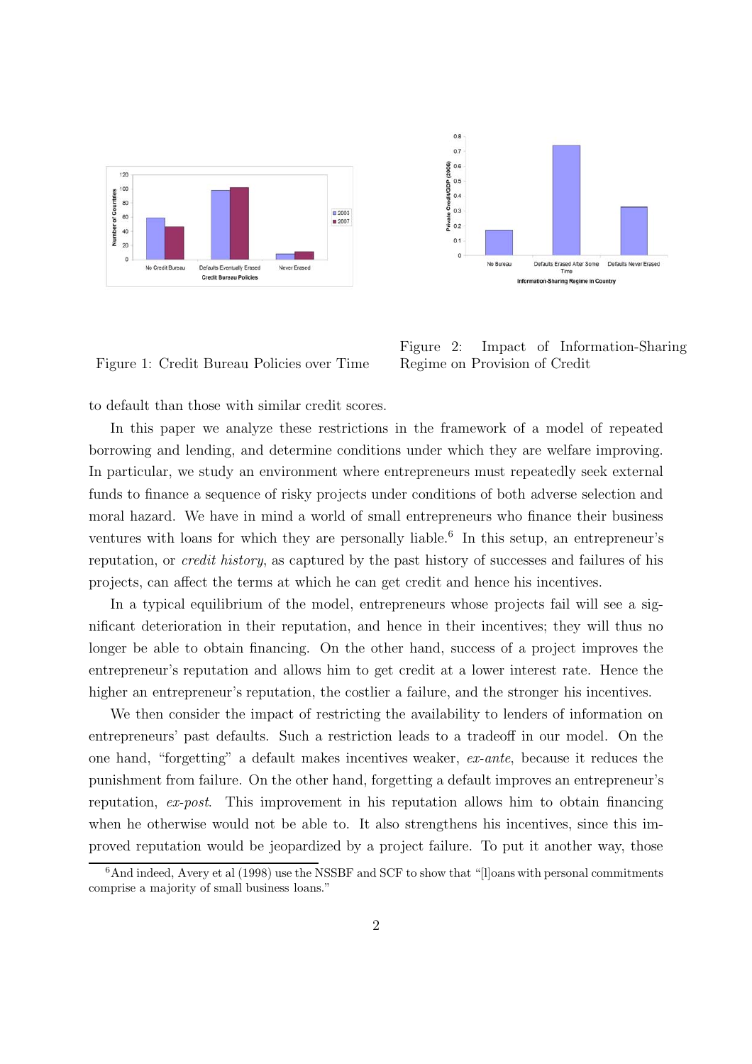Figure 1: Credit Bureau Policies over Time

Figure 2: Impact of Information-Sharing Regime on Provision of Credit

to default than those with similar credit scores.

In this paper we analyze these restrictions in the framework of a model of repeated borrowing and lending, and determine conditions under which they are welfare improving. In particular, we study an environment where entrepreneurs must repeatedly seek external funds to finance a sequence of risky projects under conditions of both adverse selection and moral hazard. We have in mind a world of small entrepreneurs who finance their business ventures with loans for which they are personally liable.[6] In this setup, an entrepreneur's reputation, or *credit history*, as captured by the past history of successes and failures of his projects, can affect the terms at which he can get credit and hence his incentives.

In a typical equilibrium of the model, entrepreneurs whose projects fail will see a significant deterioration in their reputation, and hence in their incentives; they will thus no longer be able to obtain financing. On the other hand, success of a project improves the entrepreneur's reputation and allows him to get credit at a lower interest rate. Hence the higher an entrepreneur's reputation, the costlier a failure, and the stronger his incentives.

We then consider the impact of restricting the availability to lenders of information on entrepreneurs' past defaults. Such a restriction leads to a tradeoff in our model. On the one hand, "forgetting" a default makes incentives weaker, *ex-ante*, because it reduces the punishment from failure. On the other hand, forgetting a default improves an entrepreneur's reputation, *ex-post*. This improvement in his reputation allows him to obtain financing when he otherwise would not be able to. It also strengthens his incentives, since this improved reputation would be jeopardized by a project failure. To put it another way, those

[6] And indeed, Avery et al (1998) use the NSSBF and SCF to show that "[l]oans with personal commitments comprise a majority of small business loans."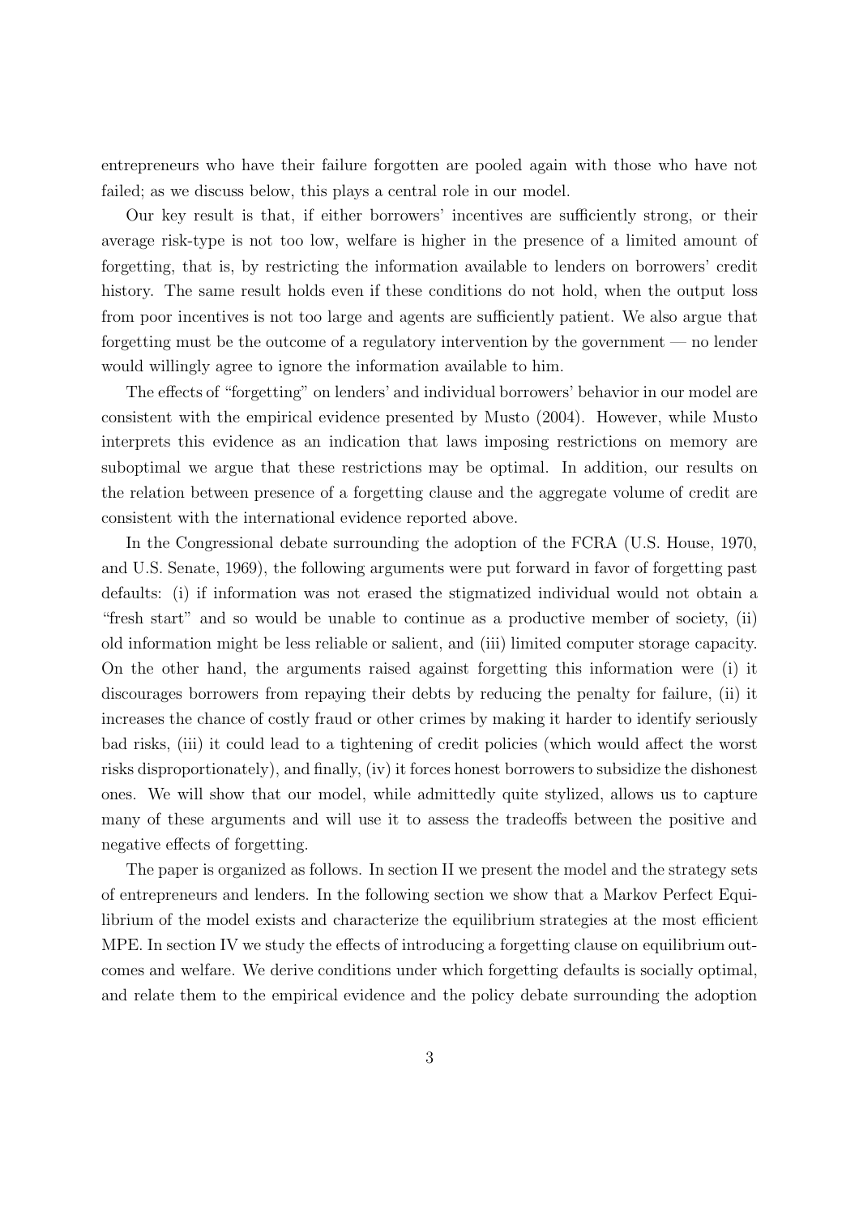entrepreneurs who have their failure forgotten are pooled again with those who have not failed; as we discuss below, this plays a central role in our model.

Our key result is that, if either borrowers' incentives are sufficiently strong, or their average risk-type is not too low, welfare is higher in the presence of a limited amount of forgetting, that is, by restricting the information available to lenders on borrowers' credit history. The same result holds even if these conditions do not hold, when the output loss from poor incentives is not too large and agents are sufficiently patient. We also argue that forgetting must be the outcome of a regulatory intervention by the government — no lender would willingly agree to ignore the information available to him.

The effects of "forgetting" on lenders' and individual borrowers' behavior in our model are consistent with the empirical evidence presented by Musto (2004). However, while Musto interprets this evidence as an indication that laws imposing restrictions on memory are suboptimal we argue that these restrictions may be optimal. In addition, our results on the relation between presence of a forgetting clause and the aggregate volume of credit are consistent with the international evidence reported above.

In the Congressional debate surrounding the adoption of the FCRA (U.S. House, 1970, and U.S. Senate, 1969), the following arguments were put forward in favor of forgetting past defaults: (i) if information was not erased the stigmatized individual would not obtain a "fresh start" and so would be unable to continue as a productive member of society, (ii) old information might be less reliable or salient, and (iii) limited computer storage capacity. On the other hand, the arguments raised against forgetting this information were (i) it discourages borrowers from repaying their debts by reducing the penalty for failure, (ii) it increases the chance of costly fraud or other crimes by making it harder to identify seriously bad risks, (iii) it could lead to a tightening of credit policies (which would affect the worst risks disproportionately), and finally, (iv) it forces honest borrowers to subsidize the dishonest ones. We will show that our model, while admittedly quite stylized, allows us to capture many of these arguments and will use it to assess the tradeoffs between the positive and negative effects of forgetting.

The paper is organized as follows. In section II we present the model and the strategy sets of entrepreneurs and lenders. In the following section we show that a Markov Perfect Equilibrium of the model exists and characterize the equilibrium strategies at the most efficient MPE. In section IV we study the effects of introducing a forgetting clause on equilibrium outcomes and welfare. We derive conditions under which forgetting defaults is socially optimal, and relate them to the empirical evidence and the policy debate surrounding the adoption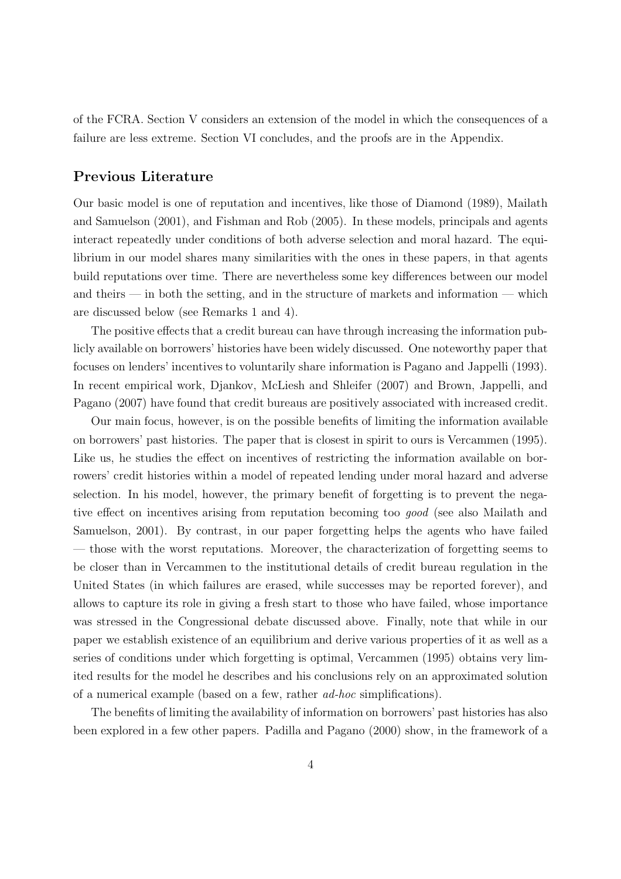of the FCRA. Section V considers an extension of the model in which the consequences of a failure are less extreme. Section VI concludes, and the proofs are in the Appendix.

## Previous Literature

Our basic model is one of reputation and incentives, like those of Diamond (1989), Mailath and Samuelson (2001), and Fishman and Rob (2005). In these models, principals and agents interact repeatedly under conditions of both adverse selection and moral hazard. The equilibrium in our model shares many similarities with the ones in these papers, in that agents build reputations over time. There are nevertheless some key differences between our model and theirs — in both the setting, and in the structure of markets and information — which are discussed below (see Remarks 1 and 4).

The positive effects that a credit bureau can have through increasing the information publicly available on borrowers' histories have been widely discussed. One noteworthy paper that focuses on lenders' incentives to voluntarily share information is Pagano and Jappelli (1993). In recent empirical work, Djankov, McLiesh and Shleifer (2007) and Brown, Jappelli, and Pagano (2007) have found that credit bureaus are positively associated with increased credit.

Our main focus, however, is on the possible benefits of limiting the information available on borrowers' past histories. The paper that is closest in spirit to ours is Vercammen (1995). Like us, he studies the effect on incentives of restricting the information available on borrowers' credit histories within a model of repeated lending under moral hazard and adverse selection. In his model, however, the primary benefit of forgetting is to prevent the negative effect on incentives arising from reputation becoming too *good* (see also Mailath and Samuelson, 2001). By contrast, in our paper forgetting helps the agents who have failed — those with the worst reputations. Moreover, the characterization of forgetting seems to be closer than in Vercammen to the institutional details of credit bureau regulation in the United States (in which failures are erased, while successes may be reported forever), and allows to capture its role in giving a fresh start to those who have failed, whose importance was stressed in the Congressional debate discussed above. Finally, note that while in our paper we establish existence of an equilibrium and derive various properties of it as well as a series of conditions under which forgetting is optimal, Vercammen (1995) obtains very limited results for the model he describes and his conclusions rely on an approximated solution of a numerical example (based on a few, rather *ad-hoc* simplifications).

The benefits of limiting the availability of information on borrowers' past histories has also been explored in a few other papers. Padilla and Pagano (2000) show, in the framework of a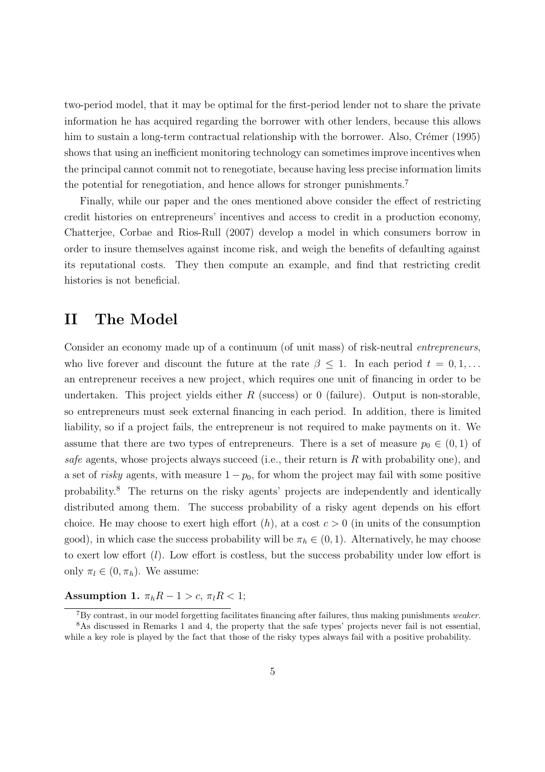two-period model, that it may be optimal for the first-period lender not to share the private information he has acquired regarding the borrower with other lenders, because this allows him to sustain a long-term contractual relationship with the borrower. Also, Crémer (1995) shows that using an inefficient monitoring technology can sometimes improve incentives when the principal cannot commit not to renegotiate, because having less precise information limits the potential for renegotiation, and hence allows for stronger punishments.[7]

Finally, while our paper and the ones mentioned above consider the effect of restricting credit histories on entrepreneurs' incentives and access to credit in a production economy, Chatterjee, Corbae and Rios-Rull (2007) develop a model in which consumers borrow in order to insure themselves against income risk, and weigh the benefits of defaulting against its reputational costs. They then compute an example, and find that restricting credit histories is not beneficial.

# II The Model

Consider an economy made up of a continuum (of unit mass) of risk-neutral *entrepreneurs*, who live forever and discount the future at the rate $\beta \leq 1$. In each period $t = 0, 1, \ldots$ an entrepreneur receives a new project, which requires one unit of financing in order to be undertaken. This project yields either $R$ (success) or 0 (failure). Output is non-storable, so entrepreneurs must seek external financing in each period. In addition, there is limited liability, so if a project fails, the entrepreneur is not required to make payments on it. We assume that there are two types of entrepreneurs. There is a set of measure $p_0 \in (0, 1)$ of *safe* agents, whose projects always succeed (i.e., their return is $R$ with probability one), and a set of *risky* agents, with measure $1 - p_0$, for whom the project may fail with some positive probability.[8] The returns on the risky agents' projects are independently and identically distributed among them. The success probability of a risky agent depends on his effort choice. He may choose to exert high effort ($h$), at a cost $c > 0$ (in units of the consumption good), in which case the success probability will be $\pi_h \in (0, 1)$. Alternatively, he may choose to exert low effort ($l$). Low effort is costless, but the success probability under low effort is only $\pi_l \in (0, \pi_h)$. We assume:

**Assumption 1.** $\pi_h R - 1 > c$, $\pi_l R < 1$;

[7] By contrast, in our model forgetting facilitates financing after failures, thus making punishments *weaker*.

[8] As discussed in Remarks 1 and 4, the property that the safe types' projects never fail is not essential, while a key role is played by the fact that those of the risky types always fail with a positive probability.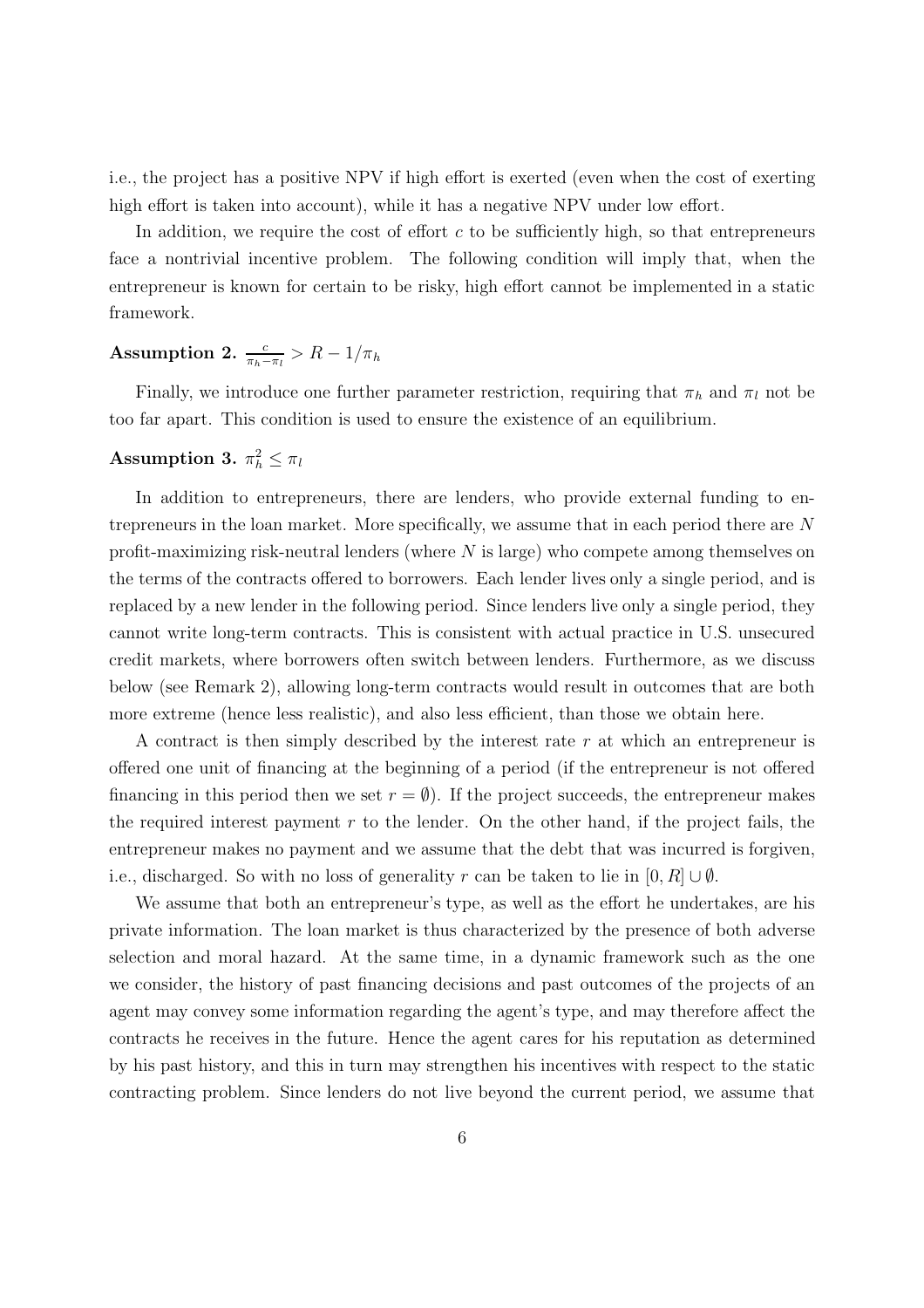i.e., the project has a positive NPV if high effort is exerted (even when the cost of exerting high effort is taken into account), while it has a negative NPV under low effort.

In addition, we require the cost of effort $c$ to be sufficiently high, so that entrepreneurs face a nontrivial incentive problem. The following condition will imply that, when the entrepreneur is known for certain to be risky, high effort cannot be implemented in a static framework.

**Assumption 2.** $\frac{c}{\pi_h - \pi_l} > R - 1/\pi_h$

Finally, we introduce one further parameter restriction, requiring that $\pi_h$ and $\pi_l$ not be too far apart. This condition is used to ensure the existence of an equilibrium.

**Assumption 3.** $\pi_h^2 \leq \pi_l$

In addition to entrepreneurs, there are lenders, who provide external funding to entrepreneurs in the loan market. More specifically, we assume that in each period there are $N$ profit-maximizing risk-neutral lenders (where $N$ is large) who compete among themselves on the terms of the contracts offered to borrowers. Each lender lives only a single period, and is replaced by a new lender in the following period. Since lenders live only a single period, they cannot write long-term contracts. This is consistent with actual practice in U.S. unsecured credit markets, where borrowers often switch between lenders. Furthermore, as we discuss below (see Remark 2), allowing long-term contracts would result in outcomes that are both more extreme (hence less realistic), and also less efficient, than those we obtain here.

A contract is then simply described by the interest rate $r$ at which an entrepreneur is offered one unit of financing at the beginning of a period (if the entrepreneur is not offered financing in this period then we set $r = \emptyset$). If the project succeeds, the entrepreneur makes the required interest payment $r$ to the lender. On the other hand, if the project fails, the entrepreneur makes no payment and we assume that the debt that was incurred is forgiven, i.e., discharged. So with no loss of generality $r$ can be taken to lie in $[0, R] \cup \emptyset$.

We assume that both an entrepreneur's type, as well as the effort he undertakes, are his private information. The loan market is thus characterized by the presence of both adverse selection and moral hazard. At the same time, in a dynamic framework such as the one we consider, the history of past financing decisions and past outcomes of the projects of an agent may convey some information regarding the agent's type, and may therefore affect the contracts he receives in the future. Hence the agent cares for his reputation as determined by his past history, and this in turn may strengthen his incentives with respect to the static contracting problem. Since lenders do not live beyond the current period, we assume that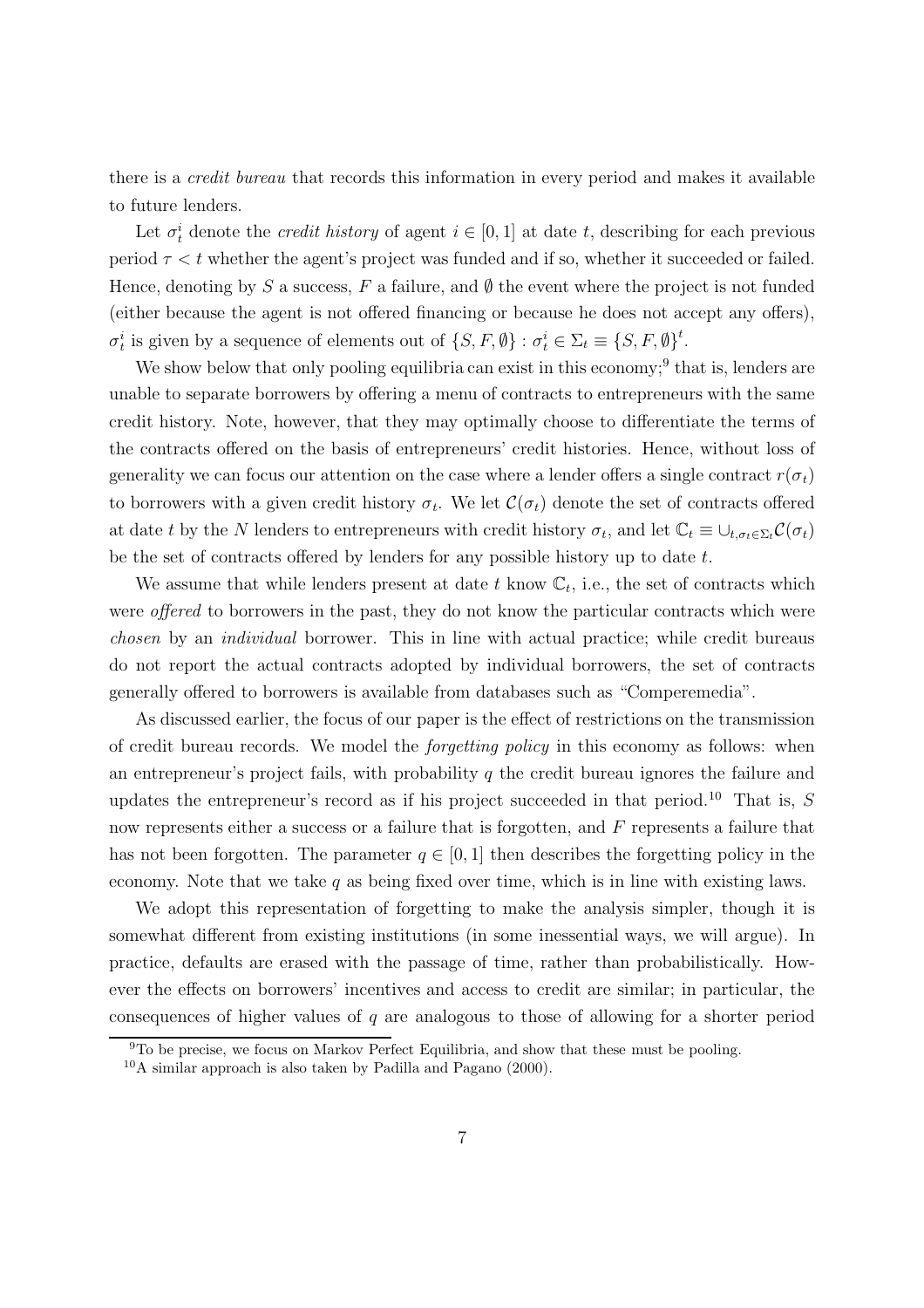there is a *credit bureau* that records this information in every period and makes it available to future lenders.

Let $\sigma_t^i$ denote the *credit history* of agent $i \in [0, 1]$ at date $t$, describing for each previous period $\tau < t$ whether the agent's project was funded and if so, whether it succeeded or failed. Hence, denoting by $S$ a success, $F$ a failure, and $\emptyset$ the event where the project is not funded (either because the agent is not offered financing or because he does not accept any offers), $\sigma_t^i$ is given by a sequence of elements out of $\{S, F, \emptyset\} : \sigma_t^i \in \Sigma_t \equiv \{S, F, \emptyset\}^t$.

We show below that only pooling equilibria can exist in this economy;[9] that is, lenders are unable to separate borrowers by offering a menu of contracts to entrepreneurs with the same credit history. Note, however, that they may optimally choose to differentiate the terms of the contracts offered on the basis of entrepreneurs' credit histories. Hence, without loss of generality we can focus our attention on the case where a lender offers a single contract $r(\sigma_t)$ to borrowers with a given credit history $\sigma_t$. We let $\mathcal{C}(\sigma_t)$ denote the set of contracts offered at date $t$ by the $N$ lenders to entrepreneurs with credit history $\sigma_t$, and let $\mathbb{C}_t \equiv \cup_{t, \sigma_t \in \Sigma_t} \mathcal{C}(\sigma_t)$ be the set of contracts offered by lenders for any possible history up to date $t$.

We assume that while lenders present at date $t$ know $\mathbb{C}_t$, i.e., the set of contracts which were *offered* to borrowers in the past, they do not know the particular contracts which were *chosen* by an *individual* borrower. This in line with actual practice; while credit bureaus do not report the actual contracts adopted by individual borrowers, the set of contracts generally offered to borrowers is available from databases such as "Comperemedia".

As discussed earlier, the focus of our paper is the effect of restrictions on the transmission of credit bureau records. We model the *forgetting policy* in this economy as follows: when an entrepreneur's project fails, with probability $q$ the credit bureau ignores the failure and updates the entrepreneur's record as if his project succeeded in that period.[10] That is, $S$ now represents either a success or a failure that is forgotten, and $F$ represents a failure that has not been forgotten. The parameter $q \in [0, 1]$ then describes the forgetting policy in the economy. Note that we take $q$ as being fixed over time, which is in line with existing laws.

We adopt this representation of forgetting to make the analysis simpler, though it is somewhat different from existing institutions (in some inessential ways, we will argue). In practice, defaults are erased with the passage of time, rather than probabilistically. However the effects on borrowers' incentives and access to credit are similar; in particular, the consequences of higher values of $q$ are analogous to those of allowing for a shorter period

[9] To be precise, we focus on Markov Perfect Equilibria, and show that these must be pooling.

[10] A similar approach is also taken by Padilla and Pagano (2000).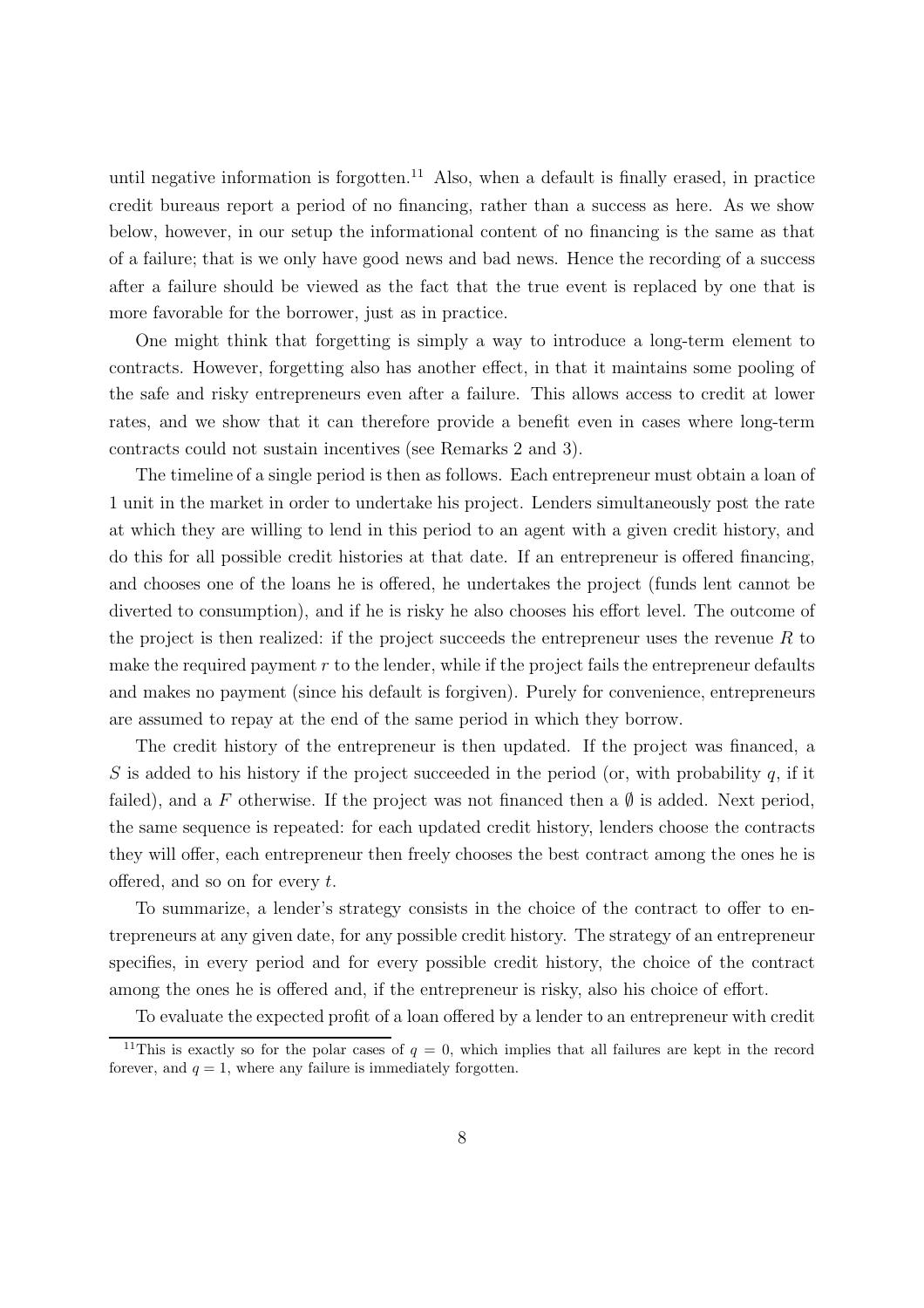until negative information is forgotten.[11] Also, when a default is finally erased, in practice credit bureaus report a period of no financing, rather than a success as here. As we show below, however, in our setup the informational content of no financing is the same as that of a failure; that is we only have good news and bad news. Hence the recording of a success after a failure should be viewed as the fact that the true event is replaced by one that is more favorable for the borrower, just as in practice.

One might think that forgetting is simply a way to introduce a long-term element to contracts. However, forgetting also has another effect, in that it maintains some pooling of the safe and risky entrepreneurs even after a failure. This allows access to credit at lower rates, and we show that it can therefore provide a benefit even in cases where long-term contracts could not sustain incentives (see Remarks 2 and 3).

The timeline of a single period is then as follows. Each entrepreneur must obtain a loan of 1 unit in the market in order to undertake his project. Lenders simultaneously post the rate at which they are willing to lend in this period to an agent with a given credit history, and do this for all possible credit histories at that date. If an entrepreneur is offered financing, and chooses one of the loans he is offered, he undertakes the project (funds lent cannot be diverted to consumption), and if he is risky he also chooses his effort level. The outcome of the project is then realized: if the project succeeds the entrepreneur uses the revenue $R$ to make the required payment $r$ to the lender, while if the project fails the entrepreneur defaults and makes no payment (since his default is forgiven). Purely for convenience, entrepreneurs are assumed to repay at the end of the same period in which they borrow.

The credit history of the entrepreneur is then updated. If the project was financed, a $S$ is added to his history if the project succeeded in the period (or, with probability $q$, if it failed), and a $F$ otherwise. If the project was not financed then a $\emptyset$ is added. Next period, the same sequence is repeated: for each updated credit history, lenders choose the contracts they will offer, each entrepreneur then freely chooses the best contract among the ones he is offered, and so on for every $t$.

To summarize, a lender's strategy consists in the choice of the contract to offer to entrepreneurs at any given date, for any possible credit history. The strategy of an entrepreneur specifies, in every period and for every possible credit history, the choice of the contract among the ones he is offered and, if the entrepreneur is risky, also his choice of effort.

To evaluate the expected profit of a loan offered by a lender to an entrepreneur with credit

[11] This is exactly so for the polar cases of $q = 0$, which implies that all failures are kept in the record forever, and $q = 1$, where any failure is immediately forgotten.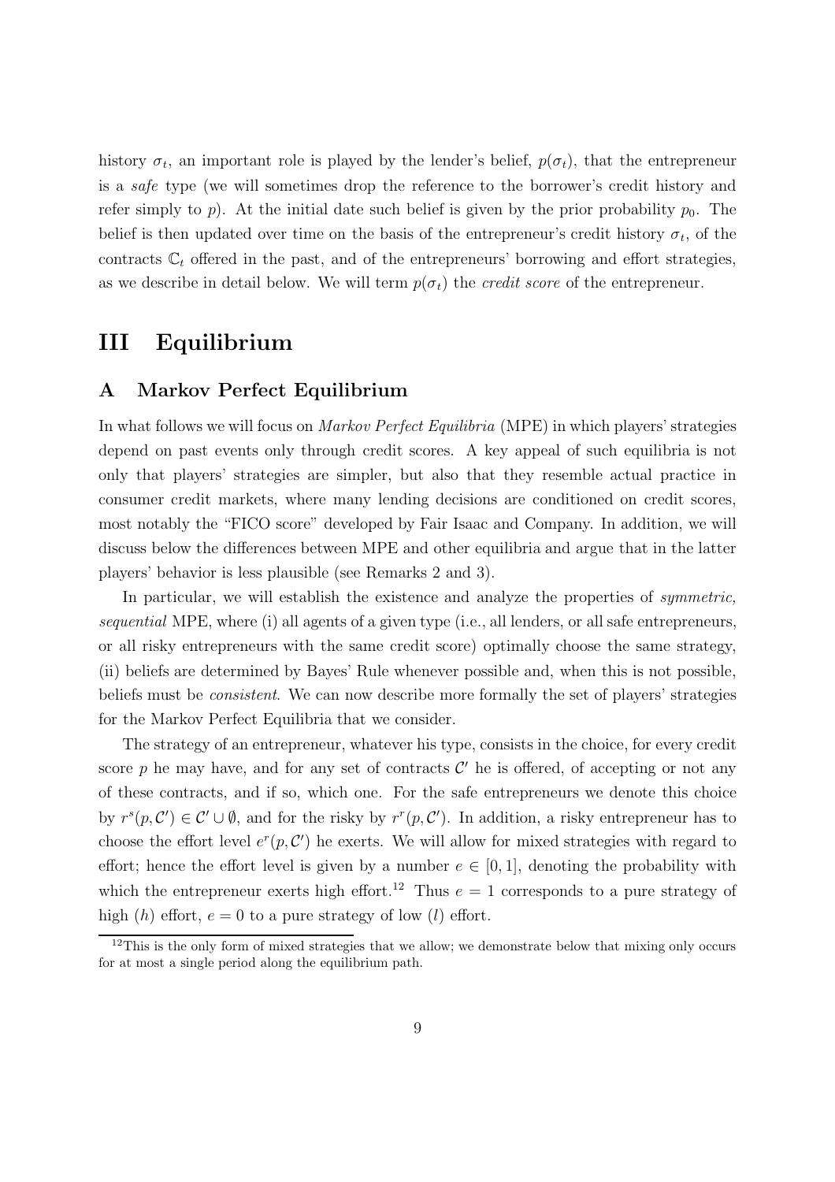history $\sigma_t$, an important role is played by the lender's belief, $p(\sigma_t)$, that the entrepreneur is a *safe* type (we will sometimes drop the reference to the borrower's credit history and refer simply to $p$). At the initial date such belief is given by the prior probability $p_0$. The belief is then updated over time on the basis of the entrepreneur's credit history $\sigma_t$, of the contracts $\mathbb{C}_t$ offered in the past, and of the entrepreneurs' borrowing and effort strategies, as we describe in detail below. We will term $p(\sigma_t)$ the *credit score* of the entrepreneur.

# III Equilibrium

## A Markov Perfect Equilibrium

In what follows we will focus on *Markov Perfect Equilibria* (MPE) in which players' strategies depend on past events only through credit scores. A key appeal of such equilibria is not only that players' strategies are simpler, but also that they resemble actual practice in consumer credit markets, where many lending decisions are conditioned on credit scores, most notably the "FICO score" developed by Fair Isaac and Company. In addition, we will discuss below the differences between MPE and other equilibria and argue that in the latter players' behavior is less plausible (see Remarks 2 and 3).

In particular, we will establish the existence and analyze the properties of *symmetric, sequential* MPE, where (i) all agents of a given type (i.e., all lenders, or all safe entrepreneurs, or all risky entrepreneurs with the same credit score) optimally choose the same strategy, (ii) beliefs are determined by Bayes' Rule whenever possible and, when this is not possible, beliefs must be *consistent*. We can now describe more formally the set of players' strategies for the Markov Perfect Equilibria that we consider.

The strategy of an entrepreneur, whatever his type, consists in the choice, for every credit score $p$ he may have, and for any set of contracts $\mathcal{C}'$ he is offered, of accepting or not any of these contracts, and if so, which one. For the safe entrepreneurs we denote this choice by $r^s(p, \mathcal{C}') \in \mathcal{C}' \cup \emptyset$, and for the risky by $r^r(p, \mathcal{C}')$. In addition, a risky entrepreneur has to choose the effort level $e^r(p, \mathcal{C}')$ he exerts. We will allow for mixed strategies with regard to effort; hence the effort level is given by a number $e \in [0, 1]$, denoting the probability with which the entrepreneur exerts high effort.[12] Thus $e = 1$ corresponds to a pure strategy of high ($h$) effort, $e = 0$ to a pure strategy of low ($l$) effort.

[12] This is the only form of mixed strategies that we allow; we demonstrate below that mixing only occurs for at most a single period along the equilibrium path.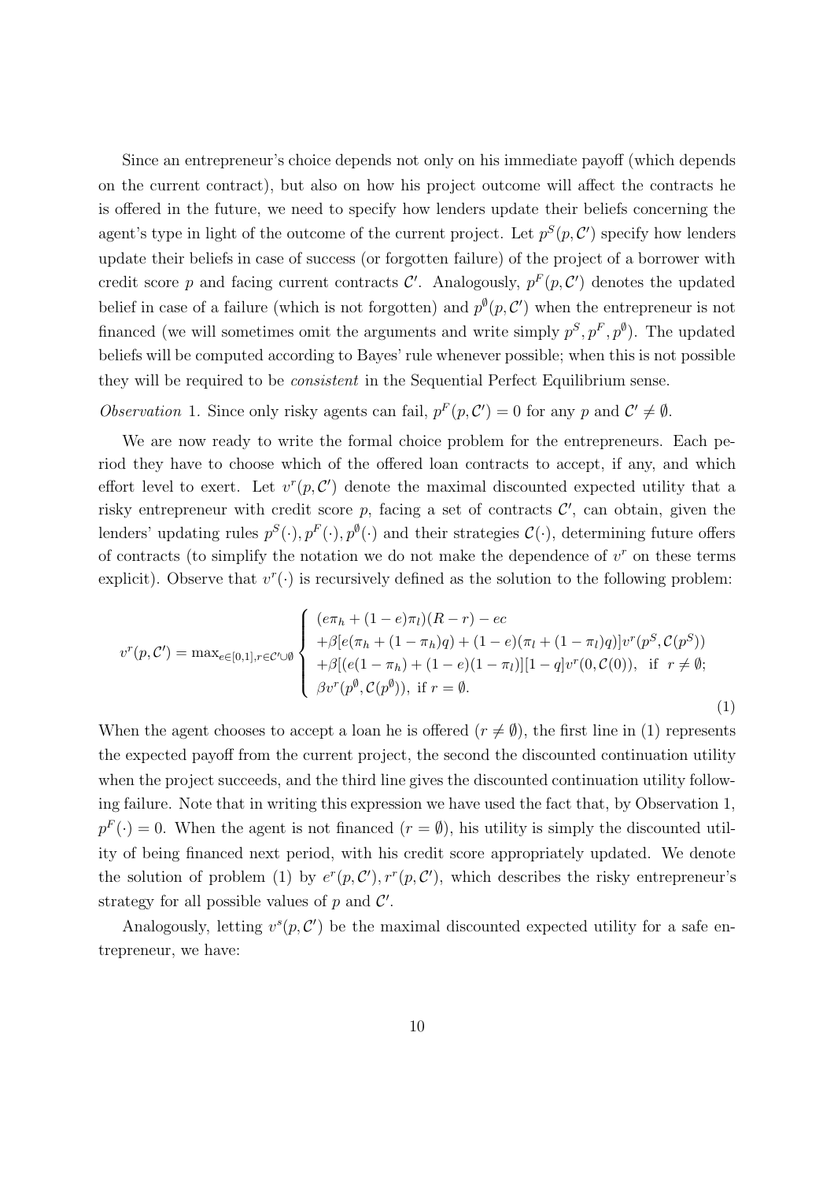Since an entrepreneur's choice depends not only on his immediate payoff (which depends on the current contract), but also on how his project outcome will affect the contracts he is offered in the future, we need to specify how lenders update their beliefs concerning the agent's type in light of the outcome of the current project. Let $p^S(p, \mathcal{C}')$ specify how lenders update their beliefs in case of success (or forgotten failure) of the project of a borrower with credit score $p$ and facing current contracts $\mathcal{C}'$. Analogously, $p^F(p, \mathcal{C}')$ denotes the updated belief in case of a failure (which is not forgotten) and $p^{\emptyset}(p, \mathcal{C}')$ when the entrepreneur is not financed (we will sometimes omit the arguments and write simply $p^S, p^F, p^{\emptyset}$). The updated beliefs will be computed according to Bayes' rule whenever possible; when this is not possible they will be required to be *consistent* in the Sequential Perfect Equilibrium sense.

*Observation* 1. Since only risky agents can fail, $p^F(p, \mathcal{C}') = 0$ for any $p$ and $\mathcal{C}' \neq \emptyset$.

We are now ready to write the formal choice problem for the entrepreneurs. Each period they have to choose which of the offered loan contracts to accept, if any, and which effort level to exert. Let $v^r(p, \mathcal{C}')$ denote the maximal discounted expected utility that a risky entrepreneur with credit score $p$, facing a set of contracts $\mathcal{C}'$, can obtain, given the lenders' updating rules $p^S(\cdot), p^F(\cdot), p^{\emptyset}(\cdot)$ and their strategies $\mathcal{C}(\cdot)$, determining future offers of contracts (to simplify the notation we do not make the dependence of $v^r$ on these terms explicit). Observe that $v^r(\cdot)$ is recursively defined as the solution to the following problem:

$$v^r(p, \mathcal{C}') = \max_{e \in [0,1], r \in \mathcal{C}' \cup \emptyset} \begin{cases} (e\pi_h + (1-e)\pi_l)(R - r) - ec \\ +\beta[e(\pi_h + (1-\pi_h)q) + (1-e)(\pi_l + (1-\pi_l)q)]v^r(p^S, \mathcal{C}(p^S)) \\ +\beta[(e(1-\pi_h) + (1-e)(1-\pi_l))][1-q]v^r(0, \mathcal{C}(0)), \text{ if } r \neq \emptyset; \\ \beta v^r(p^{\emptyset}, \mathcal{C}(p^{\emptyset})), \text{ if } r = \emptyset. \end{cases} \tag{1}$$

When the agent chooses to accept a loan he is offered ($r \neq \emptyset$), the first line in (1) represents the expected payoff from the current project, the second the discounted continuation utility when the project succeeds, and the third line gives the discounted continuation utility following failure. Note that in writing this expression we have used the fact that, by Observation 1, $p^F(\cdot) = 0$. When the agent is not financed ($r = \emptyset$), his utility is simply the discounted utility of being financed next period, with his credit score appropriately updated. We denote the solution of problem (1) by $e^r(p, \mathcal{C}'), r^r(p, \mathcal{C}')$, which describes the risky entrepreneur's strategy for all possible values of $p$ and $\mathcal{C}'$.

Analogously, letting $v^s(p, \mathcal{C}')$ be the maximal discounted expected utility for a safe entrepreneur, we have: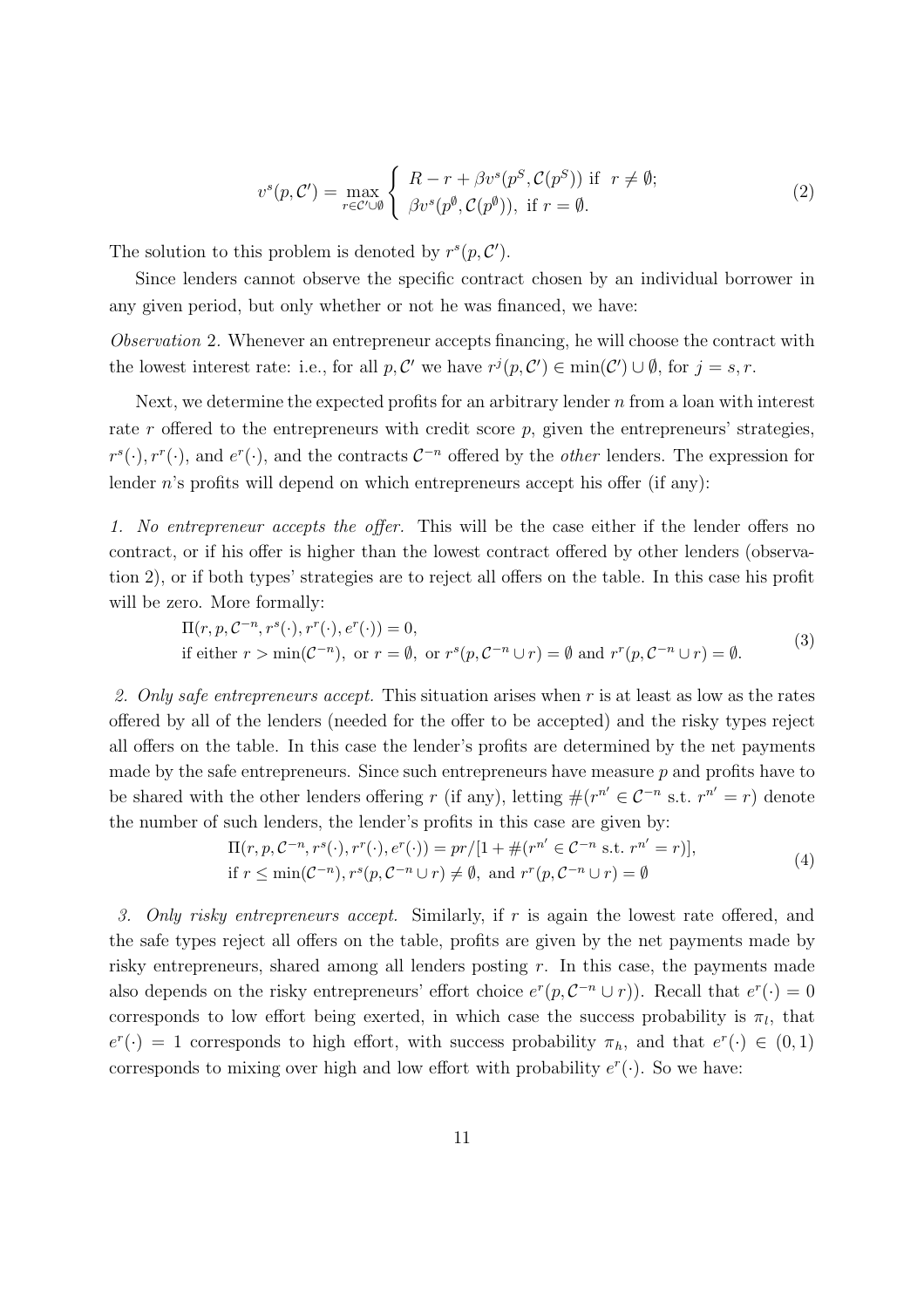$$v^s(p, \mathcal{C}') = \max_{r \in \mathcal{C}' \cup \emptyset} \begin{cases} R - r + \beta v^s(p^S, \mathcal{C}(p^S)) \text{ if } r \neq \emptyset; \\ \beta v^s(p^\emptyset, \mathcal{C}(p^\emptyset)), \text{ if } r = \emptyset. \end{cases} \tag{2}$$

The solution to this problem is denoted by $r^s(p, \mathcal{C}')$.

Since lenders cannot observe the specific contract chosen by an individual borrower in any given period, but only whether or not he was financed, we have:

*Observation* 2. Whenever an entrepreneur accepts financing, he will choose the contract with the lowest interest rate: i.e., for all $p, \mathcal{C}'$ we have $r^j(p, \mathcal{C}') \in \min(\mathcal{C}') \cup \emptyset$, for $j = s, r$.

Next, we determine the expected profits for an arbitrary lender $n$ from a loan with interest rate $r$ offered to the entrepreneurs with credit score $p$, given the entrepreneurs' strategies, $r^s(\cdot), r^r(\cdot)$, and $e^r(\cdot)$, and the contracts $\mathcal{C}^{-n}$ offered by the *other* lenders. The expression for lender $n$'s profits will depend on which entrepreneurs accept his offer (if any):

*1. No entrepreneur accepts the offer.* This will be the case either if the lender offers no contract, or if his offer is higher than the lowest contract offered by other lenders (observation 2), or if both types' strategies are to reject all offers on the table. In this case his profit will be zero. More formally:

$$\begin{aligned} &\Pi(r, p, \mathcal{C}^{-n}, r^s(\cdot), r^r(\cdot), e^r(\cdot)) = 0, \\ &\text{if either } r > \min(\mathcal{C}^{-n}), \text{ or } r = \emptyset, \text{ or } r^s(p, \mathcal{C}^{-n} \cup r) = \emptyset \text{ and } r^r(p, \mathcal{C}^{-n} \cup r) = \emptyset. \end{aligned} \tag{3}$$

*2. Only safe entrepreneurs accept.* This situation arises when $r$ is at least as low as the rates offered by all of the lenders (needed for the offer to be accepted) and the risky types reject all offers on the table. In this case the lender's profits are determined by the net payments made by the safe entrepreneurs. Since such entrepreneurs have measure $p$ and profits have to be shared with the other lenders offering $r$ (if any), letting $\#(r^{n'} \in \mathcal{C}^{-n} \text{ s.t. } r^{n'} = r)$ denote the number of such lenders, the lender's profits in this case are given by:

$$\begin{aligned} &\Pi(r, p, \mathcal{C}^{-n}, r^s(\cdot), r^r(\cdot), e^r(\cdot)) = pr/[1 + \#(r^{n'} \in \mathcal{C}^{-n} \text{ s.t. } r^{n'} = r)], \\ &\text{if } r \leq \min(\mathcal{C}^{-n}), r^s(p, \mathcal{C}^{-n} \cup r) \neq \emptyset, \text{ and } r^r(p, \mathcal{C}^{-n} \cup r) = \emptyset \end{aligned} \tag{4}$$

*3. Only risky entrepreneurs accept.* Similarly, if $r$ is again the lowest rate offered, and the safe types reject all offers on the table, profits are given by the net payments made by risky entrepreneurs, shared among all lenders posting $r$. In this case, the payments made also depends on the risky entrepreneurs' effort choice $e^r(p, \mathcal{C}^{-n} \cup r))$. Recall that $e^r(\cdot) = 0$ corresponds to low effort being exerted, in which case the success probability is $\pi_l$, that $e^r(\cdot) = 1$ corresponds to high effort, with success probability $\pi_h$, and that $e^r(\cdot) \in (0, 1)$ corresponds to mixing over high and low effort with probability $e^r(\cdot)$. So we have: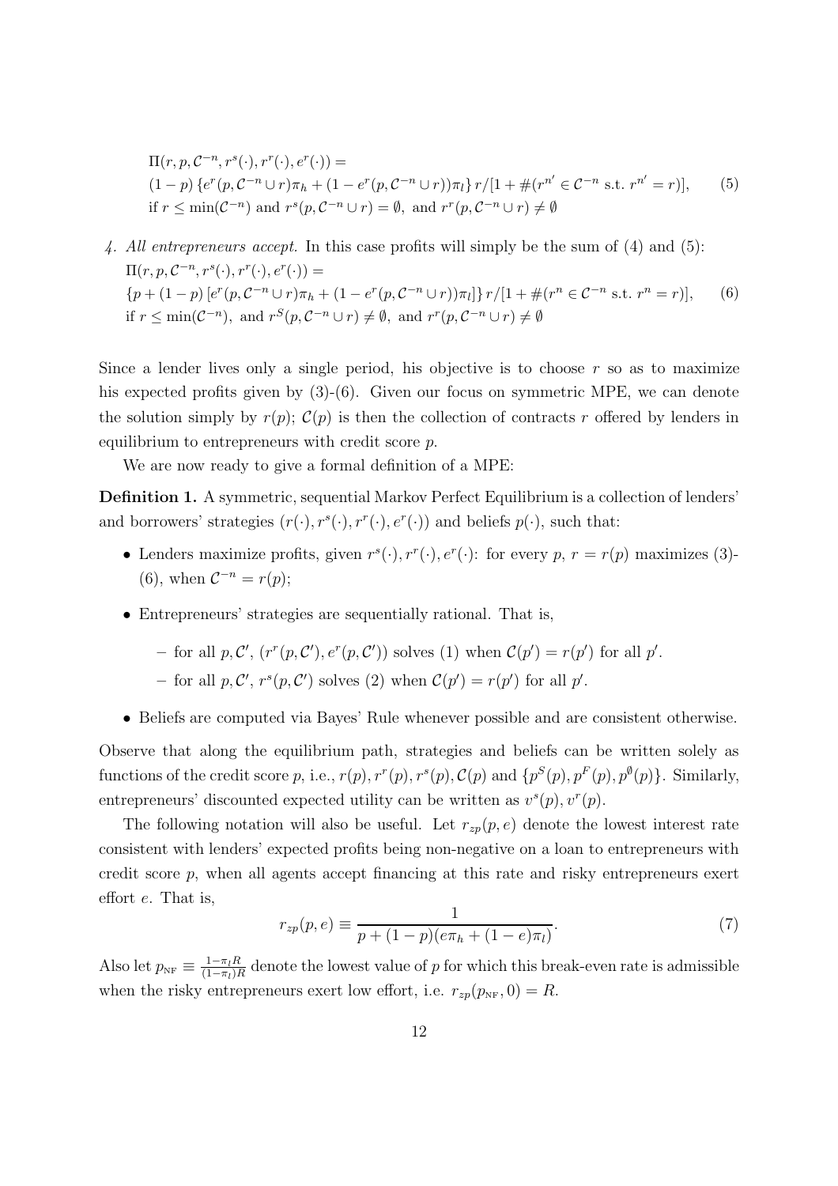$$
\begin{aligned}
&\Pi(r, p, \mathcal{C}^{-n}, r^s(\cdot), r^r(\cdot), e^r(\cdot)) = \\
&(1-p)\left\{e^r(p, \mathcal{C}^{-n} \cup r)\pi_h + (1 - e^r(p, \mathcal{C}^{-n} \cup r))\pi_l\right\} r/[1 + \#(r^{n'} \in \mathcal{C}^{-n} \text{ s.t. } r^{n'} = r)], \\
&\text{if } r \leq \min(\mathcal{C}^{-n}) \text{ and } r^s(p, \mathcal{C}^{-n} \cup r) = \emptyset, \text{ and } r^r(p, \mathcal{C}^{-n} \cup r) \neq \emptyset
\end{aligned}
\tag{5}
$$

4. *All entrepreneurs accept.* In this case profits will simply be the sum of (4) and (5):

$$
\begin{aligned}
&\Pi(r, p, \mathcal{C}^{-n}, r^s(\cdot), r^r(\cdot), e^r(\cdot)) = \\
&\{p + (1-p)\left[e^r(p, \mathcal{C}^{-n} \cup r)\pi_h + (1 - e^r(p, \mathcal{C}^{-n} \cup r))\pi_l\right]\} r/[1 + \#(r^n \in \mathcal{C}^{-n} \text{ s.t. } r^n = r)], \\
&\text{if } r \leq \min(\mathcal{C}^{-n}), \text{ and } r^S(p, \mathcal{C}^{-n} \cup r) \neq \emptyset, \text{ and } r^r(p, \mathcal{C}^{-n} \cup r) \neq \emptyset
\end{aligned}
\tag{6}
$$

Since a lender lives only a single period, his objective is to choose $r$ so as to maximize his expected profits given by (3)-(6). Given our focus on symmetric MPE, we can denote the solution simply by $r(p)$; $\mathcal{C}(p)$ is then the collection of contracts $r$ offered by lenders in equilibrium to entrepreneurs with credit score $p$.

We are now ready to give a formal definition of a MPE:

**Definition 1.** A symmetric, sequential Markov Perfect Equilibrium is a collection of lenders' and borrowers' strategies $(r(\cdot), r^s(\cdot), r^r(\cdot), e^r(\cdot))$ and beliefs $p(\cdot)$, such that:

- Lenders maximize profits, given $r^s(\cdot), r^r(\cdot), e^r(\cdot)$: for every $p$, $r = r(p)$ maximizes (3)-(6), when $\mathcal{C}^{-n} = r(p)$;
- Entrepreneurs' strategies are sequentially rational. That is,
  - for all $p, \mathcal{C}'$, $(r^r(p, \mathcal{C}'), e^r(p, \mathcal{C}'))$ solves (1) when $\mathcal{C}(p') = r(p')$ for all $p'$.
  - for all $p, \mathcal{C}'$, $r^s(p, \mathcal{C}')$ solves (2) when $\mathcal{C}(p') = r(p')$ for all $p'$.
- Beliefs are computed via Bayes' Rule whenever possible and are consistent otherwise.

Observe that along the equilibrium path, strategies and beliefs can be written solely as functions of the credit score $p$, i.e., $r(p), r^r(p), r^s(p), \mathcal{C}(p)$ and $\{p^S(p), p^F(p), p^{\emptyset}(p)\}$. Similarly, entrepreneurs' discounted expected utility can be written as $v^s(p), v^r(p)$.

The following notation will also be useful. Let $r_{zp}(p, e)$ denote the lowest interest rate consistent with lenders' expected profits being non-negative on a loan to entrepreneurs with credit score $p$, when all agents accept financing at this rate and risky entrepreneurs exert effort $e$. That is,

$$
r_{zp}(p, e) \equiv \frac{1}{p + (1-p)(e\pi_h + (1-e)\pi_l)}. \tag{7}
$$

Also let $p_{\text{NF}} \equiv \frac{1 - \pi_l R}{(1 - \pi_l)R}$ denote the lowest value of $p$ for which this break-even rate is admissible when the risky entrepreneurs exert low effort, i.e. $r_{zp}(p_{\text{NF}}, 0) = R$.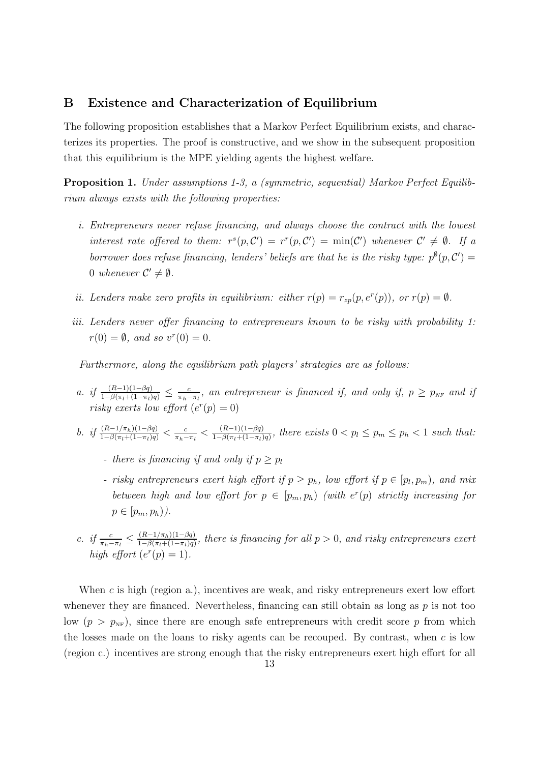## B Existence and Characterization of Equilibrium

The following proposition establishes that a Markov Perfect Equilibrium exists, and characterizes its properties. The proof is constructive, and we show in the subsequent proposition that this equilibrium is the MPE yielding agents the highest welfare.

**Proposition 1.** *Under assumptions 1-3, a (symmetric, sequential) Markov Perfect Equilibrium always exists with the following properties:*

*i. Entrepreneurs never refuse financing, and always choose the contract with the lowest interest rate offered to them: $r^s(p, \mathcal{C}') = r^r(p, \mathcal{C}') = \min(\mathcal{C}')$ whenever $\mathcal{C}' \neq \emptyset$. If a borrower does refuse financing, lenders' beliefs are that he is the risky type: $p^{\emptyset}(p, \mathcal{C}') = 0$ whenever $\mathcal{C}' \neq \emptyset$.*

*ii. Lenders make zero profits in equilibrium: either $r(p) = r_{zp}(p, e^r(p))$, or $r(p) = \emptyset$.*

*iii. Lenders never offer financing to entrepreneurs known to be risky with probability 1: $r(0) = \emptyset$, and so $v^r(0) = 0$.*

*Furthermore, along the equilibrium path players' strategies are as follows:*

*a. if $\frac{(R-1)(1-\beta q)}{1-\beta(\pi_l+(1-\pi_l)q)} \leq \frac{c}{\pi_h - \pi_l}$, an entrepreneur is financed if, and only if, $p \geq p_{NF}$ and if risky exerts low effort ($e^r(p) = 0$)*

*b. if $\frac{(R-1/\pi_h)(1-\beta q)}{1-\beta(\pi_l+(1-\pi_l)q)} < \frac{c}{\pi_h - \pi_l} < \frac{(R-1)(1-\beta q)}{1-\beta(\pi_l+(1-\pi_l)q)}$, there exists $0 < p_l \leq p_m \leq p_h < 1$ such that:*

- *there is financing if and only if $p \geq p_l$*
- *risky entrepreneurs exert high effort if $p \geq p_h$, low effort if $p \in [p_l, p_m)$, and mix between high and low effort for $p \in [p_m, p_h)$ (with $e^r(p)$ strictly increasing for $p \in [p_m, p_h)$).*

*c. if $\frac{c}{\pi_h - \pi_l} \leq \frac{(R-1/\pi_h)(1-\beta q)}{1-\beta(\pi_l+(1-\pi_l)q)}$, there is financing for all $p > 0$, and risky entrepreneurs exert high effort ($e^r(p) = 1$).*

When $c$ is high (region a.), incentives are weak, and risky entrepreneurs exert low effort whenever they are financed. Nevertheless, financing can still obtain as long as $p$ is not too low ($p > p_{NF}$), since there are enough safe entrepreneurs with credit score $p$ from which the losses made on the loans to risky agents can be recouped. By contrast, when $c$ is low (region c.) incentives are strong enough that the risky entrepreneurs exert high effort for all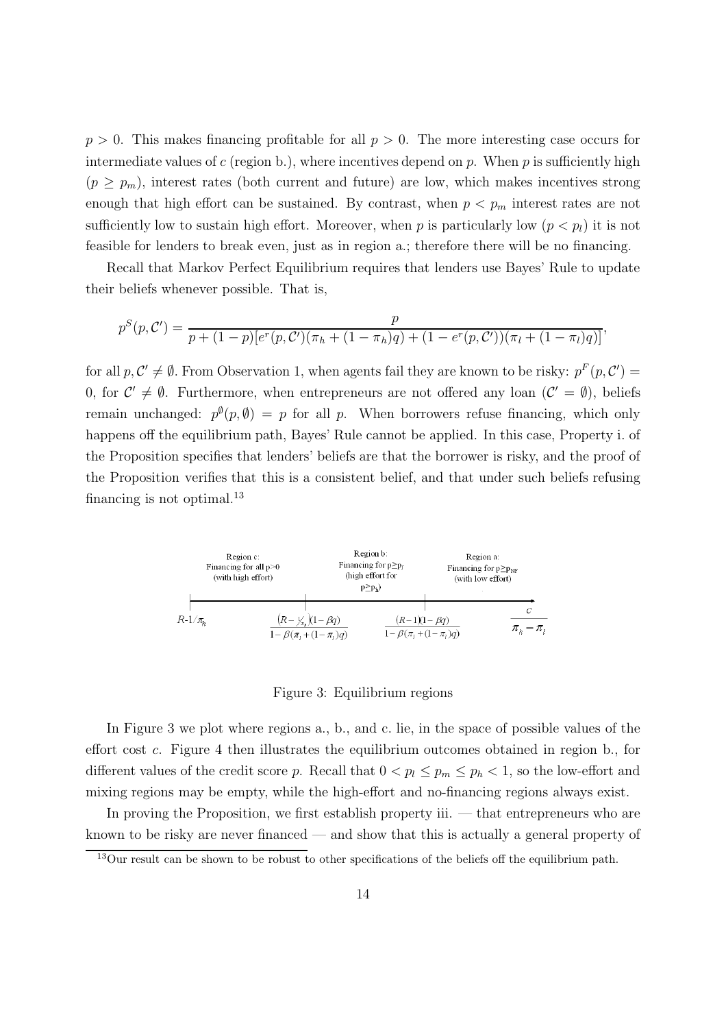$p > 0$. This makes financing profitable for all $p > 0$. The more interesting case occurs for intermediate values of $c$ (region b.), where incentives depend on $p$. When $p$ is sufficiently high ($p \geq p_m$), interest rates (both current and future) are low, which makes incentives strong enough that high effort can be sustained. By contrast, when $p < p_m$ interest rates are not sufficiently low to sustain high effort. Moreover, when $p$ is particularly low ($p < p_l$) it is not feasible for lenders to break even, just as in region a.; therefore there will be no financing.

Recall that Markov Perfect Equilibrium requires that lenders use Bayes' Rule to update their beliefs whenever possible. That is,

$$p^S(p, \mathcal{C}') = \frac{p}{p + (1-p)[e^r(p, \mathcal{C}')(\pi_h + (1-\pi_h)q) + (1 - e^r(p, \mathcal{C}'))(\pi_l + (1-\pi_l)q)]},$$

for all $p, \mathcal{C}' \neq \emptyset$. From Observation 1, when agents fail they are known to be risky: $p^F(p, \mathcal{C}') = 0$, for $\mathcal{C}' \neq \emptyset$. Furthermore, when entrepreneurs are not offered any loan ($\mathcal{C}' = \emptyset$), beliefs remain unchanged: $p^{\emptyset}(p, \emptyset) = p$ for all $p$. When borrowers refuse financing, which only happens off the equilibrium path, Bayes' Rule cannot be applied. In this case, Property i. of the Proposition specifies that lenders' beliefs are that the borrower is risky, and the proof of the Proposition verifies that this is a consistent belief, and that under such beliefs refusing financing is not optimal.[13]

| Region c: Financing for all $p>0$ (with high effort) | Region b: Financing for $p \geq p_l$ (high effort for $p \geq p_h$) | Region a: Financing for $p \geq p_{NF}$ (with low effort) |
|---|---|---|

$R - 1/\pi_h$ —— $\frac{(R - 1/\pi_h)(1-\beta q)}{1 - \beta(\pi_l + (1-\pi_l)q)}$ —— $\frac{(R-1)(1-\beta q)}{1-\beta(\pi_l + (1-\pi_l)q)}$ —— $\frac{c}{\pi_h - \pi_l}$

Figure 3: Equilibrium regions

In Figure 3 we plot where regions a., b., and c. lie, in the space of possible values of the effort cost $c$. Figure 4 then illustrates the equilibrium outcomes obtained in region b., for different values of the credit score $p$. Recall that $0 < p_l \leq p_m \leq p_h < 1$, so the low-effort and mixing regions may be empty, while the high-effort and no-financing regions always exist.

In proving the Proposition, we first establish property iii. — that entrepreneurs who are known to be risky are never financed — and show that this is actually a general property of

[13] Our result can be shown to be robust to other specifications of the beliefs off the equilibrium path.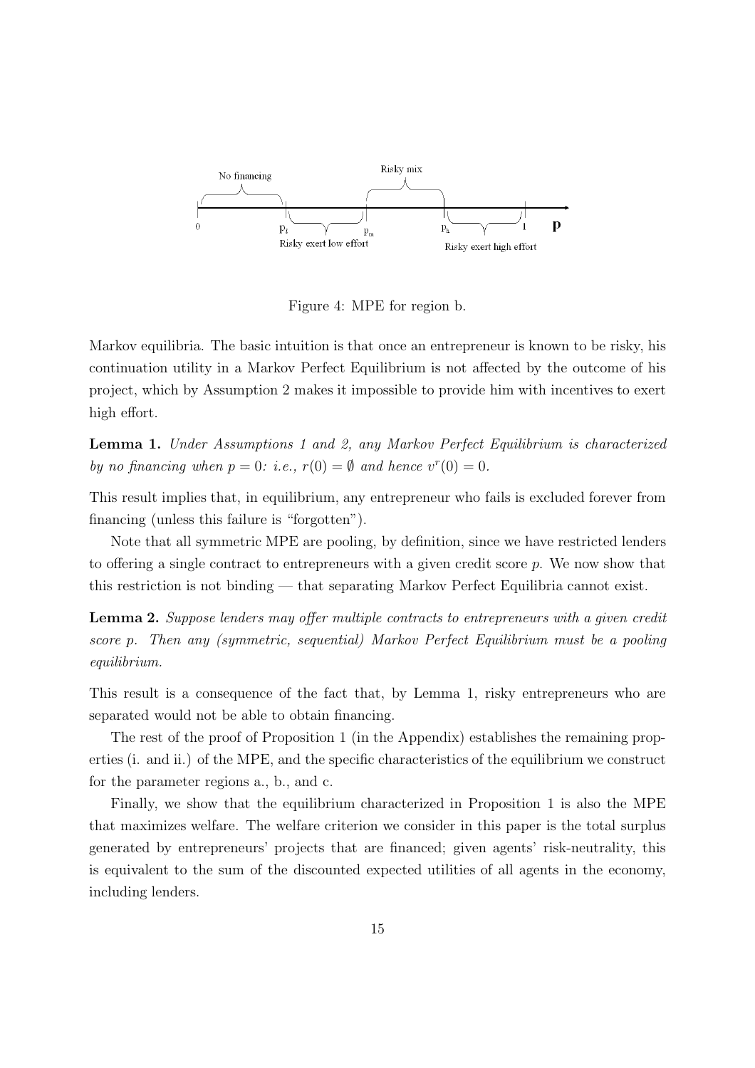Figure 4: MPE for region b.

Markov equilibria. The basic intuition is that once an entrepreneur is known to be risky, his continuation utility in a Markov Perfect Equilibrium is not affected by the outcome of his project, which by Assumption 2 makes it impossible to provide him with incentives to exert high effort.

**Lemma 1.** *Under Assumptions 1 and 2, any Markov Perfect Equilibrium is characterized by no financing when $p = 0$: i.e., $r(0) = \emptyset$ and hence $v^r(0) = 0$.*

This result implies that, in equilibrium, any entrepreneur who fails is excluded forever from financing (unless this failure is "forgotten").

Note that all symmetric MPE are pooling, by definition, since we have restricted lenders to offering a single contract to entrepreneurs with a given credit score $p$. We now show that this restriction is not binding — that separating Markov Perfect Equilibria cannot exist.

**Lemma 2.** *Suppose lenders may offer multiple contracts to entrepreneurs with a given credit score $p$. Then any (symmetric, sequential) Markov Perfect Equilibrium must be a pooling equilibrium.*

This result is a consequence of the fact that, by Lemma 1, risky entrepreneurs who are separated would not be able to obtain financing.

The rest of the proof of Proposition 1 (in the Appendix) establishes the remaining properties (i. and ii.) of the MPE, and the specific characteristics of the equilibrium we construct for the parameter regions a., b., and c.

Finally, we show that the equilibrium characterized in Proposition 1 is also the MPE that maximizes welfare. The welfare criterion we consider in this paper is the total surplus generated by entrepreneurs' projects that are financed; given agents' risk-neutrality, this is equivalent to the sum of the discounted expected utilities of all agents in the economy, including lenders.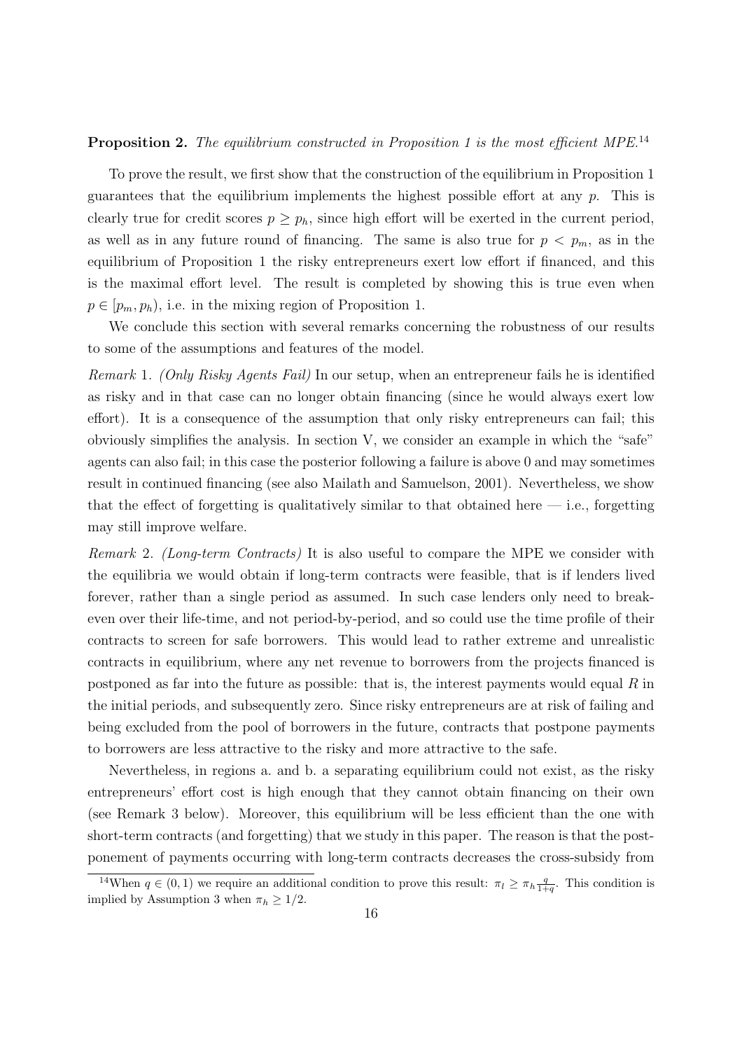**Proposition 2.** *The equilibrium constructed in Proposition 1 is the most efficient MPE.*[14]

To prove the result, we first show that the construction of the equilibrium in Proposition 1 guarantees that the equilibrium implements the highest possible effort at any $p$. This is clearly true for credit scores $p \geq p_h$, since high effort will be exerted in the current period, as well as in any future round of financing. The same is also true for $p < p_m$, as in the equilibrium of Proposition 1 the risky entrepreneurs exert low effort if financed, and this is the maximal effort level. The result is completed by showing this is true even when $p \in [p_m, p_h)$, i.e. in the mixing region of Proposition 1.

We conclude this section with several remarks concerning the robustness of our results to some of the assumptions and features of the model.

*Remark* 1. *(Only Risky Agents Fail)* In our setup, when an entrepreneur fails he is identified as risky and in that case can no longer obtain financing (since he would always exert low effort). It is a consequence of the assumption that only risky entrepreneurs can fail; this obviously simplifies the analysis. In section V, we consider an example in which the "safe" agents can also fail; in this case the posterior following a failure is above 0 and may sometimes result in continued financing (see also Mailath and Samuelson, 2001). Nevertheless, we show that the effect of forgetting is qualitatively similar to that obtained here — i.e., forgetting may still improve welfare.

*Remark* 2. *(Long-term Contracts)* It is also useful to compare the MPE we consider with the equilibria we would obtain if long-term contracts were feasible, that is if lenders lived forever, rather than a single period as assumed. In such case lenders only need to break-even over their life-time, and not period-by-period, and so could use the time profile of their contracts to screen for safe borrowers. This would lead to rather extreme and unrealistic contracts in equilibrium, where any net revenue to borrowers from the projects financed is postponed as far into the future as possible: that is, the interest payments would equal $R$ in the initial periods, and subsequently zero. Since risky entrepreneurs are at risk of failing and being excluded from the pool of borrowers in the future, contracts that postpone payments to borrowers are less attractive to the risky and more attractive to the safe.

Nevertheless, in regions a. and b. a separating equilibrium could not exist, as the risky entrepreneurs' effort cost is high enough that they cannot obtain financing on their own (see Remark 3 below). Moreover, this equilibrium will be less efficient than the one with short-term contracts (and forgetting) that we study in this paper. The reason is that the post-ponement of payments occurring with long-term contracts decreases the cross-subsidy from

[14] When $q \in (0, 1)$ we require an additional condition to prove this result: $\pi_l \geq \pi_h \frac{q}{1+q}$. This condition is implied by Assumption 3 when $\pi_h \geq 1/2$.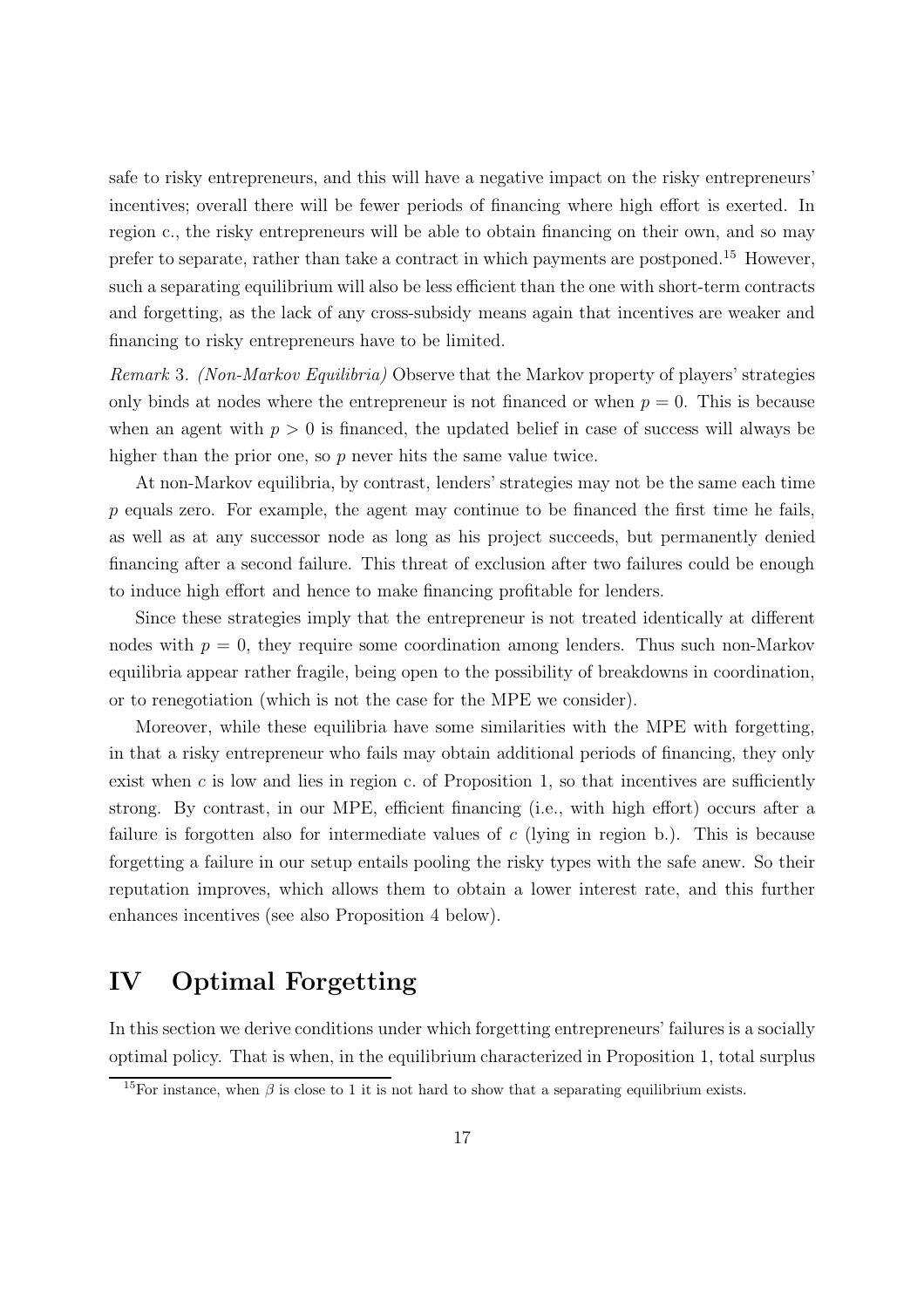safe to risky entrepreneurs, and this will have a negative impact on the risky entrepreneurs' incentives; overall there will be fewer periods of financing where high effort is exerted. In region c., the risky entrepreneurs will be able to obtain financing on their own, and so may prefer to separate, rather than take a contract in which payments are postponed.[15] However, such a separating equilibrium will also be less efficient than the one with short-term contracts and forgetting, as the lack of any cross-subsidy means again that incentives are weaker and financing to risky entrepreneurs have to be limited.

*Remark* 3. *(Non-Markov Equilibria)* Observe that the Markov property of players' strategies only binds at nodes where the entrepreneur is not financed or when $p = 0$. This is because when an agent with $p > 0$ is financed, the updated belief in case of success will always be higher than the prior one, so $p$ never hits the same value twice.

At non-Markov equilibria, by contrast, lenders' strategies may not be the same each time $p$ equals zero. For example, the agent may continue to be financed the first time he fails, as well as at any successor node as long as his project succeeds, but permanently denied financing after a second failure. This threat of exclusion after two failures could be enough to induce high effort and hence to make financing profitable for lenders.

Since these strategies imply that the entrepreneur is not treated identically at different nodes with $p = 0$, they require some coordination among lenders. Thus such non-Markov equilibria appear rather fragile, being open to the possibility of breakdowns in coordination, or to renegotiation (which is not the case for the MPE we consider).

Moreover, while these equilibria have some similarities with the MPE with forgetting, in that a risky entrepreneur who fails may obtain additional periods of financing, they only exist when $c$ is low and lies in region c. of Proposition 1, so that incentives are sufficiently strong. By contrast, in our MPE, efficient financing (i.e., with high effort) occurs after a failure is forgotten also for intermediate values of $c$ (lying in region b.). This is because forgetting a failure in our setup entails pooling the risky types with the safe anew. So their reputation improves, which allows them to obtain a lower interest rate, and this further enhances incentives (see also Proposition 4 below).

# IV Optimal Forgetting

In this section we derive conditions under which forgetting entrepreneurs' failures is a socially optimal policy. That is when, in the equilibrium characterized in Proposition 1, total surplus

[15] For instance, when $\beta$ is close to 1 it is not hard to show that a separating equilibrium exists.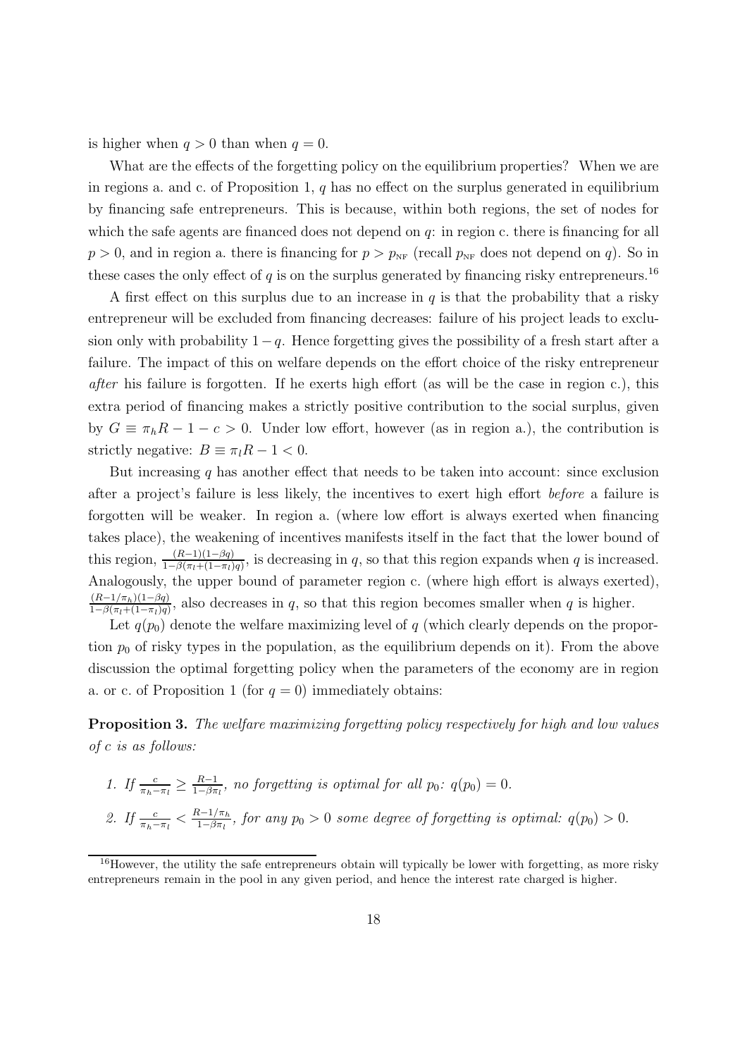is higher when $q > 0$ than when $q = 0$.

What are the effects of the forgetting policy on the equilibrium properties? When we are in regions a. and c. of Proposition 1, $q$ has no effect on the surplus generated in equilibrium by financing safe entrepreneurs. This is because, within both regions, the set of nodes for which the safe agents are financed does not depend on $q$: in region c. there is financing for all $p > 0$, and in region a. there is financing for $p > p_{\text{NF}}$ (recall $p_{\text{NF}}$ does not depend on $q$). So in these cases the only effect of $q$ is on the surplus generated by financing risky entrepreneurs.[16]

A first effect on this surplus due to an increase in $q$ is that the probability that a risky entrepreneur will be excluded from financing decreases: failure of his project leads to exclusion only with probability $1-q$. Hence forgetting gives the possibility of a fresh start after a failure. The impact of this on welfare depends on the effort choice of the risky entrepreneur *after* his failure is forgotten. If he exerts high effort (as will be the case in region c.), this extra period of financing makes a strictly positive contribution to the social surplus, given by $G \equiv \pi_h R - 1 - c > 0$. Under low effort, however (as in region a.), the contribution is strictly negative: $B \equiv \pi_l R - 1 < 0$.

But increasing $q$ has another effect that needs to be taken into account: since exclusion after a project's failure is less likely, the incentives to exert high effort *before* a failure is forgotten will be weaker. In region a. (where low effort is always exerted when financing takes place), the weakening of incentives manifests itself in the fact that the lower bound of this region, $\frac{(R-1)(1-\beta q)}{1-\beta(\pi_l+(1-\pi_l)q)}$, is decreasing in $q$, so that this region expands when $q$ is increased. Analogously, the upper bound of parameter region c. (where high effort is always exerted), $\frac{(R-1/\pi_h)(1-\beta q)}{1-\beta(\pi_l+(1-\pi_l)q)}$, also decreases in $q$, so that this region becomes smaller when $q$ is higher.

Let $q(p_0)$ denote the welfare maximizing level of $q$ (which clearly depends on the proportion $p_0$ of risky types in the population, as the equilibrium depends on it). From the above discussion the optimal forgetting policy when the parameters of the economy are in region a. or c. of Proposition 1 (for $q = 0$) immediately obtains:

**Proposition 3.** *The welfare maximizing forgetting policy respectively for high and low values of $c$ is as follows:*

1. *If $\frac{c}{\pi_h - \pi_l} \geq \frac{R-1}{1-\beta\pi_l}$, no forgetting is optimal for all $p_0$: $q(p_0) = 0$.*
2. *If $\frac{c}{\pi_h - \pi_l} < \frac{R-1/\pi_h}{1-\beta\pi_l}$, for any $p_0 > 0$ some degree of forgetting is optimal: $q(p_0) > 0$.*

[16] However, the utility the safe entrepreneurs obtain will typically be lower with forgetting, as more risky entrepreneurs remain in the pool in any given period, and hence the interest rate charged is higher.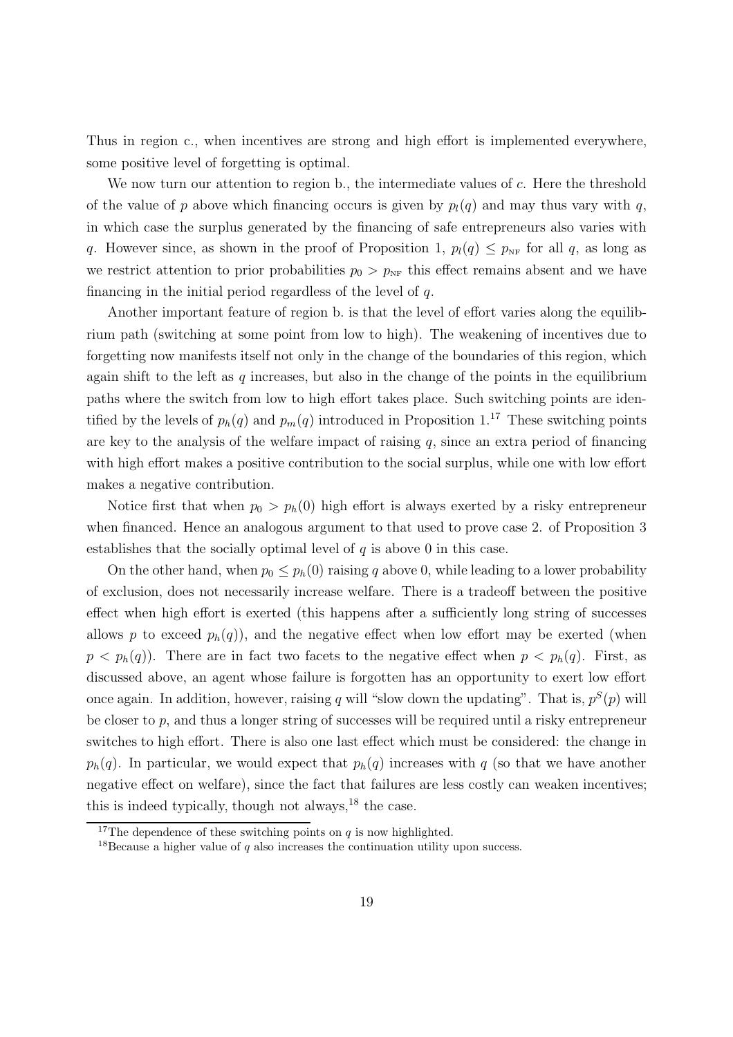Thus in region c., when incentives are strong and high effort is implemented everywhere, some positive level of forgetting is optimal.

We now turn our attention to region b., the intermediate values of $c$. Here the threshold of the value of $p$ above which financing occurs is given by $p_l(q)$ and may thus vary with $q$, in which case the surplus generated by the financing of safe entrepreneurs also varies with $q$. However since, as shown in the proof of Proposition 1, $p_l(q) \leq p_{\text{NF}}$ for all $q$, as long as we restrict attention to prior probabilities $p_0 > p_{\text{NF}}$ this effect remains absent and we have financing in the initial period regardless of the level of $q$.

Another important feature of region b. is that the level of effort varies along the equilibrium path (switching at some point from low to high). The weakening of incentives due to forgetting now manifests itself not only in the change of the boundaries of this region, which again shift to the left as $q$ increases, but also in the change of the points in the equilibrium paths where the switch from low to high effort takes place. Such switching points are identified by the levels of $p_h(q)$ and $p_m(q)$ introduced in Proposition 1.[17] These switching points are key to the analysis of the welfare impact of raising $q$, since an extra period of financing with high effort makes a positive contribution to the social surplus, while one with low effort makes a negative contribution.

Notice first that when $p_0 > p_h(0)$ high effort is always exerted by a risky entrepreneur when financed. Hence an analogous argument to that used to prove case 2. of Proposition 3 establishes that the socially optimal level of $q$ is above 0 in this case.

On the other hand, when $p_0 \leq p_h(0)$ raising $q$ above 0, while leading to a lower probability of exclusion, does not necessarily increase welfare. There is a tradeoff between the positive effect when high effort is exerted (this happens after a sufficiently long string of successes allows $p$ to exceed $p_h(q)$), and the negative effect when low effort may be exerted (when $p < p_h(q)$). There are in fact two facets to the negative effect when $p < p_h(q)$. First, as discussed above, an agent whose failure is forgotten has an opportunity to exert low effort once again. In addition, however, raising $q$ will "slow down the updating". That is, $p^S(p)$ will be closer to $p$, and thus a longer string of successes will be required until a risky entrepreneur switches to high effort. There is also one last effect which must be considered: the change in $p_h(q)$. In particular, we would expect that $p_h(q)$ increases with $q$ (so that we have another negative effect on welfare), since the fact that failures are less costly can weaken incentives; this is indeed typically, though not always,[18] the case.

[17] The dependence of these switching points on $q$ is now highlighted.

[18] Because a higher value of $q$ also increases the continuation utility upon success.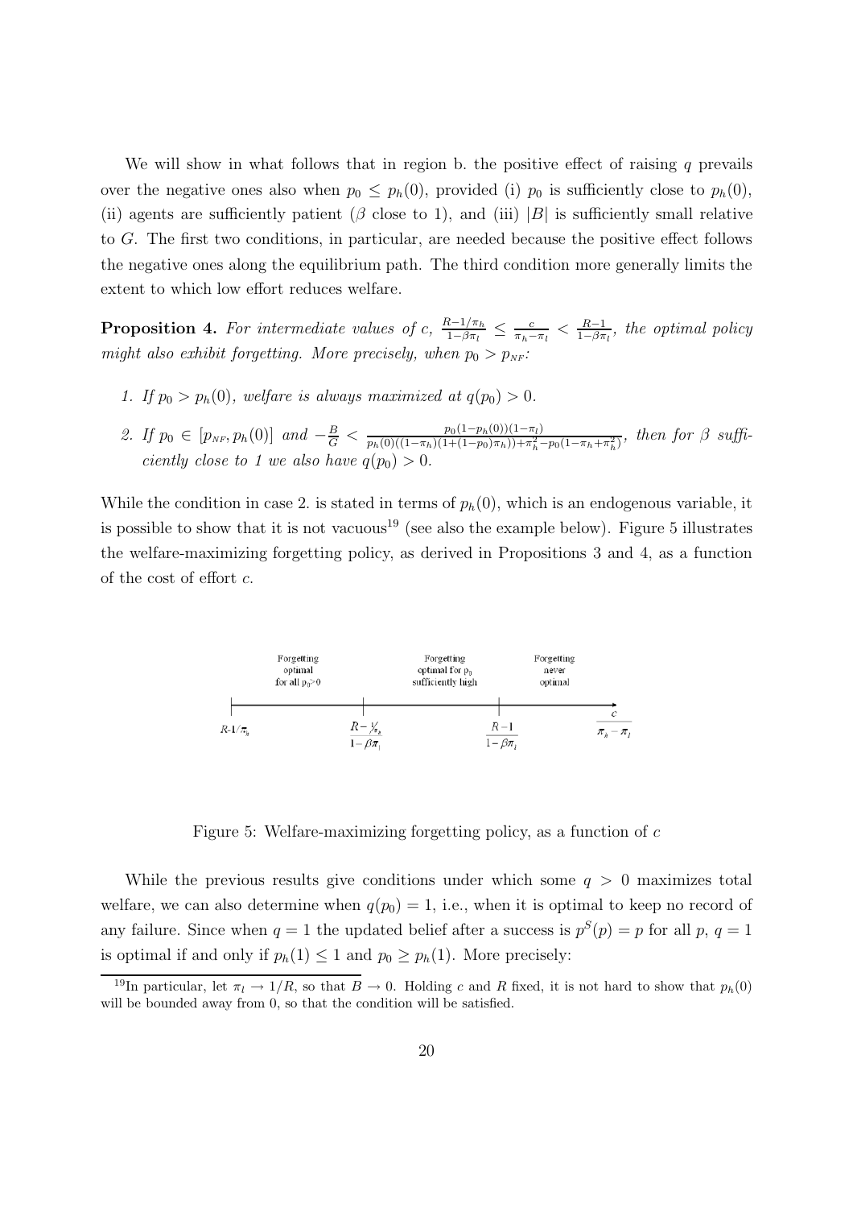We will show in what follows that in region b. the positive effect of raising $q$ prevails over the negative ones also when $p_0 \leq p_h(0)$, provided (i) $p_0$ is sufficiently close to $p_h(0)$, (ii) agents are sufficiently patient ($\beta$ close to 1), and (iii) $|B|$ is sufficiently small relative to $G$. The first two conditions, in particular, are needed because the positive effect follows the negative ones along the equilibrium path. The third condition more generally limits the extent to which low effort reduces welfare.

**Proposition 4.** *For intermediate values of c, $\frac{R-1/\pi_h}{1-\beta\pi_l} \leq \frac{c}{\pi_h-\pi_l} < \frac{R-1}{1-\beta\pi_l}$, the optimal policy might also exhibit forgetting. More precisely, when $p_0 > p_{NF}$:*

1. *If $p_0 > p_h(0)$, welfare is always maximized at $q(p_0) > 0$.*
2. *If $p_0 \in [p_{NF}, p_h(0)]$ and $-\frac{B}{G} < \frac{p_0(1-p_h(0))(1-\pi_l)}{p_h(0)((1-\pi_h)(1+(1-p_0)\pi_h))+\pi_h^2-p_0(1-\pi_h+\pi_h^2)}$, then for $\beta$ sufficiently close to 1 we also have $q(p_0) > 0$.*

While the condition in case 2. is stated in terms of $p_h(0)$, which is an endogenous variable, it is possible to show that it is not vacuous[19] (see also the example below). Figure 5 illustrates the welfare-maximizing forgetting policy, as derived in Propositions 3 and 4, as a function of the cost of effort $c$.

| Forgetting optimal for all $p_0>0$ | Forgetting optimal for $p_0$ sufficiently high | Forgetting never optimal |
|---|---|---|
| $R-1/\pi_h$ to $\frac{R-1/\pi_h}{1-\beta\pi_l}$ | $\frac{R-1/\pi_h}{1-\beta\pi_l}$ to $\frac{R-1}{1-\beta\pi_l}$ | above $\frac{R-1}{1-\beta\pi_l}$ (axis: $\frac{c}{\pi_h-\pi_l}$) |

Figure 5: Welfare-maximizing forgetting policy, as a function of $c$

While the previous results give conditions under which some $q > 0$ maximizes total welfare, we can also determine when $q(p_0) = 1$, i.e., when it is optimal to keep no record of any failure. Since when $q = 1$ the updated belief after a success is $p^S(p) = p$ for all $p$, $q = 1$ is optimal if and only if $p_h(1) \leq 1$ and $p_0 \geq p_h(1)$. More precisely:

[19] In particular, let $\pi_l \to 1/R$, so that $B \to 0$. Holding $c$ and $R$ fixed, it is not hard to show that $p_h(0)$ will be bounded away from 0, so that the condition will be satisfied.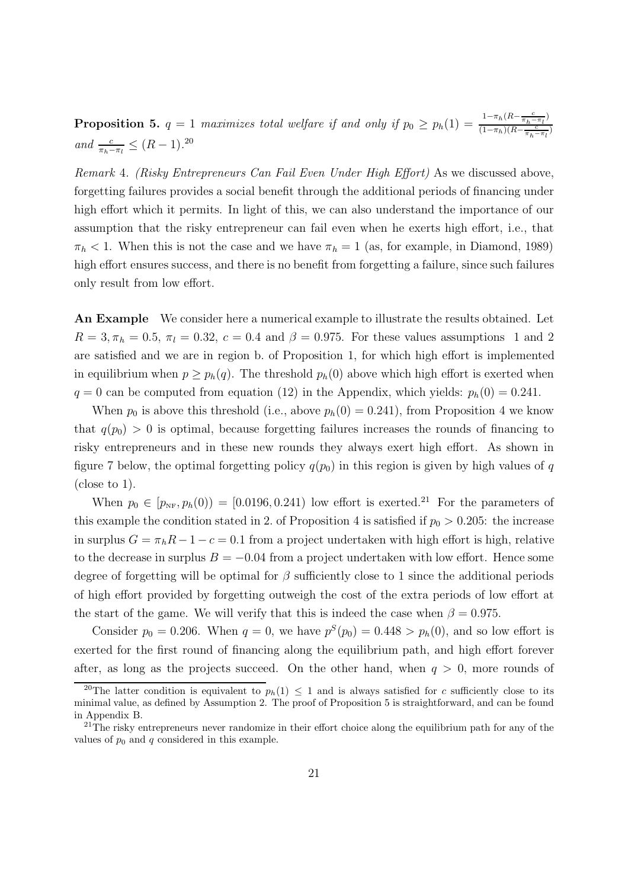**Proposition 5.** *$q = 1$ maximizes total welfare if and only if $p_0 \geq p_h(1) = \frac{1-\pi_h(R-\frac{c}{\pi_h-\pi_l})}{(1-\pi_h)(R-\frac{c}{\pi_h-\pi_l})}$ and $\frac{c}{\pi_h-\pi_l} \leq (R-1)$.*[20]

*Remark* 4. *(Risky Entrepreneurs Can Fail Even Under High Effort)* As we discussed above, forgetting failures provides a social benefit through the additional periods of financing under high effort which it permits. In light of this, we can also understand the importance of our assumption that the risky entrepreneur can fail even when he exerts high effort, i.e., that $\pi_h < 1$. When this is not the case and we have $\pi_h = 1$ (as, for example, in Diamond, 1989) high effort ensures success, and there is no benefit from forgetting a failure, since such failures only result from low effort.

**An Example** We consider here a numerical example to illustrate the results obtained. Let $R = 3, \pi_h = 0.5$, $\pi_l = 0.32$, $c = 0.4$ and $\beta = 0.975$. For these values assumptions 1 and 2 are satisfied and we are in region b. of Proposition 1, for which high effort is implemented in equilibrium when $p \geq p_h(q)$. The threshold $p_h(0)$ above which high effort is exerted when $q = 0$ can be computed from equation (12) in the Appendix, which yields: $p_h(0) = 0.241$.

When $p_0$ is above this threshold (i.e., above $p_h(0) = 0.241$), from Proposition 4 we know that $q(p_0) > 0$ is optimal, because forgetting failures increases the rounds of financing to risky entrepreneurs and in these new rounds they always exert high effort. As shown in figure 7 below, the optimal forgetting policy $q(p_0)$ in this region is given by high values of $q$ (close to 1).

When $p_0 \in [p_{\text{NF}}, p_h(0)) = [0.0196, 0.241)$ low effort is exerted.[21] For the parameters of this example the condition stated in 2. of Proposition 4 is satisfied if $p_0 > 0.205$: the increase in surplus $G = \pi_h R - 1 - c = 0.1$ from a project undertaken with high effort is high, relative to the decrease in surplus $B = -0.04$ from a project undertaken with low effort. Hence some degree of forgetting will be optimal for $\beta$ sufficiently close to 1 since the additional periods of high effort provided by forgetting outweigh the cost of the extra periods of low effort at the start of the game. We will verify that this is indeed the case when $\beta = 0.975$.

Consider $p_0 = 0.206$. When $q = 0$, we have $p^S(p_0) = 0.448 > p_h(0)$, and so low effort is exerted for the first round of financing along the equilibrium path, and high effort forever after, as long as the projects succeed. On the other hand, when $q > 0$, more rounds of

---

[20] The latter condition is equivalent to $p_h(1) \leq 1$ and is always satisfied for $c$ sufficiently close to its minimal value, as defined by Assumption 2. The proof of Proposition 5 is straightforward, and can be found in Appendix B.

[21] The risky entrepreneurs never randomize in their effort choice along the equilibrium path for any of the values of $p_0$ and $q$ considered in this example.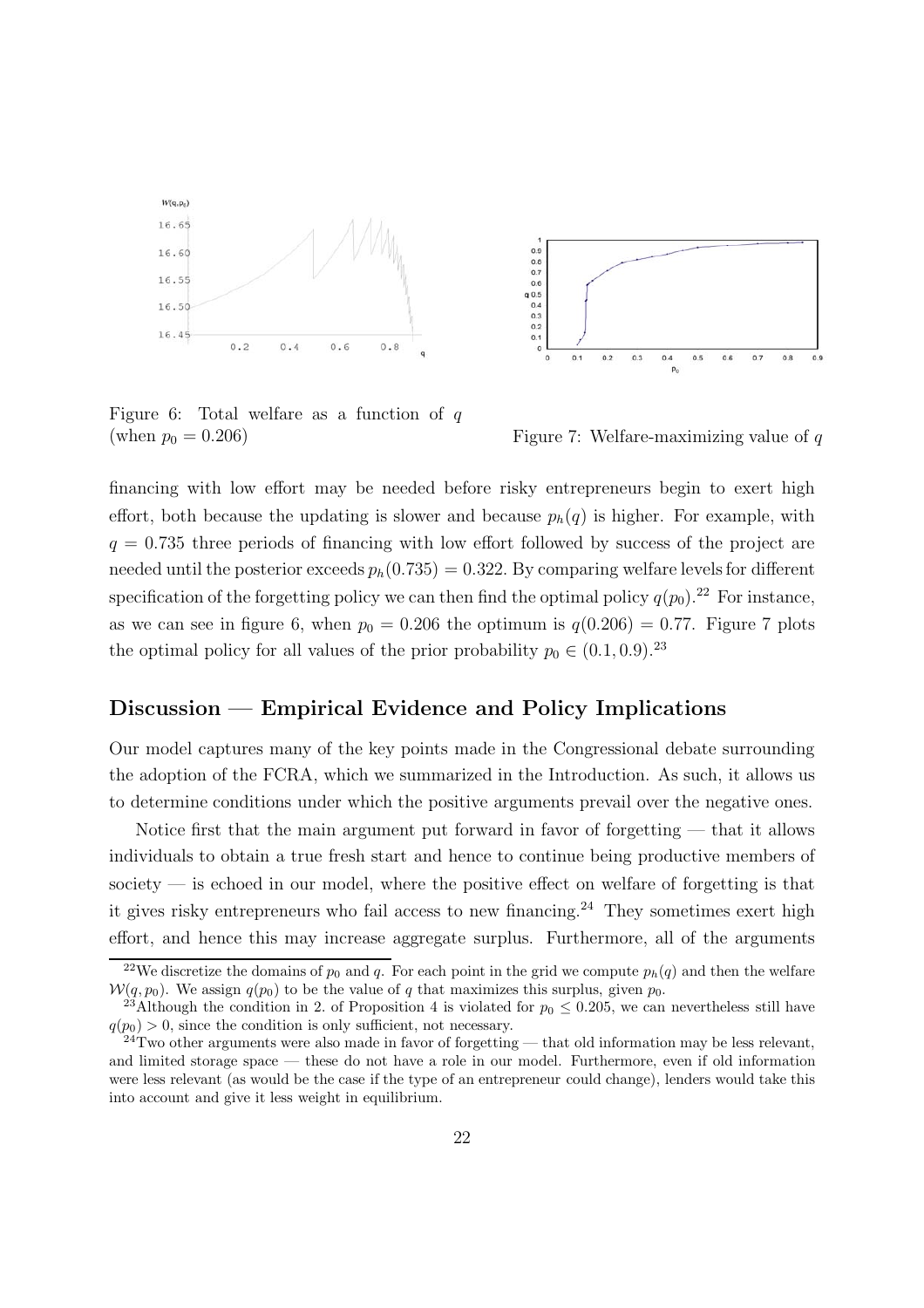Figure 6: Total welfare as a function of $q$ (when $p_0 = 0.206$)

Figure 7: Welfare-maximizing value of $q$

financing with low effort may be needed before risky entrepreneurs begin to exert high effort, both because the updating is slower and because $p_h(q)$ is higher. For example, with $q = 0.735$ three periods of financing with low effort followed by success of the project are needed until the posterior exceeds $p_h(0.735) = 0.322$. By comparing welfare levels for different specification of the forgetting policy we can then find the optimal policy $q(p_0)$.[22] For instance, as we can see in figure 6, when $p_0 = 0.206$ the optimum is $q(0.206) = 0.77$. Figure 7 plots the optimal policy for all values of the prior probability $p_0 \in (0.1, 0.9)$.[23]

## Discussion — Empirical Evidence and Policy Implications

Our model captures many of the key points made in the Congressional debate surrounding the adoption of the FCRA, which we summarized in the Introduction. As such, it allows us to determine conditions under which the positive arguments prevail over the negative ones.

Notice first that the main argument put forward in favor of forgetting — that it allows individuals to obtain a true fresh start and hence to continue being productive members of society — is echoed in our model, where the positive effect on welfare of forgetting is that it gives risky entrepreneurs who fail access to new financing.[24] They sometimes exert high effort, and hence this may increase aggregate surplus. Furthermore, all of the arguments

[22] We discretize the domains of $p_0$ and $q$. For each point in the grid we compute $p_h(q)$ and then the welfare $\mathcal{W}(q, p_0)$. We assign $q(p_0)$ to be the value of $q$ that maximizes this surplus, given $p_0$.

[23] Although the condition in 2. of Proposition 4 is violated for $p_0 \leq 0.205$, we can nevertheless still have $q(p_0) > 0$, since the condition is only sufficient, not necessary.

[24] Two other arguments were also made in favor of forgetting — that old information may be less relevant, and limited storage space — these do not have a role in our model. Furthermore, even if old information were less relevant (as would be the case if the type of an entrepreneur could change), lenders would take this into account and give it less weight in equilibrium.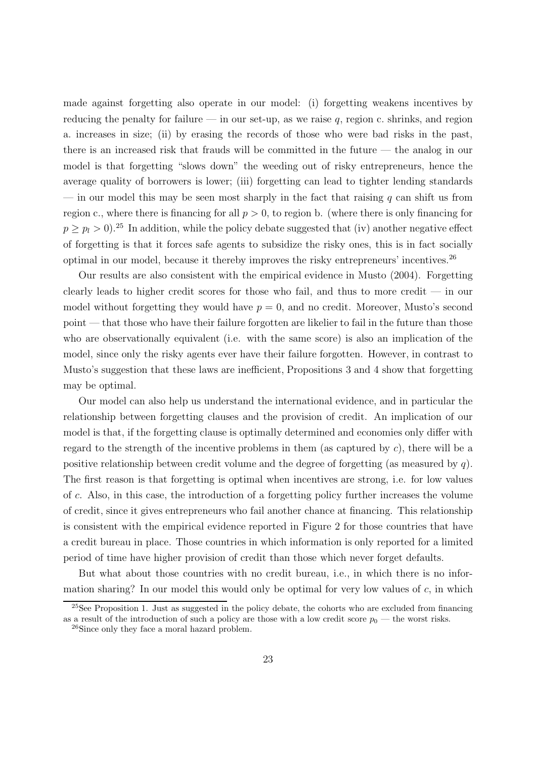made against forgetting also operate in our model: (i) forgetting weakens incentives by reducing the penalty for failure — in our set-up, as we raise $q$, region c. shrinks, and region a. increases in size; (ii) by erasing the records of those who were bad risks in the past, there is an increased risk that frauds will be committed in the future — the analog in our model is that forgetting "slows down" the weeding out of risky entrepreneurs, hence the average quality of borrowers is lower; (iii) forgetting can lead to tighter lending standards — in our model this may be seen most sharply in the fact that raising $q$ can shift us from region c., where there is financing for all $p > 0$, to region b. (where there is only financing for $p \geq p_l > 0$).[25] In addition, while the policy debate suggested that (iv) another negative effect of forgetting is that it forces safe agents to subsidize the risky ones, this is in fact socially optimal in our model, because it thereby improves the risky entrepreneurs' incentives.[26]

Our results are also consistent with the empirical evidence in Musto (2004). Forgetting clearly leads to higher credit scores for those who fail, and thus to more credit — in our model without forgetting they would have $p = 0$, and no credit. Moreover, Musto's second point — that those who have their failure forgotten are likelier to fail in the future than those who are observationally equivalent (i.e. with the same score) is also an implication of the model, since only the risky agents ever have their failure forgotten. However, in contrast to Musto's suggestion that these laws are inefficient, Propositions 3 and 4 show that forgetting may be optimal.

Our model can also help us understand the international evidence, and in particular the relationship between forgetting clauses and the provision of credit. An implication of our model is that, if the forgetting clause is optimally determined and economies only differ with regard to the strength of the incentive problems in them (as captured by $c$), there will be a positive relationship between credit volume and the degree of forgetting (as measured by $q$). The first reason is that forgetting is optimal when incentives are strong, i.e. for low values of $c$. Also, in this case, the introduction of a forgetting policy further increases the volume of credit, since it gives entrepreneurs who fail another chance at financing. This relationship is consistent with the empirical evidence reported in Figure 2 for those countries that have a credit bureau in place. Those countries in which information is only reported for a limited period of time have higher provision of credit than those which never forget defaults.

But what about those countries with no credit bureau, i.e., in which there is no information sharing? In our model this would only be optimal for very low values of $c$, in which

[25] See Proposition 1. Just as suggested in the policy debate, the cohorts who are excluded from financing as a result of the introduction of such a policy are those with a low credit score $p_0$ — the worst risks.

[26] Since only they face a moral hazard problem.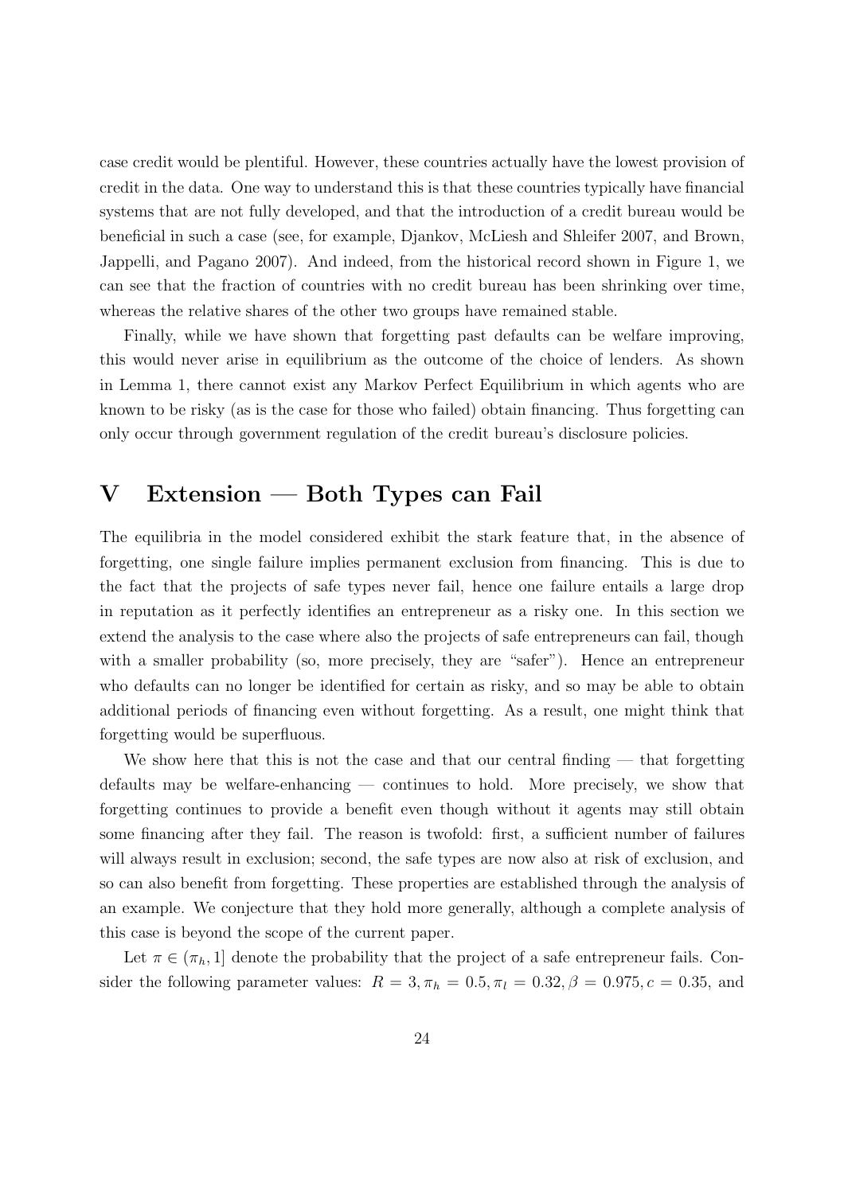case credit would be plentiful. However, these countries actually have the lowest provision of credit in the data. One way to understand this is that these countries typically have financial systems that are not fully developed, and that the introduction of a credit bureau would be beneficial in such a case (see, for example, Djankov, McLiesh and Shleifer 2007, and Brown, Jappelli, and Pagano 2007). And indeed, from the historical record shown in Figure 1, we can see that the fraction of countries with no credit bureau has been shrinking over time, whereas the relative shares of the other two groups have remained stable.

Finally, while we have shown that forgetting past defaults can be welfare improving, this would never arise in equilibrium as the outcome of the choice of lenders. As shown in Lemma 1, there cannot exist any Markov Perfect Equilibrium in which agents who are known to be risky (as is the case for those who failed) obtain financing. Thus forgetting can only occur through government regulation of the credit bureau's disclosure policies.

# V Extension — Both Types can Fail

The equilibria in the model considered exhibit the stark feature that, in the absence of forgetting, one single failure implies permanent exclusion from financing. This is due to the fact that the projects of safe types never fail, hence one failure entails a large drop in reputation as it perfectly identifies an entrepreneur as a risky one. In this section we extend the analysis to the case where also the projects of safe entrepreneurs can fail, though with a smaller probability (so, more precisely, they are "safer"). Hence an entrepreneur who defaults can no longer be identified for certain as risky, and so may be able to obtain additional periods of financing even without forgetting. As a result, one might think that forgetting would be superfluous.

We show here that this is not the case and that our central finding — that forgetting defaults may be welfare-enhancing — continues to hold. More precisely, we show that forgetting continues to provide a benefit even though without it agents may still obtain some financing after they fail. The reason is twofold: first, a sufficient number of failures will always result in exclusion; second, the safe types are now also at risk of exclusion, and so can also benefit from forgetting. These properties are established through the analysis of an example. We conjecture that they hold more generally, although a complete analysis of this case is beyond the scope of the current paper.

Let $\pi \in (\pi_h, 1]$ denote the probability that the project of a safe entrepreneur fails. Consider the following parameter values: $R = 3, \pi_h = 0.5, \pi_l = 0.32, \beta = 0.975, c = 0.35$, and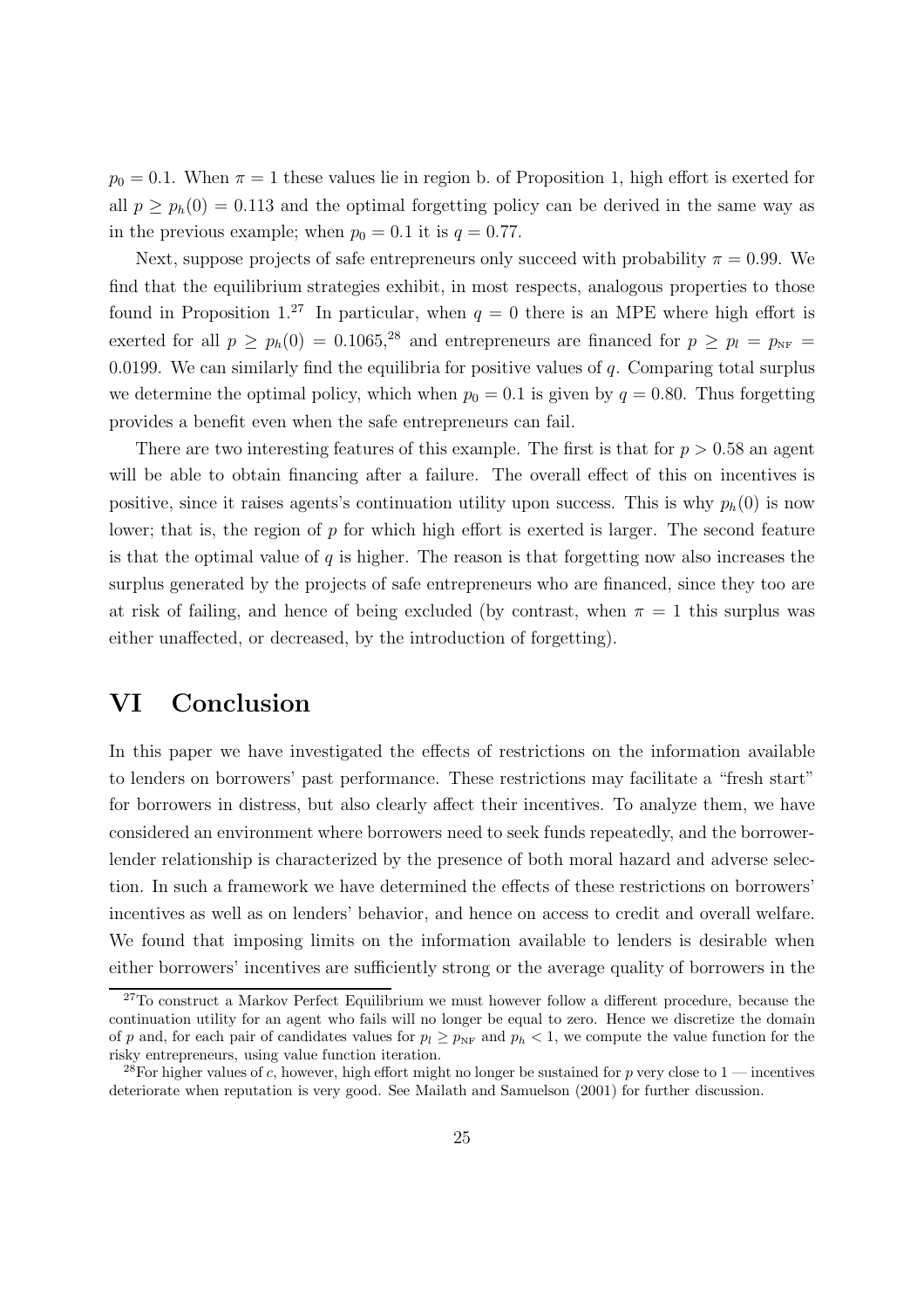$p_0 = 0.1$. When $\pi = 1$ these values lie in region b. of Proposition 1, high effort is exerted for all $p \geq p_h(0) = 0.113$ and the optimal forgetting policy can be derived in the same way as in the previous example; when $p_0 = 0.1$ it is $q = 0.77$.

Next, suppose projects of safe entrepreneurs only succeed with probability $\pi = 0.99$. We find that the equilibrium strategies exhibit, in most respects, analogous properties to those found in Proposition 1.[27] In particular, when $q = 0$ there is an MPE where high effort is exerted for all $p \geq p_h(0) = 0.1065$,[28] and entrepreneurs are financed for $p \geq p_l = p_{\text{NF}} = 0.0199$. We can similarly find the equilibria for positive values of $q$. Comparing total surplus we determine the optimal policy, which when $p_0 = 0.1$ is given by $q = 0.80$. Thus forgetting provides a benefit even when the safe entrepreneurs can fail.

There are two interesting features of this example. The first is that for $p > 0.58$ an agent will be able to obtain financing after a failure. The overall effect of this on incentives is positive, since it raises agents's continuation utility upon success. This is why $p_h(0)$ is now lower; that is, the region of $p$ for which high effort is exerted is larger. The second feature is that the optimal value of $q$ is higher. The reason is that forgetting now also increases the surplus generated by the projects of safe entrepreneurs who are financed, since they too are at risk of failing, and hence of being excluded (by contrast, when $\pi = 1$ this surplus was either unaffected, or decreased, by the introduction of forgetting).

# VI Conclusion

In this paper we have investigated the effects of restrictions on the information available to lenders on borrowers' past performance. These restrictions may facilitate a "fresh start" for borrowers in distress, but also clearly affect their incentives. To analyze them, we have considered an environment where borrowers need to seek funds repeatedly, and the borrower-lender relationship is characterized by the presence of both moral hazard and adverse selection. In such a framework we have determined the effects of these restrictions on borrowers' incentives as well as on lenders' behavior, and hence on access to credit and overall welfare. We found that imposing limits on the information available to lenders is desirable when either borrowers' incentives are sufficiently strong or the average quality of borrowers in the

---

[27] To construct a Markov Perfect Equilibrium we must however follow a different procedure, because the continuation utility for an agent who fails will no longer be equal to zero. Hence we discretize the domain of $p$ and, for each pair of candidates values for $p_l \geq p_{\text{NF}}$ and $p_h < 1$, we compute the value function for the risky entrepreneurs, using value function iteration.

[28] For higher values of $c$, however, high effort might no longer be sustained for $p$ very close to 1 — incentives deteriorate when reputation is very good. See Mailath and Samuelson (2001) for further discussion.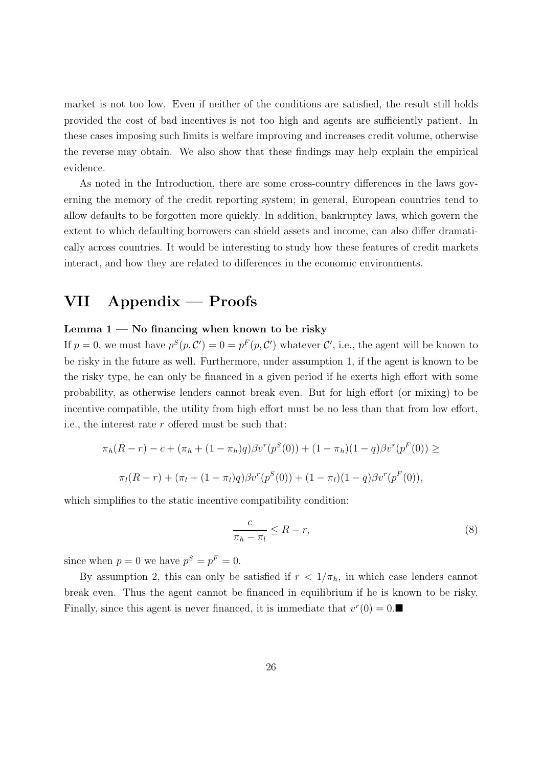market is not too low. Even if neither of the conditions are satisfied, the result still holds provided the cost of bad incentives is not too high and agents are sufficiently patient. In these cases imposing such limits is welfare improving and increases credit volume, otherwise the reverse may obtain. We also show that these findings may help explain the empirical evidence.

As noted in the Introduction, there are some cross-country differences in the laws governing the memory of the credit reporting system; in general, European countries tend to allow defaults to be forgotten more quickly. In addition, bankruptcy laws, which govern the extent to which defaulting borrowers can shield assets and income, can also differ dramatically across countries. It would be interesting to study how these features of credit markets interact, and how they are related to differences in the economic environments.

# VII Appendix — Proofs

**Lemma 1 — No financing when known to be risky**

If $p = 0$, we must have $p^S(p, \mathcal{C}') = 0 = p^F(p, \mathcal{C}')$ whatever $\mathcal{C}'$, i.e., the agent will be known to be risky in the future as well. Furthermore, under assumption 1, if the agent is known to be the risky type, he can only be financed in a given period if he exerts high effort with some probability, as otherwise lenders cannot break even. But for high effort (or mixing) to be incentive compatible, the utility from high effort must be no less than that from low effort, i.e., the interest rate $r$ offered must be such that:

$$\pi_h(R-r) - c + (\pi_h + (1-\pi_h)q)\beta v^r(p^S(0)) + (1-\pi_h)(1-q)\beta v^r(p^F(0)) \geq$$

$$\pi_l(R-r) + (\pi_l + (1-\pi_l)q)\beta v^r(p^S(0)) + (1-\pi_l)(1-q)\beta v^r(p^F(0)),$$

which simplifies to the static incentive compatibility condition:

$$\frac{c}{\pi_h - \pi_l} \leq R - r, \tag{8}$$

since when $p = 0$ we have $p^S = p^F = 0$.

By assumption 2, this can only be satisfied if $r < 1/\pi_h$, in which case lenders cannot break even. Thus the agent cannot be financed in equilibrium if he is known to be risky. Finally, since this agent is never financed, it is immediate that $v^r(0) = 0$.■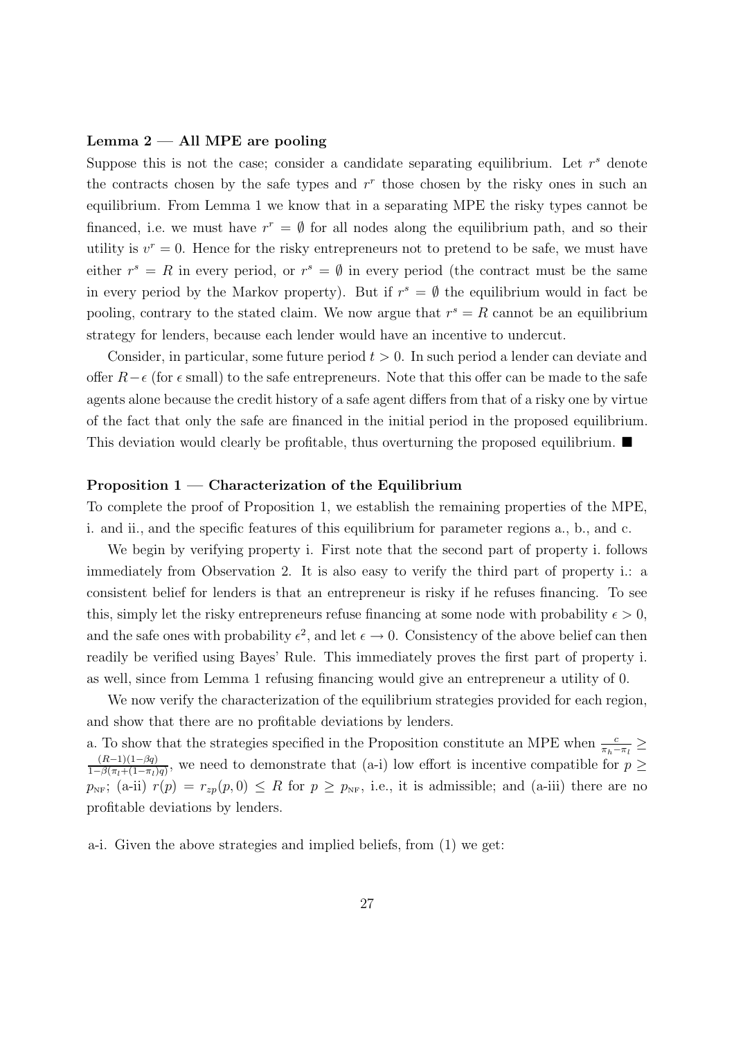**Lemma 2 — All MPE are pooling**

Suppose this is not the case; consider a candidate separating equilibrium. Let $r^s$ denote the contracts chosen by the safe types and $r^r$ those chosen by the risky ones in such an equilibrium. From Lemma 1 we know that in a separating MPE the risky types cannot be financed, i.e. we must have $r^r = \emptyset$ for all nodes along the equilibrium path, and so their utility is $v^r = 0$. Hence for the risky entrepreneurs not to pretend to be safe, we must have either $r^s = R$ in every period, or $r^s = \emptyset$ in every period (the contract must be the same in every period by the Markov property). But if $r^s = \emptyset$ the equilibrium would in fact be pooling, contrary to the stated claim. We now argue that $r^s = R$ cannot be an equilibrium strategy for lenders, because each lender would have an incentive to undercut.

Consider, in particular, some future period $t > 0$. In such period a lender can deviate and offer $R - \epsilon$ (for $\epsilon$ small) to the safe entrepreneurs. Note that this offer can be made to the safe agents alone because the credit history of a safe agent differs from that of a risky one by virtue of the fact that only the safe are financed in the initial period in the proposed equilibrium. This deviation would clearly be profitable, thus overturning the proposed equilibrium. ■

**Proposition 1 — Characterization of the Equilibrium**

To complete the proof of Proposition 1, we establish the remaining properties of the MPE, i. and ii., and the specific features of this equilibrium for parameter regions a., b., and c.

We begin by verifying property i. First note that the second part of property i. follows immediately from Observation 2. It is also easy to verify the third part of property i.: a consistent belief for lenders is that an entrepreneur is risky if he refuses financing. To see this, simply let the risky entrepreneurs refuse financing at some node with probability $\epsilon > 0$, and the safe ones with probability $\epsilon^2$, and let $\epsilon \to 0$. Consistency of the above belief can then readily be verified using Bayes' Rule. This immediately proves the first part of property i. as well, since from Lemma 1 refusing financing would give an entrepreneur a utility of 0.

We now verify the characterization of the equilibrium strategies provided for each region, and show that there are no profitable deviations by lenders.

a. To show that the strategies specified in the Proposition constitute an MPE when $\frac{c}{\pi_h - \pi_l} \geq \frac{(R-1)(1-\beta q)}{1-\beta(\pi_l + (1-\pi_l)q)}$, we need to demonstrate that (a-i) low effort is incentive compatible for $p \geq p_{\text{NF}}$; (a-ii) $r(p) = r_{zp}(p, 0) \leq R$ for $p \geq p_{\text{NF}}$, i.e., it is admissible; and (a-iii) there are no profitable deviations by lenders.

a-i. Given the above strategies and implied beliefs, from (1) we get: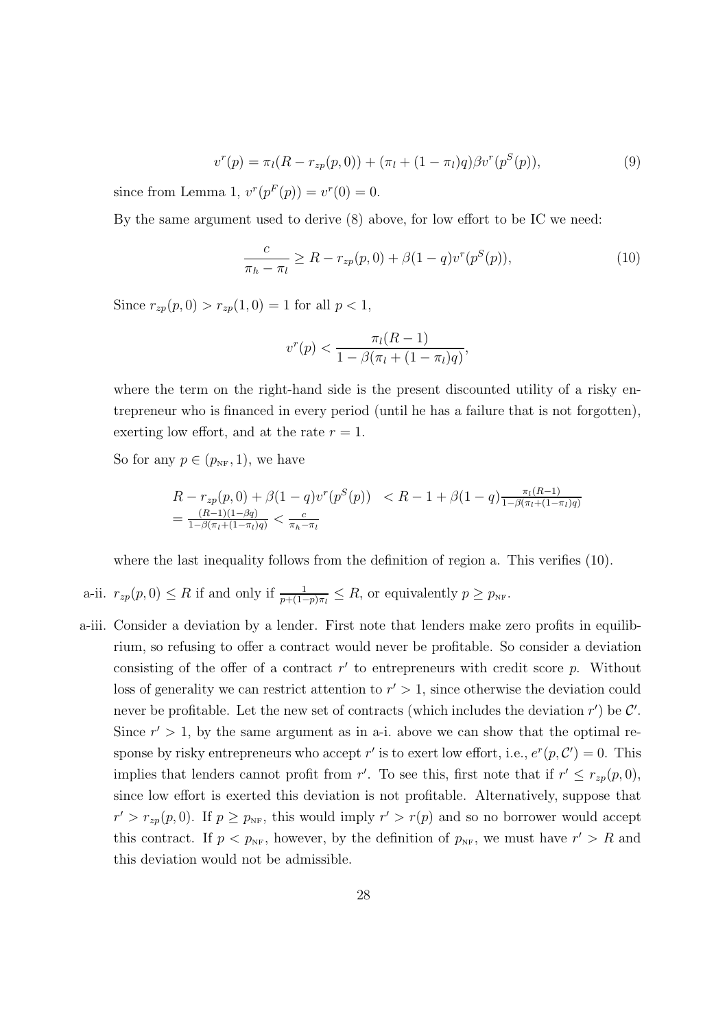$$v^r(p) = \pi_l(R - r_{zp}(p, 0)) + (\pi_l + (1 - \pi_l)q)\beta v^r(p^S(p)), \tag{9}$$

since from Lemma 1, $v^r(p^F(p)) = v^r(0) = 0$.

By the same argument used to derive (8) above, for low effort to be IC we need:

$$\frac{c}{\pi_h - \pi_l} \geq R - r_{zp}(p, 0) + \beta(1 - q)v^r(p^S(p)), \tag{10}$$

Since $r_{zp}(p, 0) > r_{zp}(1, 0) = 1$ for all $p < 1$,

$$v^r(p) < \frac{\pi_l(R - 1)}{1 - \beta(\pi_l + (1 - \pi_l)q)},$$

where the term on the right-hand side is the present discounted utility of a risky entrepreneur who is financed in every period (until he has a failure that is not forgotten), exerting low effort, and at the rate $r = 1$.

So for any $p \in (p_{\text{NF}}, 1)$, we have

$$\begin{aligned} R - r_{zp}(p, 0) + \beta(1 - q)v^r(p^S(p)) &< R - 1 + \beta(1 - q)\tfrac{\pi_l(R-1)}{1-\beta(\pi_l+(1-\pi_l)q)} \\ = \tfrac{(R-1)(1-\beta q)}{1-\beta(\pi_l+(1-\pi_l)q)} &< \tfrac{c}{\pi_h - \pi_l} \end{aligned}$$

where the last inequality follows from the definition of region a. This verifies (10).

a-ii. $r_{zp}(p, 0) \leq R$ if and only if $\frac{1}{p+(1-p)\pi_l} \leq R$, or equivalently $p \geq p_{\text{NF}}$.

a-iii. Consider a deviation by a lender. First note that lenders make zero profits in equilibrium, so refusing to offer a contract would never be profitable. So consider a deviation consisting of the offer of a contract $r'$ to entrepreneurs with credit score $p$. Without loss of generality we can restrict attention to $r' > 1$, since otherwise the deviation could never be profitable. Let the new set of contracts (which includes the deviation $r'$) be $\mathcal{C}'$. Since $r' > 1$, by the same argument as in a-i. above we can show that the optimal response by risky entrepreneurs who accept $r'$ is to exert low effort, i.e., $e^r(p, \mathcal{C}') = 0$. This implies that lenders cannot profit from $r'$. To see this, first note that if $r' \leq r_{zp}(p, 0)$, since low effort is exerted this deviation is not profitable. Alternatively, suppose that $r' > r_{zp}(p, 0)$. If $p \geq p_{\text{NF}}$, this would imply $r' > r(p)$ and so no borrower would accept this contract. If $p < p_{\text{NF}}$, however, by the definition of $p_{\text{NF}}$, we must have $r' > R$ and this deviation would not be admissible.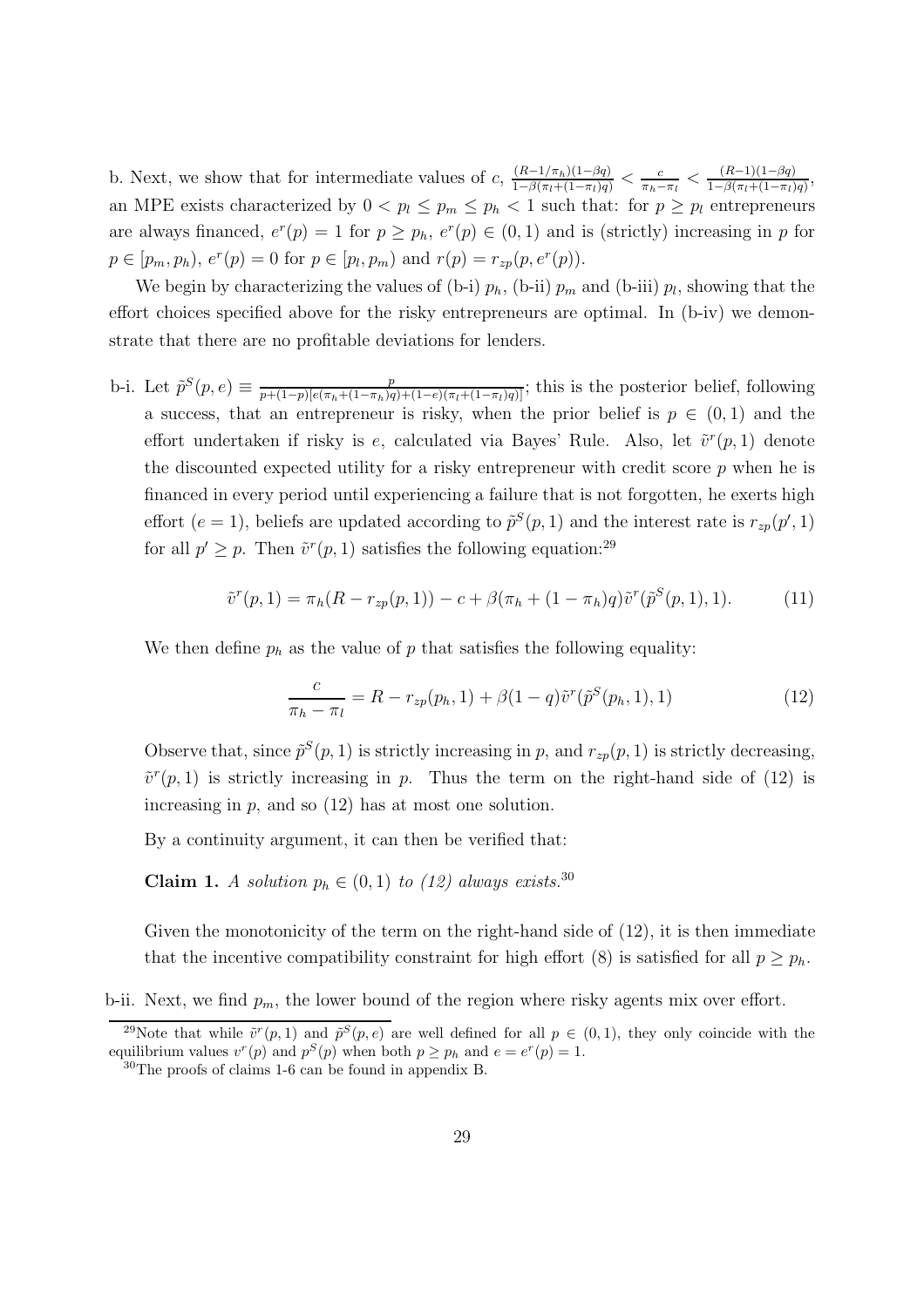b. Next, we show that for intermediate values of $c$, $\frac{(R-1/\pi_h)(1-\beta q)}{1-\beta(\pi_l+(1-\pi_l)q)} < \frac{c}{\pi_h-\pi_l} < \frac{(R-1)(1-\beta q)}{1-\beta(\pi_l+(1-\pi_l)q)}$, an MPE exists characterized by $0 < p_l \leq p_m \leq p_h < 1$ such that: for $p \geq p_l$ entrepreneurs are always financed, $e^r(p) = 1$ for $p \geq p_h$, $e^r(p) \in (0,1)$ and is (strictly) increasing in $p$ for $p \in [p_m, p_h)$, $e^r(p) = 0$ for $p \in [p_l, p_m)$ and $r(p) = r_{zp}(p, e^r(p))$.

We begin by characterizing the values of (b-i) $p_h$, (b-ii) $p_m$ and (b-iii) $p_l$, showing that the effort choices specified above for the risky entrepreneurs are optimal. In (b-iv) we demonstrate that there are no profitable deviations for lenders.

b-i. Let $\tilde{p}^S(p,e) \equiv \frac{p}{p+(1-p)[e(\pi_h+(1-\pi_h)q)+(1-e)(\pi_l+(1-\pi_l)q)]}$; this is the posterior belief, following a success, that an entrepreneur is risky, when the prior belief is $p \in (0,1)$ and the effort undertaken if risky is $e$, calculated via Bayes' Rule. Also, let $\tilde{v}^r(p,1)$ denote the discounted expected utility for a risky entrepreneur with credit score $p$ when he is financed in every period until experiencing a failure that is not forgotten, he exerts high effort ($e = 1$), beliefs are updated according to $\tilde{p}^S(p,1)$ and the interest rate is $r_{zp}(p',1)$ for all $p' \geq p$. Then $\tilde{v}^r(p,1)$ satisfies the following equation:[29]

$$\tilde{v}^r(p,1) = \pi_h(R - r_{zp}(p,1)) - c + \beta(\pi_h + (1-\pi_h)q)\tilde{v}^r(\tilde{p}^S(p,1),1). \tag{11}$$

We then define $p_h$ as the value of $p$ that satisfies the following equality:

$$\frac{c}{\pi_h - \pi_l} = R - r_{zp}(p_h,1) + \beta(1-q)\tilde{v}^r(\tilde{p}^S(p_h,1),1) \tag{12}$$

Observe that, since $\tilde{p}^S(p,1)$ is strictly increasing in $p$, and $r_{zp}(p,1)$ is strictly decreasing, $\tilde{v}^r(p,1)$ is strictly increasing in $p$. Thus the term on the right-hand side of (12) is increasing in $p$, and so (12) has at most one solution.

By a continuity argument, it can then be verified that:

**Claim 1.** *A solution $p_h \in (0,1)$ to (12) always exists.*[30]

Given the monotonicity of the term on the right-hand side of (12), it is then immediate that the incentive compatibility constraint for high effort (8) is satisfied for all $p \geq p_h$.

b-ii. Next, we find $p_m$, the lower bound of the region where risky agents mix over effort.

[29] Note that while $\tilde{v}^r(p,1)$ and $\tilde{p}^S(p,e)$ are well defined for all $p \in (0,1)$, they only coincide with the equilibrium values $v^r(p)$ and $p^S(p)$ when both $p \geq p_h$ and $e = e^r(p) = 1$.

[30] The proofs of claims 1-6 can be found in appendix B.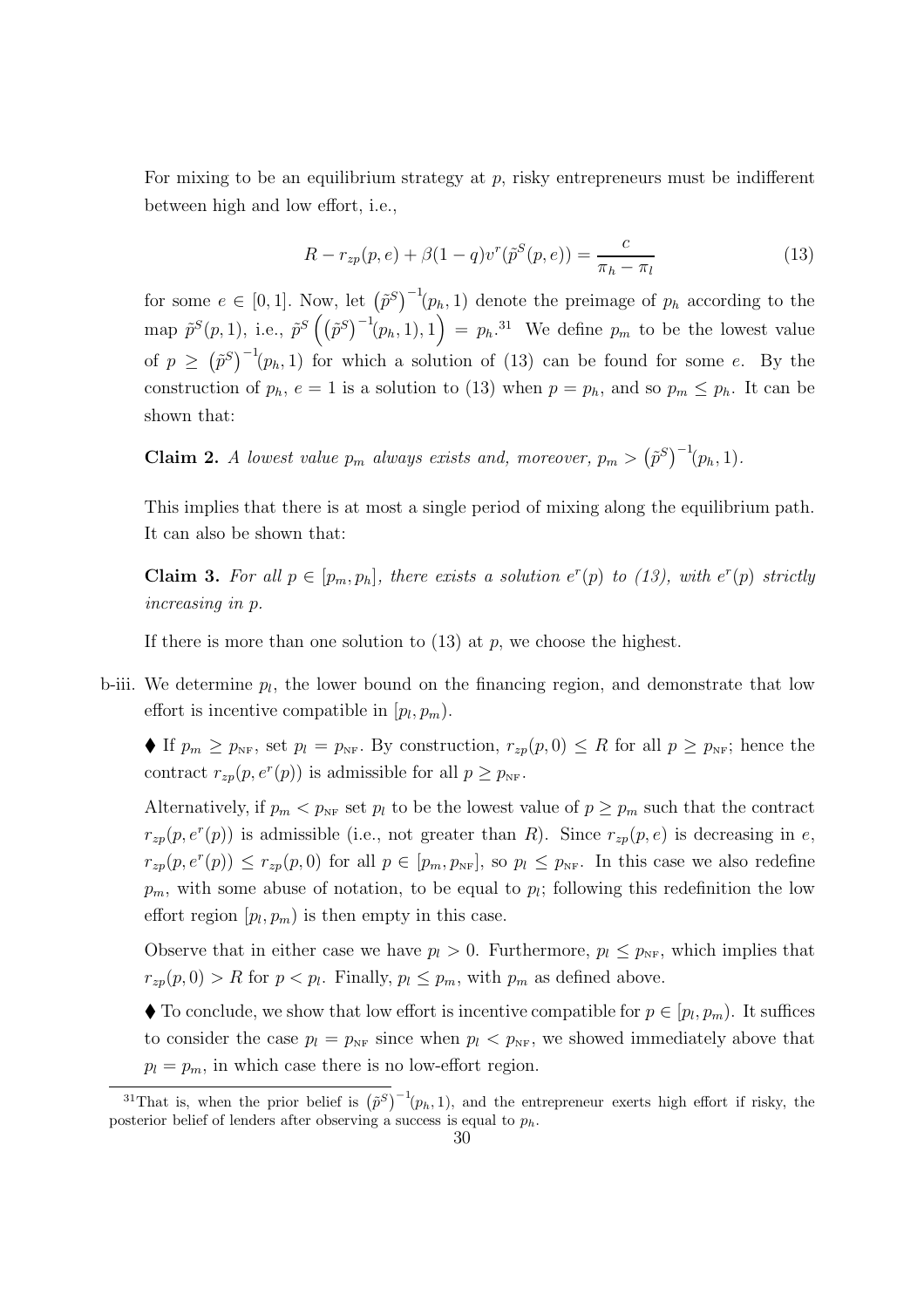For mixing to be an equilibrium strategy at $p$, risky entrepreneurs must be indifferent between high and low effort, i.e.,

$$R - r_{zp}(p, e) + \beta(1 - q)v^r(\tilde{p}^S(p, e)) = \frac{c}{\pi_h - \pi_l} \tag{13}$$

for some $e \in [0, 1]$. Now, let $\left(\tilde{p}^S\right)^{-1}(p_h, 1)$ denote the preimage of $p_h$ according to the map $\tilde{p}^S(p, 1)$, i.e., $\tilde{p}^S\left(\left(\tilde{p}^S\right)^{-1}(p_h, 1), 1\right) = p_h$.[31] We define $p_m$ to be the lowest value of $p \geq \left(\tilde{p}^S\right)^{-1}(p_h, 1)$ for which a solution of (13) can be found for some $e$. By the construction of $p_h$, $e = 1$ is a solution to (13) when $p = p_h$, and so $p_m \leq p_h$. It can be shown that:

**Claim 2.** *A lowest value $p_m$ always exists and, moreover, $p_m > \left(\tilde{p}^S\right)^{-1}(p_h, 1)$.*

This implies that there is at most a single period of mixing along the equilibrium path. It can also be shown that:

**Claim 3.** *For all $p \in [p_m, p_h]$, there exists a solution $e^r(p)$ to (13), with $e^r(p)$ strictly increasing in $p$.*

If there is more than one solution to (13) at $p$, we choose the highest.

b-iii. We determine $p_l$, the lower bound on the financing region, and demonstrate that low effort is incentive compatible in $[p_l, p_m)$.

◆ If $p_m \geq p_{\text{NF}}$, set $p_l = p_{\text{NF}}$. By construction, $r_{zp}(p, 0) \leq R$ for all $p \geq p_{\text{NF}}$; hence the contract $r_{zp}(p, e^r(p))$ is admissible for all $p \geq p_{\text{NF}}$.

Alternatively, if $p_m < p_{\text{NF}}$ set $p_l$ to be the lowest value of $p \geq p_m$ such that the contract $r_{zp}(p, e^r(p))$ is admissible (i.e., not greater than $R$). Since $r_{zp}(p, e)$ is decreasing in $e$, $r_{zp}(p, e^r(p)) \leq r_{zp}(p, 0)$ for all $p \in [p_m, p_{\text{NF}}]$, so $p_l \leq p_{\text{NF}}$. In this case we also redefine $p_m$, with some abuse of notation, to be equal to $p_l$; following this redefinition the low effort region $[p_l, p_m)$ is then empty in this case.

Observe that in either case we have $p_l > 0$. Furthermore, $p_l \leq p_{\text{NF}}$, which implies that $r_{zp}(p, 0) > R$ for $p < p_l$. Finally, $p_l \leq p_m$, with $p_m$ as defined above.

◆ To conclude, we show that low effort is incentive compatible for $p \in [p_l, p_m)$. It suffices to consider the case $p_l = p_{\text{NF}}$ since when $p_l < p_{\text{NF}}$, we showed immediately above that $p_l = p_m$, in which case there is no low-effort region.

[31] That is, when the prior belief is $\left(\tilde{p}^S\right)^{-1}(p_h, 1)$, and the entrepreneur exerts high effort if risky, the posterior belief of lenders after observing a success is equal to $p_h$.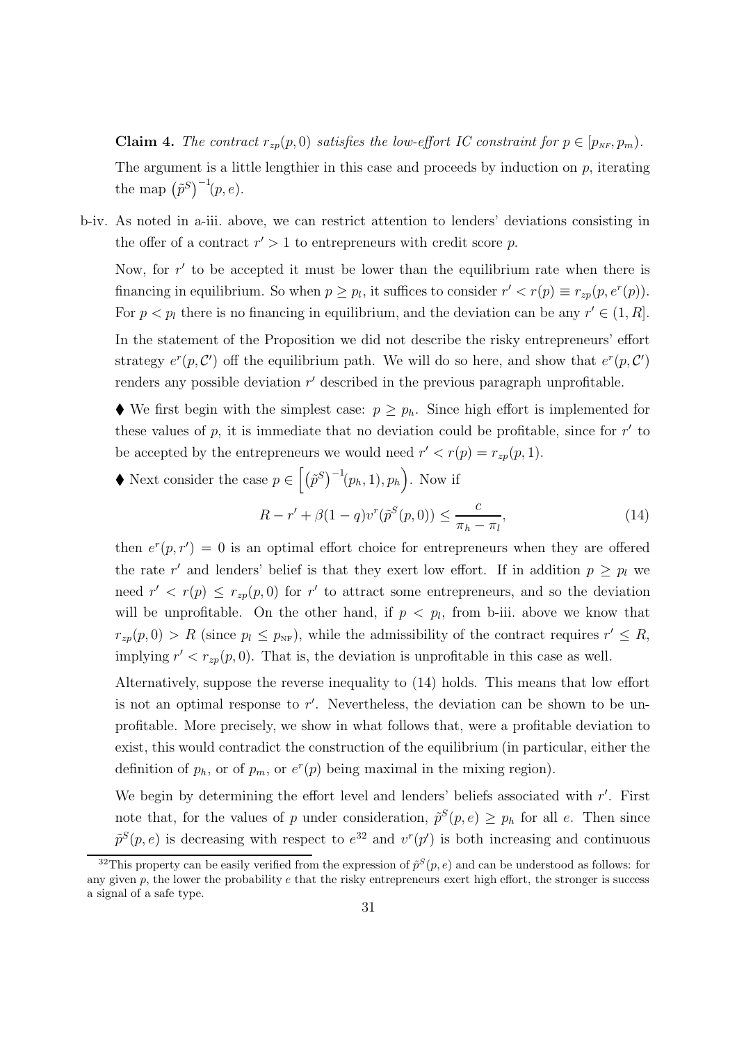**Claim 4.** *The contract $r_{zp}(p,0)$ satisfies the low-effort IC constraint for $p \in [p_{NF}, p_m)$.*

The argument is a little lengthier in this case and proceeds by induction on $p$, iterating the map $\left(\tilde{p}^S\right)^{-1}(p,e)$.

b-iv. As noted in a-iii. above, we can restrict attention to lenders' deviations consisting in the offer of a contract $r' > 1$ to entrepreneurs with credit score $p$.

Now, for $r'$ to be accepted it must be lower than the equilibrium rate when there is financing in equilibrium. So when $p \geq p_l$, it suffices to consider $r' < r(p) \equiv r_{zp}(p, e^r(p))$. For $p < p_l$ there is no financing in equilibrium, and the deviation can be any $r' \in (1, R]$.

In the statement of the Proposition we did not describe the risky entrepreneurs' effort strategy $e^r(p, \mathcal{C}')$ off the equilibrium path. We will do so here, and show that $e^r(p, \mathcal{C}')$ renders any possible deviation $r'$ described in the previous paragraph unprofitable.

⧫ We first begin with the simplest case: $p \geq p_h$. Since high effort is implemented for these values of $p$, it is immediate that no deviation could be profitable, since for $r'$ to be accepted by the entrepreneurs we would need $r' < r(p) = r_{zp}(p, 1)$.

⧫ Next consider the case $p \in \left[\left(\tilde{p}^S\right)^{-1}(p_h, 1), p_h\right)$. Now if

$$R - r' + \beta(1-q)v^r(\tilde{p}^S(p,0)) \leq \frac{c}{\pi_h - \pi_l}, \tag{14}$$

then $e^r(p, r') = 0$ is an optimal effort choice for entrepreneurs when they are offered the rate $r'$ and lenders' belief is that they exert low effort. If in addition $p \geq p_l$ we need $r' < r(p) \leq r_{zp}(p, 0)$ for $r'$ to attract some entrepreneurs, and so the deviation will be unprofitable. On the other hand, if $p < p_l$, from b-iii. above we know that $r_{zp}(p, 0) > R$ (since $p_l \leq p_{NF}$), while the admissibility of the contract requires $r' \leq R$, implying $r' < r_{zp}(p, 0)$. That is, the deviation is unprofitable in this case as well.

Alternatively, suppose the reverse inequality to (14) holds. This means that low effort is not an optimal response to $r'$. Nevertheless, the deviation can be shown to be unprofitable. More precisely, we show in what follows that, were a profitable deviation to exist, this would contradict the construction of the equilibrium (in particular, either the definition of $p_h$, or of $p_m$, or $e^r(p)$ being maximal in the mixing region).

We begin by determining the effort level and lenders' beliefs associated with $r'$. First note that, for the values of $p$ under consideration, $\tilde{p}^S(p, e) \geq p_h$ for all $e$. Then since $\tilde{p}^S(p, e)$ is decreasing with respect to $e$[32] and $v^r(p')$ is both increasing and continuous

[32]This property can be easily verified from the expression of $\tilde{p}^S(p, e)$ and can be understood as follows: for any given $p$, the lower the probability $e$ that the risky entrepreneurs exert high effort, the stronger is success a signal of a safe type.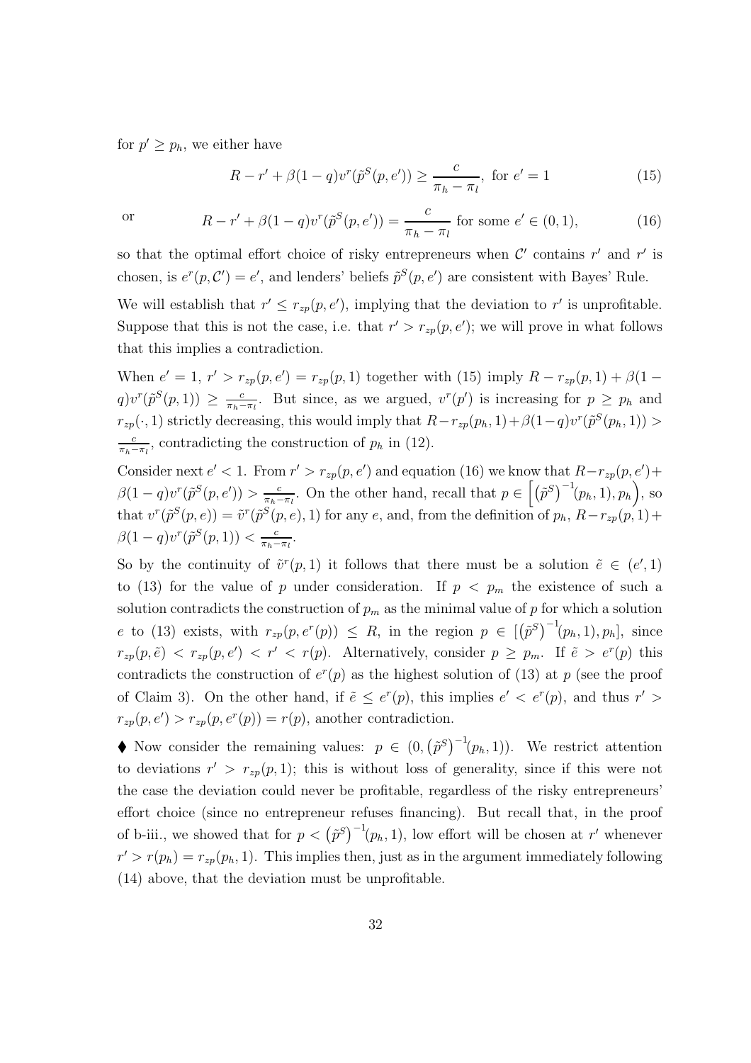for $p' \geq p_h$, we either have

$$R - r' + \beta(1-q)v^r(\tilde{p}^S(p,e')) \geq \frac{c}{\pi_h - \pi_l}, \text{ for } e' = 1 \tag{15}$$

or
$$R - r' + \beta(1-q)v^r(\tilde{p}^S(p,e')) = \frac{c}{\pi_h - \pi_l} \text{ for some } e' \in (0,1), \tag{16}$$

so that the optimal effort choice of risky entrepreneurs when $\mathcal{C}'$ contains $r'$ and $r'$ is chosen, is $e^r(p, \mathcal{C}') = e'$, and lenders' beliefs $\tilde{p}^S(p, e')$ are consistent with Bayes' Rule.

We will establish that $r' \leq r_{zp}(p, e')$, implying that the deviation to $r'$ is unprofitable. Suppose that this is not the case, i.e. that $r' > r_{zp}(p, e')$; we will prove in what follows that this implies a contradiction.

When $e' = 1$, $r' > r_{zp}(p, e') = r_{zp}(p, 1)$ together with (15) imply $R - r_{zp}(p,1) + \beta(1-q)v^r(\tilde{p}^S(p,1)) \geq \frac{c}{\pi_h - \pi_l}$. But since, as we argued, $v^r(p')$ is increasing for $p \geq p_h$ and $r_{zp}(\cdot, 1)$ strictly decreasing, this would imply that $R - r_{zp}(p_h, 1) + \beta(1-q)v^r(\tilde{p}^S(p_h, 1)) > \frac{c}{\pi_h - \pi_l}$, contradicting the construction of $p_h$ in (12).

Consider next $e' < 1$. From $r' > r_{zp}(p, e')$ and equation (16) we know that $R - r_{zp}(p, e') + \beta(1-q)v^r(\tilde{p}^S(p, e')) > \frac{c}{\pi_h - \pi_l}$. On the other hand, recall that $p \in \left[\left(\tilde{p}^S\right)^{-1}(p_h, 1), p_h\right)$, so that $v^r(\tilde{p}^S(p, e)) = \tilde{v}^r(\tilde{p}^S(p, e), 1)$ for any $e$, and, from the definition of $p_h$, $R - r_{zp}(p, 1) + \beta(1-q)v^r(\tilde{p}^S(p, 1)) < \frac{c}{\pi_h - \pi_l}$.

So by the continuity of $\tilde{v}^r(p, 1)$ it follows that there must be a solution $\tilde{e} \in (e', 1)$ to (13) for the value of $p$ under consideration. If $p < p_m$ the existence of such a solution contradicts the construction of $p_m$ as the minimal value of $p$ for which a solution $e$ to (13) exists, with $r_{zp}(p, e^r(p)) \leq R$, in the region $p \in [\left(\tilde{p}^S\right)^{-1}(p_h, 1), p_h]$, since $r_{zp}(p, \tilde{e}) < r_{zp}(p, e') < r' < r(p)$. Alternatively, consider $p \geq p_m$. If $\tilde{e} > e^r(p)$ this contradicts the construction of $e^r(p)$ as the highest solution of (13) at $p$ (see the proof of Claim 3). On the other hand, if $\tilde{e} \leq e^r(p)$, this implies $e' < e^r(p)$, and thus $r' > r_{zp}(p, e') > r_{zp}(p, e^r(p)) = r(p)$, another contradiction.

♦ Now consider the remaining values: $p \in (0, \left(\tilde{p}^S\right)^{-1}(p_h, 1))$. We restrict attention to deviations $r' > r_{zp}(p, 1)$; this is without loss of generality, since if this were not the case the deviation could never be profitable, regardless of the risky entrepreneurs' effort choice (since no entrepreneur refuses financing). But recall that, in the proof of b-iii., we showed that for $p < \left(\tilde{p}^S\right)^{-1}(p_h, 1)$, low effort will be chosen at $r'$ whenever $r' > r(p_h) = r_{zp}(p_h, 1)$. This implies then, just as in the argument immediately following (14) above, that the deviation must be unprofitable.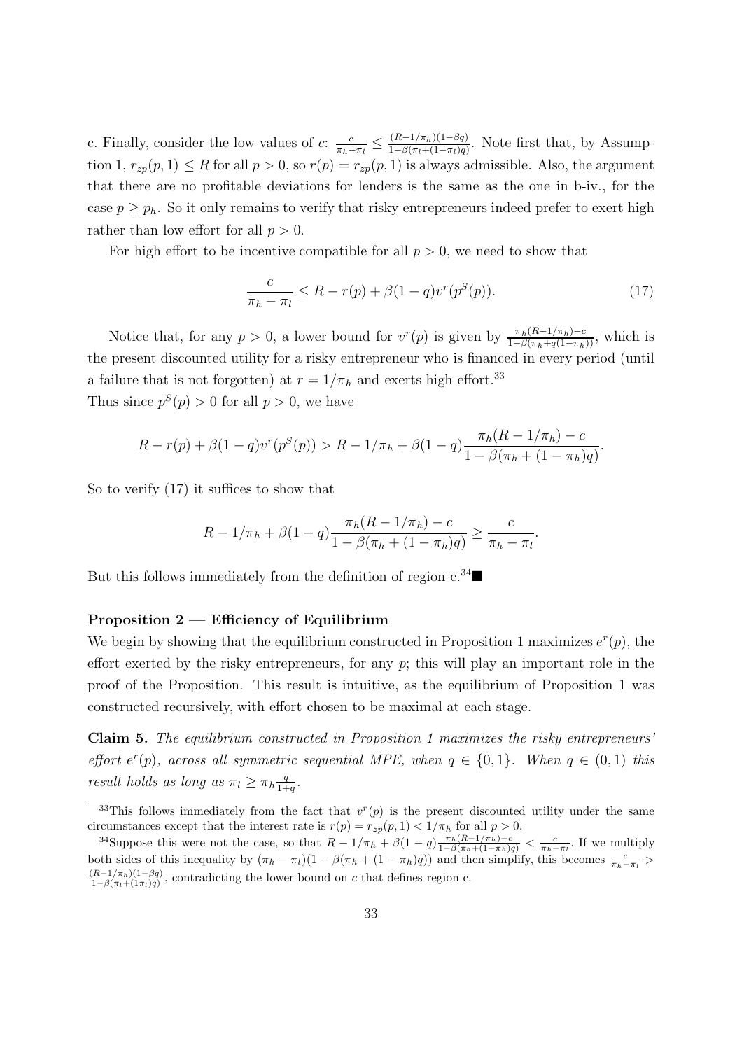c. Finally, consider the low values of $c$: $\frac{c}{\pi_h - \pi_l} \leq \frac{(R-1/\pi_h)(1-\beta q)}{1-\beta(\pi_l+(1-\pi_l)q)}$. Note first that, by Assumption 1, $r_{zp}(p,1) \leq R$ for all $p > 0$, so $r(p) = r_{zp}(p,1)$ is always admissible. Also, the argument that there are no profitable deviations for lenders is the same as the one in b-iv., for the case $p \geq p_h$. So it only remains to verify that risky entrepreneurs indeed prefer to exert high rather than low effort for all $p > 0$.

For high effort to be incentive compatible for all $p > 0$, we need to show that

$$\frac{c}{\pi_h - \pi_l} \leq R - r(p) + \beta(1-q)v^r(p^S(p)). \tag{17}$$

Notice that, for any $p > 0$, a lower bound for $v^r(p)$ is given by $\frac{\pi_h(R-1/\pi_h)-c}{1-\beta(\pi_h+q(1-\pi_h))}$, which is the present discounted utility for a risky entrepreneur who is financed in every period (until a failure that is not forgotten) at $r = 1/\pi_h$ and exerts high effort.[33]
Thus since $p^S(p) > 0$ for all $p > 0$, we have

$$R - r(p) + \beta(1-q)v^r(p^S(p)) > R - 1/\pi_h + \beta(1-q)\frac{\pi_h(R-1/\pi_h)-c}{1-\beta(\pi_h+(1-\pi_h)q)}.$$

So to verify (17) it suffices to show that

$$R - 1/\pi_h + \beta(1-q)\frac{\pi_h(R-1/\pi_h)-c}{1-\beta(\pi_h+(1-\pi_h)q)} \geq \frac{c}{\pi_h - \pi_l}.$$

But this follows immediately from the definition of region c.[34]■

**Proposition 2 — Efficiency of Equilibrium**
We begin by showing that the equilibrium constructed in Proposition 1 maximizes $e^r(p)$, the effort exerted by the risky entrepreneurs, for any $p$; this will play an important role in the proof of the Proposition. This result is intuitive, as the equilibrium of Proposition 1 was constructed recursively, with effort chosen to be maximal at each stage.

**Claim 5.** *The equilibrium constructed in Proposition 1 maximizes the risky entrepreneurs' effort $e^r(p)$, across all symmetric sequential MPE, when $q \in \{0,1\}$. When $q \in (0,1)$ this result holds as long as $\pi_l \geq \pi_h \frac{q}{1+q}$.*

---

[33] This follows immediately from the fact that $v^r(p)$ is the present discounted utility under the same circumstances except that the interest rate is $r(p) = r_{zp}(p,1) < 1/\pi_h$ for all $p > 0$.

[34] Suppose this were not the case, so that $R - 1/\pi_h + \beta(1-q)\frac{\pi_h(R-1/\pi_h)-c}{1-\beta(\pi_h+(1-\pi_h)q)} < \frac{c}{\pi_h-\pi_l}$. If we multiply both sides of this inequality by $(\pi_h - \pi_l)(1-\beta(\pi_h+(1-\pi_h)q))$ and then simplify, this becomes $\frac{c}{\pi_h-\pi_l} > \frac{(R-1/\pi_h)(1-\beta q)}{1-\beta(\pi_l+(1\pi_l)q)}$, contradicting the lower bound on $c$ that defines region c.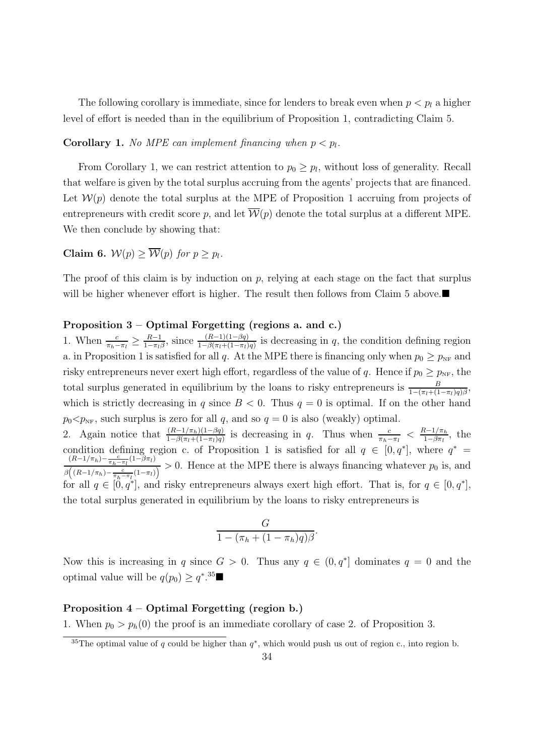The following corollary is immediate, since for lenders to break even when $p < p_l$ a higher level of effort is needed than in the equilibrium of Proposition 1, contradicting Claim 5.

**Corollary 1.** *No MPE can implement financing when $p < p_l$.*

From Corollary 1, we can restrict attention to $p_0 \geq p_l$, without loss of generality. Recall that welfare is given by the total surplus accruing from the agents' projects that are financed. Let $\mathcal{W}(p)$ denote the total surplus at the MPE of Proposition 1 accruing from projects of entrepreneurs with credit score $p$, and let $\overline{\mathcal{W}}(p)$ denote the total surplus at a different MPE. We then conclude by showing that:

**Claim 6.** $\mathcal{W}(p) \geq \overline{\mathcal{W}}(p)$ *for* $p \geq p_l$.

The proof of this claim is by induction on $p$, relying at each stage on the fact that surplus will be higher whenever effort is higher. The result then follows from Claim 5 above.■

**Proposition 3 – Optimal Forgetting (regions a. and c.)**

1. When $\frac{c}{\pi_h - \pi_l} \geq \frac{R-1}{1-\pi_l\beta}$, since $\frac{(R-1)(1-\beta q)}{1-\beta(\pi_l+(1-\pi_l)q)}$ is decreasing in $q$, the condition defining region a. in Proposition 1 is satisfied for all $q$. At the MPE there is financing only when $p_0 \geq p_{\text{NF}}$ and risky entrepreneurs never exert high effort, regardless of the value of $q$. Hence if $p_0 \geq p_{\text{NF}}$, the total surplus generated in equilibrium by the loans to risky entrepreneurs is $\frac{B}{1-(\pi_l+(1-\pi_l)q)\beta}$, which is strictly decreasing in $q$ since $B < 0$. Thus $q = 0$ is optimal. If on the other hand $p_0 < p_{\text{NF}}$, such surplus is zero for all $q$, and so $q = 0$ is also (weakly) optimal.

2. Again notice that $\frac{(R-1/\pi_h)(1-\beta q)}{1-\beta(\pi_l+(1-\pi_l)q)}$ is decreasing in $q$. Thus when $\frac{c}{\pi_h-\pi_l} < \frac{R-1/\pi_h}{1-\beta\pi_l}$, the condition defining region c. of Proposition 1 is satisfied for all $q \in [0, q^*]$, where $q^* = \frac{(R-1/\pi_h) - \frac{c}{\pi_h-\pi_l}(1-\beta\pi_l)}{\beta\left((R-1/\pi_h) - \frac{c}{\pi_h-\pi_l}(1-\pi_l)\right)} > 0$. Hence at the MPE there is always financing whatever $p_0$ is, and for all $q \in [0, q^*]$, and risky entrepreneurs always exert high effort. That is, for $q \in [0, q^*]$, the total surplus generated in equilibrium by the loans to risky entrepreneurs is

$$\frac{G}{1-(\pi_h+(1-\pi_h)q)\beta}.$$

Now this is increasing in $q$ since $G > 0$. Thus any $q \in (0, q^*]$ dominates $q = 0$ and the optimal value will be $q(p_0) \geq q^*$.[35]■

**Proposition 4 – Optimal Forgetting (region b.)**

1. When $p_0 > p_h(0)$ the proof is an immediate corollary of case 2. of Proposition 3.

[35] The optimal value of $q$ could be higher than $q^*$, which would push us out of region c., into region b.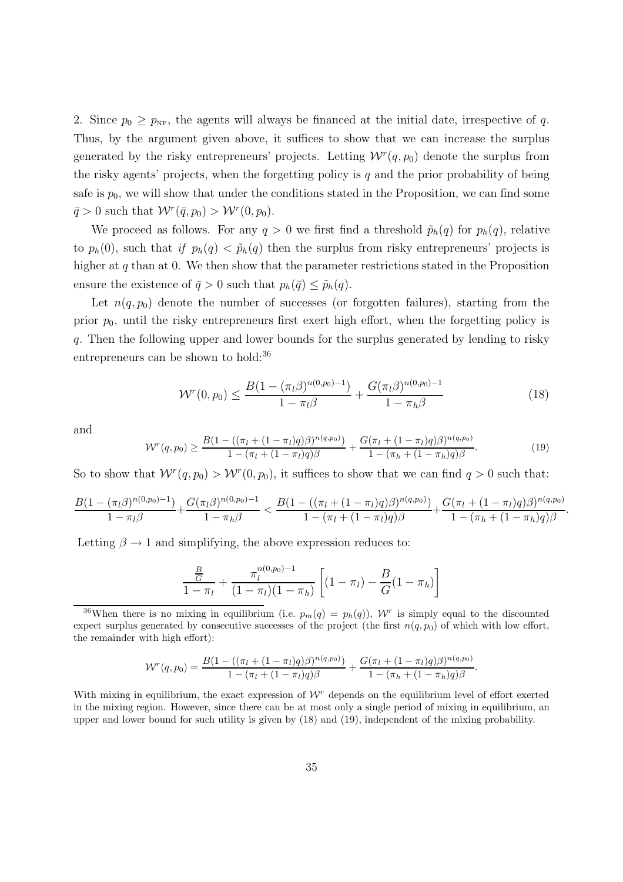2. Since $p_0 \geq p_{\text{NF}}$, the agents will always be financed at the initial date, irrespective of $q$. Thus, by the argument given above, it suffices to show that we can increase the surplus generated by the risky entrepreneurs' projects. Letting $\mathcal{W}^r(q, p_0)$ denote the surplus from the risky agents' projects, when the forgetting policy is $q$ and the prior probability of being safe is $p_0$, we will show that under the conditions stated in the Proposition, we can find some $\bar{q} > 0$ such that $\mathcal{W}^r(\bar{q}, p_0) > \mathcal{W}^r(0, p_0)$.

We proceed as follows. For any $q > 0$ we first find a threshold $\tilde{p}_h(q)$ for $p_h(q)$, relative to $p_h(0)$, such that *if* $p_h(q) < \tilde{p}_h(q)$ then the surplus from risky entrepreneurs' projects is higher at $q$ than at 0. We then show that the parameter restrictions stated in the Proposition ensure the existence of $\bar{q} > 0$ such that $p_h(\bar{q}) \leq \tilde{p}_h(q)$.

Let $n(q, p_0)$ denote the number of successes (or forgotten failures), starting from the prior $p_0$, until the risky entrepreneurs first exert high effort, when the forgetting policy is $q$. Then the following upper and lower bounds for the surplus generated by lending to risky entrepreneurs can be shown to hold:[36]

$$\mathcal{W}^r(0, p_0) \leq \frac{B(1 - (\pi_l \beta)^{n(0,p_0)-1})}{1 - \pi_l \beta} + \frac{G(\pi_l \beta)^{n(0,p_0)-1}}{1 - \pi_h \beta} \tag{18}$$

and

$$\mathcal{W}^r(q, p_0) \geq \frac{B(1 - ((\pi_l + (1 - \pi_l)q)\beta)^{n(q,p_0)})}{1 - (\pi_l + (1 - \pi_l)q)\beta} + \frac{G((\pi_l + (1 - \pi_l)q)\beta)^{n(q,p_0)}}{1 - (\pi_h + (1 - \pi_h)q)\beta}. \tag{19}$$

So to show that $\mathcal{W}^r(q, p_0) > \mathcal{W}^r(0, p_0)$, it suffices to show that we can find $q > 0$ such that:

$$\frac{B(1 - (\pi_l \beta)^{n(0,p_0)-1})}{1 - \pi_l \beta} + \frac{G(\pi_l \beta)^{n(0,p_0)-1}}{1 - \pi_h \beta} < \frac{B(1 - ((\pi_l + (1 - \pi_l)q)\beta)^{n(q,p_0)})}{1 - (\pi_l + (1 - \pi_l)q)\beta} + \frac{G((\pi_l + (1 - \pi_l)q)\beta)^{n(q,p_0)}}{1 - (\pi_h + (1 - \pi_h)q)\beta}.$$

Letting $\beta \to 1$ and simplifying, the above expression reduces to:

$$\frac{\frac{B}{G}}{1 - \pi_l} + \frac{\pi_l^{n(0,p_0)-1}}{(1 - \pi_l)(1 - \pi_h)} \left[ (1 - \pi_l) - \frac{B}{G}(1 - \pi_h) \right]$$

[36]When there is no mixing in equilibrium (i.e. $p_m(q) = p_h(q)$), $\mathcal{W}^r$ is simply equal to the discounted expect surplus generated by consecutive successes of the project (the first $n(q, p_0)$ of which with low effort, the remainder with high effort):

$$\mathcal{W}^r(q, p_0) = \frac{B(1 - ((\pi_l + (1 - \pi_l)q)\beta)^{n(q,p_0)})}{1 - (\pi_l + (1 - \pi_l)q)\beta} + \frac{G((\pi_l + (1 - \pi_l)q)\beta)^{n(q,p_0)}}{1 - (\pi_h + (1 - \pi_h)q)\beta}.$$

With mixing in equilibrium, the exact expression of $\mathcal{W}^r$ depends on the equilibrium level of effort exerted in the mixing region. However, since there can be at most only a single period of mixing in equilibrium, an upper and lower bound for such utility is given by (18) and (19), independent of the mixing probability.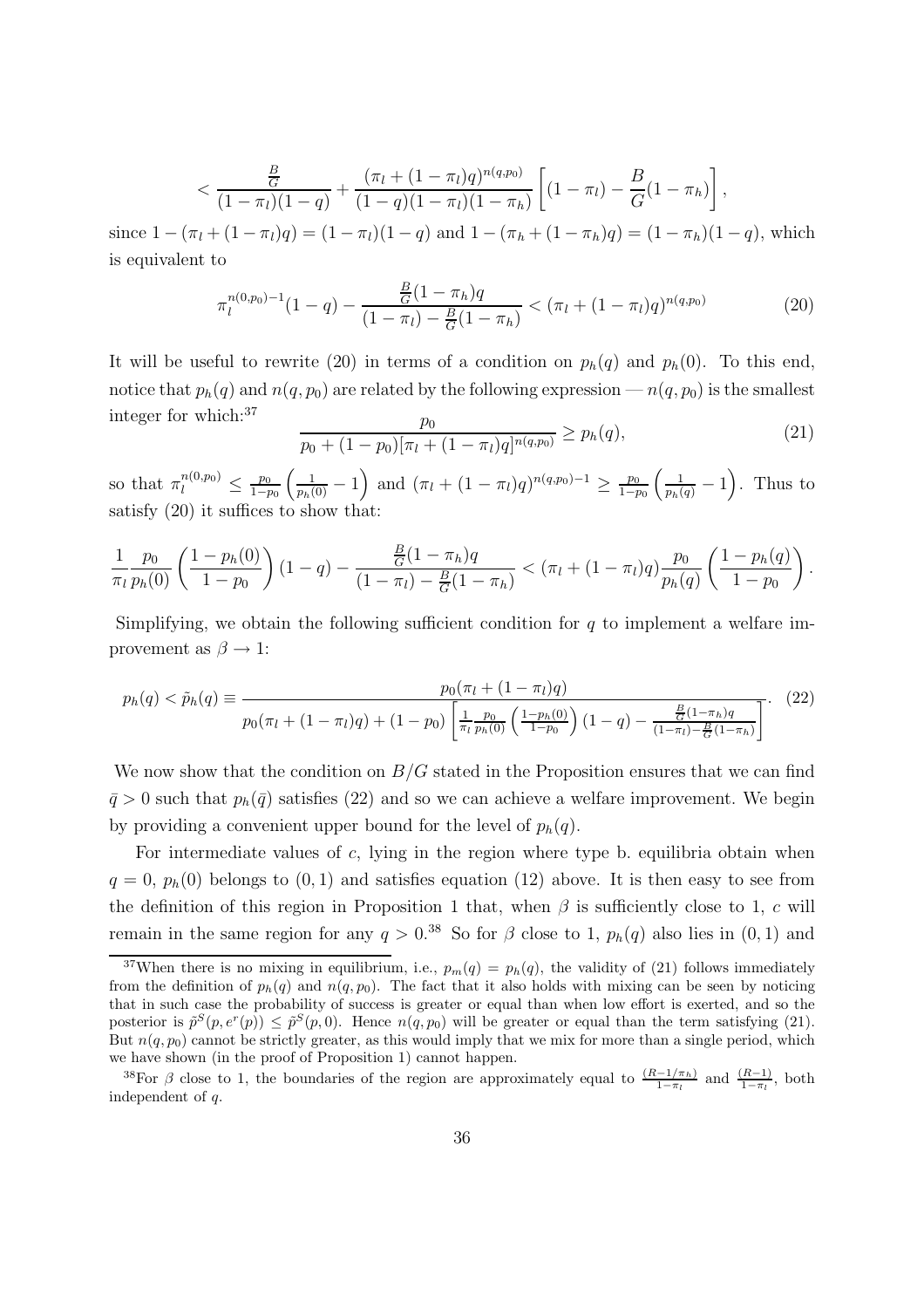$$< \frac{\frac{B}{G}}{(1-\pi_l)(1-q)} + \frac{(\pi_l + (1-\pi_l)q)^{n(q,p_0)}}{(1-q)(1-\pi_l)(1-\pi_h)} \left[ (1-\pi_l) - \frac{B}{G}(1-\pi_h) \right],$$

since $1 - (\pi_l + (1-\pi_l)q) = (1-\pi_l)(1-q)$ and $1 - (\pi_h + (1-\pi_h)q) = (1-\pi_h)(1-q)$, which is equivalent to

$$\pi_l^{n(0,p_0)-1}(1-q) - \frac{\frac{B}{G}(1-\pi_h)q}{(1-\pi_l) - \frac{B}{G}(1-\pi_h)} < (\pi_l + (1-\pi_l)q)^{n(q,p_0)} \tag{20}$$

It will be useful to rewrite (20) in terms of a condition on $p_h(q)$ and $p_h(0)$. To this end, notice that $p_h(q)$ and $n(q,p_0)$ are related by the following expression — $n(q,p_0)$ is the smallest integer for which:[37]

$$\frac{p_0}{p_0 + (1-p_0)[\pi_l + (1-\pi_l)q]^{n(q,p_0)}} \geq p_h(q), \tag{21}$$

so that $\pi_l^{n(0,p_0)} \leq \frac{p_0}{1-p_0}\left(\frac{1}{p_h(0)} - 1\right)$ and $(\pi_l + (1-\pi_l)q)^{n(q,p_0)-1} \geq \frac{p_0}{1-p_0}\left(\frac{1}{p_h(q)} - 1\right)$. Thus to satisfy (20) it suffices to show that:

$$\frac{1}{\pi_l}\frac{p_0}{p_h(0)}\left(\frac{1-p_h(0)}{1-p_0}\right)(1-q) - \frac{\frac{B}{G}(1-\pi_h)q}{(1-\pi_l) - \frac{B}{G}(1-\pi_h)} < (\pi_l + (1-\pi_l)q)\frac{p_0}{p_h(q)}\left(\frac{1-p_h(q)}{1-p_0}\right).$$

Simplifying, we obtain the following sufficient condition for $q$ to implement a welfare improvement as $\beta \to 1$:

$$p_h(q) < \tilde{p}_h(q) \equiv \frac{p_0(\pi_l + (1-\pi_l)q)}{p_0(\pi_l + (1-\pi_l)q) + (1-p_0)\left[\frac{1}{\pi_l}\frac{p_0}{p_h(0)}\left(\frac{1-p_h(0)}{1-p_0}\right)(1-q) - \frac{\frac{B}{G}(1-\pi_h)q}{(1-\pi_l) - \frac{B}{G}(1-\pi_h)}\right]}. \tag{22}$$

We now show that the condition on $B/G$ stated in the Proposition ensures that we can find $\bar{q} > 0$ such that $p_h(\bar{q})$ satisfies (22) and so we can achieve a welfare improvement. We begin by providing a convenient upper bound for the level of $p_h(q)$.

For intermediate values of $c$, lying in the region where type b. equilibria obtain when $q = 0$, $p_h(0)$ belongs to $(0,1)$ and satisfies equation (12) above. It is then easy to see from the definition of this region in Proposition 1 that, when $\beta$ is sufficiently close to 1, $c$ will remain in the same region for any $q > 0$.[38] So for $\beta$ close to 1, $p_h(q)$ also lies in $(0,1)$ and

---

[37] When there is no mixing in equilibrium, i.e., $p_m(q) = p_h(q)$, the validity of (21) follows immediately from the definition of $p_h(q)$ and $n(q,p_0)$. The fact that it also holds with mixing can be seen by noticing that in such case the probability of success is greater or equal than when low effort is exerted, and so the posterior is $\tilde{p}^S(p, e^r(p)) \leq \tilde{p}^S(p, 0)$. Hence $n(q,p_0)$ will be greater or equal than the term satisfying (21). But $n(q,p_0)$ cannot be strictly greater, as this would imply that we mix for more than a single period, which we have shown (in the proof of Proposition 1) cannot happen.

[38] For $\beta$ close to 1, the boundaries of the region are approximately equal to $\frac{(R-1/\pi_h)}{1-\pi_l}$ and $\frac{(R-1)}{1-\pi_l}$, both independent of $q$.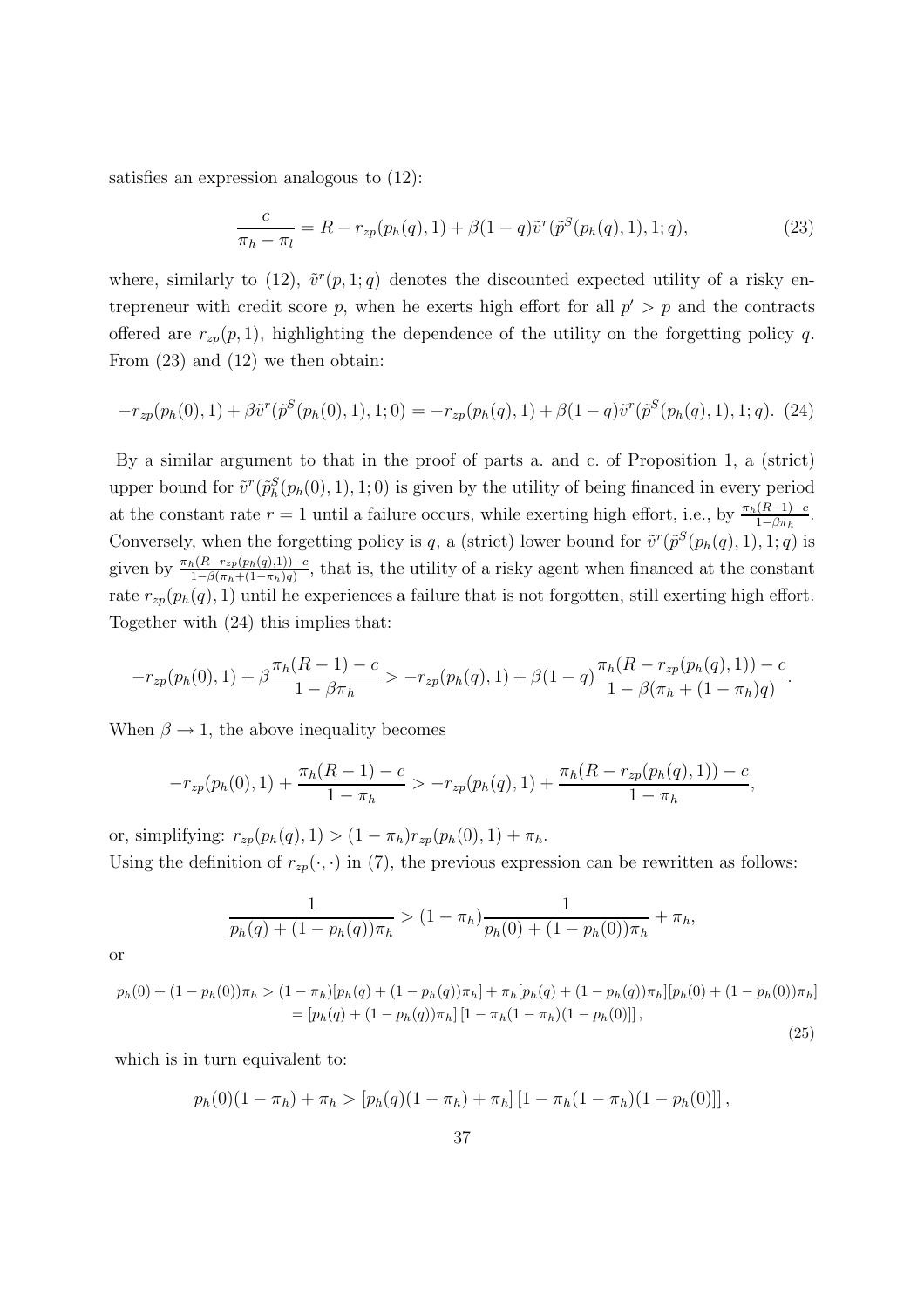satisfies an expression analogous to (12):

$$\frac{c}{\pi_h - \pi_l} = R - r_{zp}(p_h(q), 1) + \beta(1-q)\tilde{v}^r(\tilde{p}^S(p_h(q), 1), 1; q), \tag{23}$$

where, similarly to (12), $\tilde{v}^r(p, 1; q)$ denotes the discounted expected utility of a risky entrepreneur with credit score $p$, when he exerts high effort for all $p' > p$ and the contracts offered are $r_{zp}(p, 1)$, highlighting the dependence of the utility on the forgetting policy $q$. From (23) and (12) we then obtain:

$$-r_{zp}(p_h(0), 1) + \beta\tilde{v}^r(\tilde{p}^S(p_h(0), 1), 1; 0) = -r_{zp}(p_h(q), 1) + \beta(1-q)\tilde{v}^r(\tilde{p}^S(p_h(q), 1), 1; q). \tag{24}$$

By a similar argument to that in the proof of parts a. and c. of Proposition 1, a (strict) upper bound for $\tilde{v}^r(\tilde{p}^S_h(p_h(0), 1), 1; 0)$ is given by the utility of being financed in every period at the constant rate $r = 1$ until a failure occurs, while exerting high effort, i.e., by $\frac{\pi_h(R-1)-c}{1-\beta\pi_h}$. Conversely, when the forgetting policy is $q$, a (strict) lower bound for $\tilde{v}^r(\tilde{p}^S(p_h(q), 1), 1; q)$ is given by $\frac{\pi_h(R - r_{zp}(p_h(q),1))-c}{1-\beta(\pi_h + (1-\pi_h)q)}$, that is, the utility of a risky agent when financed at the constant rate $r_{zp}(p_h(q), 1)$ until he experiences a failure that is not forgotten, still exerting high effort. Together with (24) this implies that:

$$-r_{zp}(p_h(0), 1) + \beta\frac{\pi_h(R-1) - c}{1 - \beta\pi_h} > -r_{zp}(p_h(q), 1) + \beta(1-q)\frac{\pi_h(R - r_{zp}(p_h(q), 1)) - c}{1 - \beta(\pi_h + (1-\pi_h)q)}.$$

When $\beta \to 1$, the above inequality becomes

$$-r_{zp}(p_h(0), 1) + \frac{\pi_h(R-1) - c}{1 - \pi_h} > -r_{zp}(p_h(q), 1) + \frac{\pi_h(R - r_{zp}(p_h(q), 1)) - c}{1 - \pi_h},$$

or, simplifying: $r_{zp}(p_h(q), 1) > (1-\pi_h)r_{zp}(p_h(0), 1) + \pi_h$.

Using the definition of $r_{zp}(\cdot, \cdot)$ in (7), the previous expression can be rewritten as follows:

$$\frac{1}{p_h(q) + (1-p_h(q))\pi_h} > (1-\pi_h)\frac{1}{p_h(0) + (1-p_h(0))\pi_h} + \pi_h,$$

or

$$\begin{aligned} p_h(0) + (1-p_h(0))\pi_h &> (1-\pi_h)[p_h(q) + (1-p_h(q))\pi_h] + \pi_h[p_h(q) + (1-p_h(q))\pi_h][p_h(0) + (1-p_h(0))\pi_h] \\ &= [p_h(q) + (1-p_h(q))\pi_h]\left[1 - \pi_h(1-\pi_h)(1-p_h(0))\right], \end{aligned} \tag{25}$$

which is in turn equivalent to:

$$p_h(0)(1-\pi_h) + \pi_h > [p_h(q)(1-\pi_h) + \pi_h]\left[1 - \pi_h(1-\pi_h)(1-p_h(0))\right],$$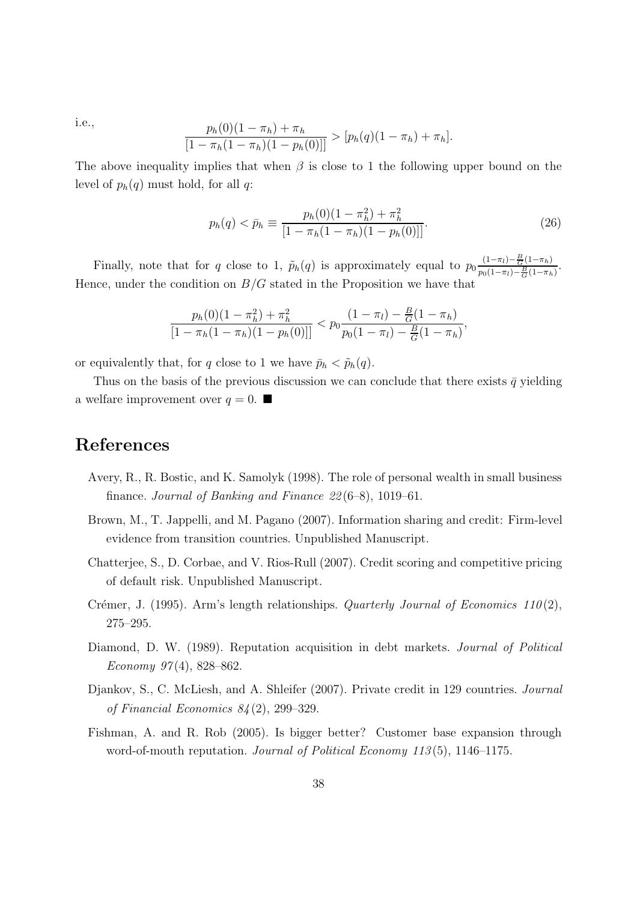i.e.,

$$\frac{p_h(0)(1-\pi_h)+\pi_h}{[1-\pi_h(1-\pi_h)(1-p_h(0))]} > [p_h(q)(1-\pi_h)+\pi_h].$$

The above inequality implies that when $\beta$ is close to 1 the following upper bound on the level of $p_h(q)$ must hold, for all $q$:

$$p_h(q) < \bar{p}_h \equiv \frac{p_h(0)(1-\pi_h^2)+\pi_h^2}{[1-\pi_h(1-\pi_h)(1-p_h(0))]}. \tag{26}$$

Finally, note that for $q$ close to 1, $\tilde{p}_h(q)$ is approximately equal to $p_0 \frac{(1-\pi_l)-\frac{B}{G}(1-\pi_h)}{p_0(1-\pi_l)-\frac{B}{G}(1-\pi_h)}$. Hence, under the condition on $B/G$ stated in the Proposition we have that

$$\frac{p_h(0)(1-\pi_h^2)+\pi_h^2}{[1-\pi_h(1-\pi_h)(1-p_h(0))]} < p_0 \frac{(1-\pi_l)-\frac{B}{G}(1-\pi_h)}{p_0(1-\pi_l)-\frac{B}{G}(1-\pi_h)},$$

or equivalently that, for $q$ close to 1 we have $\bar{p}_h < \tilde{p}_h(q)$.

Thus on the basis of the previous discussion we can conclude that there exists $\bar{q}$ yielding a welfare improvement over $q = 0$. ■

# References

Avery, R., R. Bostic, and K. Samolyk (1998). The role of personal wealth in small business finance. *Journal of Banking and Finance 22*(6–8), 1019–61.

Brown, M., T. Jappelli, and M. Pagano (2007). Information sharing and credit: Firm-level evidence from transition countries. Unpublished Manuscript.

Chatterjee, S., D. Corbae, and V. Rios-Rull (2007). Credit scoring and competitive pricing of default risk. Unpublished Manuscript.

Crémer, J. (1995). Arm's length relationships. *Quarterly Journal of Economics 110*(2), 275–295.

Diamond, D. W. (1989). Reputation acquisition in debt markets. *Journal of Political Economy 97*(4), 828–862.

Djankov, S., C. McLiesh, and A. Shleifer (2007). Private credit in 129 countries. *Journal of Financial Economics 84*(2), 299–329.

Fishman, A. and R. Rob (2005). Is bigger better? Customer base expansion through word-of-mouth reputation. *Journal of Political Economy 113*(5), 1146–1175.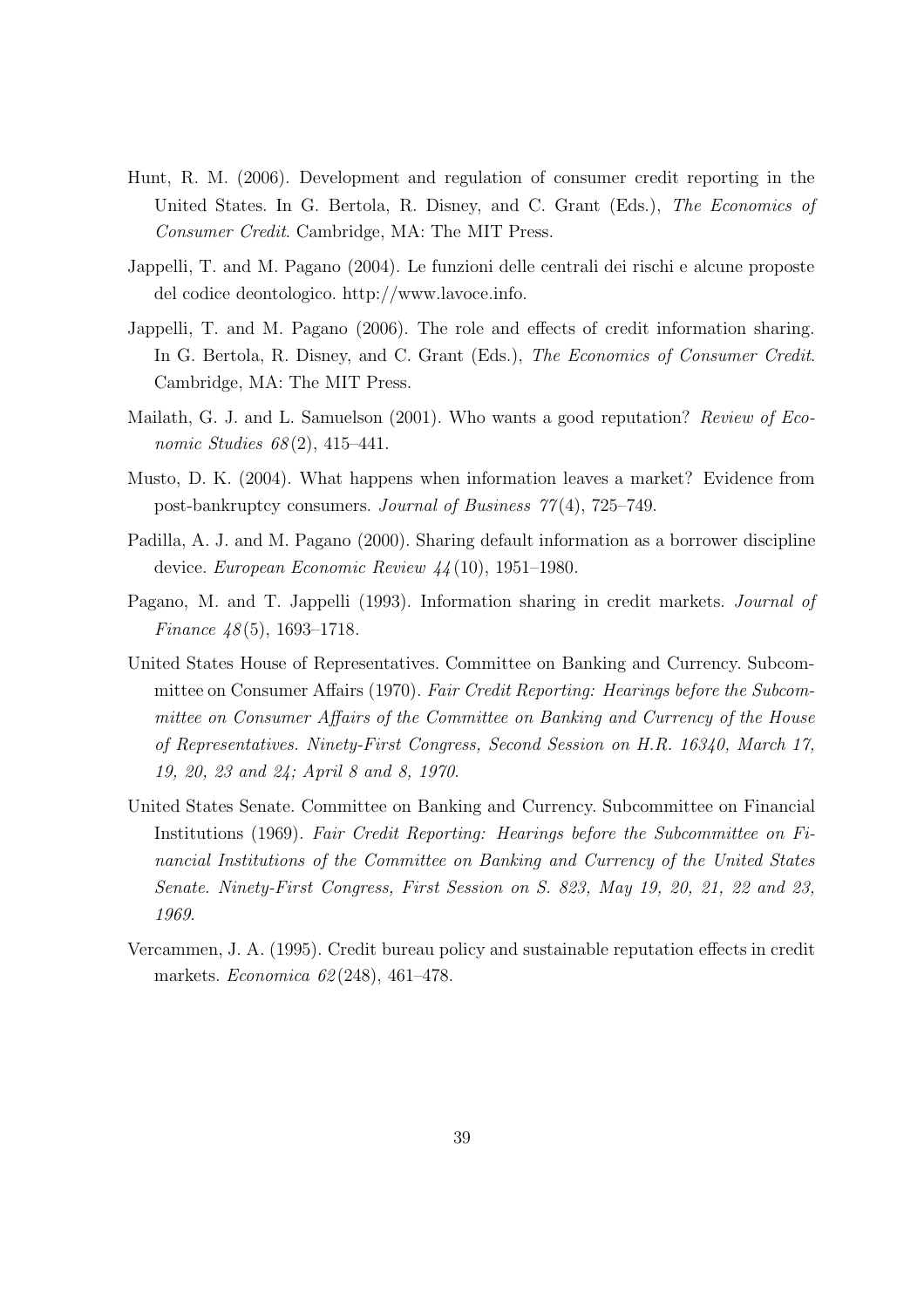Hunt, R. M. (2006). Development and regulation of consumer credit reporting in the United States. In G. Bertola, R. Disney, and C. Grant (Eds.), *The Economics of Consumer Credit*. Cambridge, MA: The MIT Press.

Jappelli, T. and M. Pagano (2004). Le funzioni delle centrali dei rischi e alcune proposte del codice deontologico. http://www.lavoce.info.

Jappelli, T. and M. Pagano (2006). The role and effects of credit information sharing. In G. Bertola, R. Disney, and C. Grant (Eds.), *The Economics of Consumer Credit*. Cambridge, MA: The MIT Press.

Mailath, G. J. and L. Samuelson (2001). Who wants a good reputation? *Review of Economic Studies 68*(2), 415–441.

Musto, D. K. (2004). What happens when information leaves a market? Evidence from post-bankruptcy consumers. *Journal of Business 77*(4), 725–749.

Padilla, A. J. and M. Pagano (2000). Sharing default information as a borrower discipline device. *European Economic Review 44*(10), 1951–1980.

Pagano, M. and T. Jappelli (1993). Information sharing in credit markets. *Journal of Finance 48*(5), 1693–1718.

United States House of Representatives. Committee on Banking and Currency. Subcommittee on Consumer Affairs (1970). *Fair Credit Reporting: Hearings before the Subcommittee on Consumer Affairs of the Committee on Banking and Currency of the House of Representatives. Ninety-First Congress, Second Session on H.R. 16340, March 17, 19, 20, 23 and 24; April 8 and 8, 1970*.

United States Senate. Committee on Banking and Currency. Subcommittee on Financial Institutions (1969). *Fair Credit Reporting: Hearings before the Subcommittee on Financial Institutions of the Committee on Banking and Currency of the United States Senate. Ninety-First Congress, First Session on S. 823, May 19, 20, 21, 22 and 23, 1969*.

Vercammen, J. A. (1995). Credit bureau policy and sustainable reputation effects in credit markets. *Economica 62*(248), 461–478.